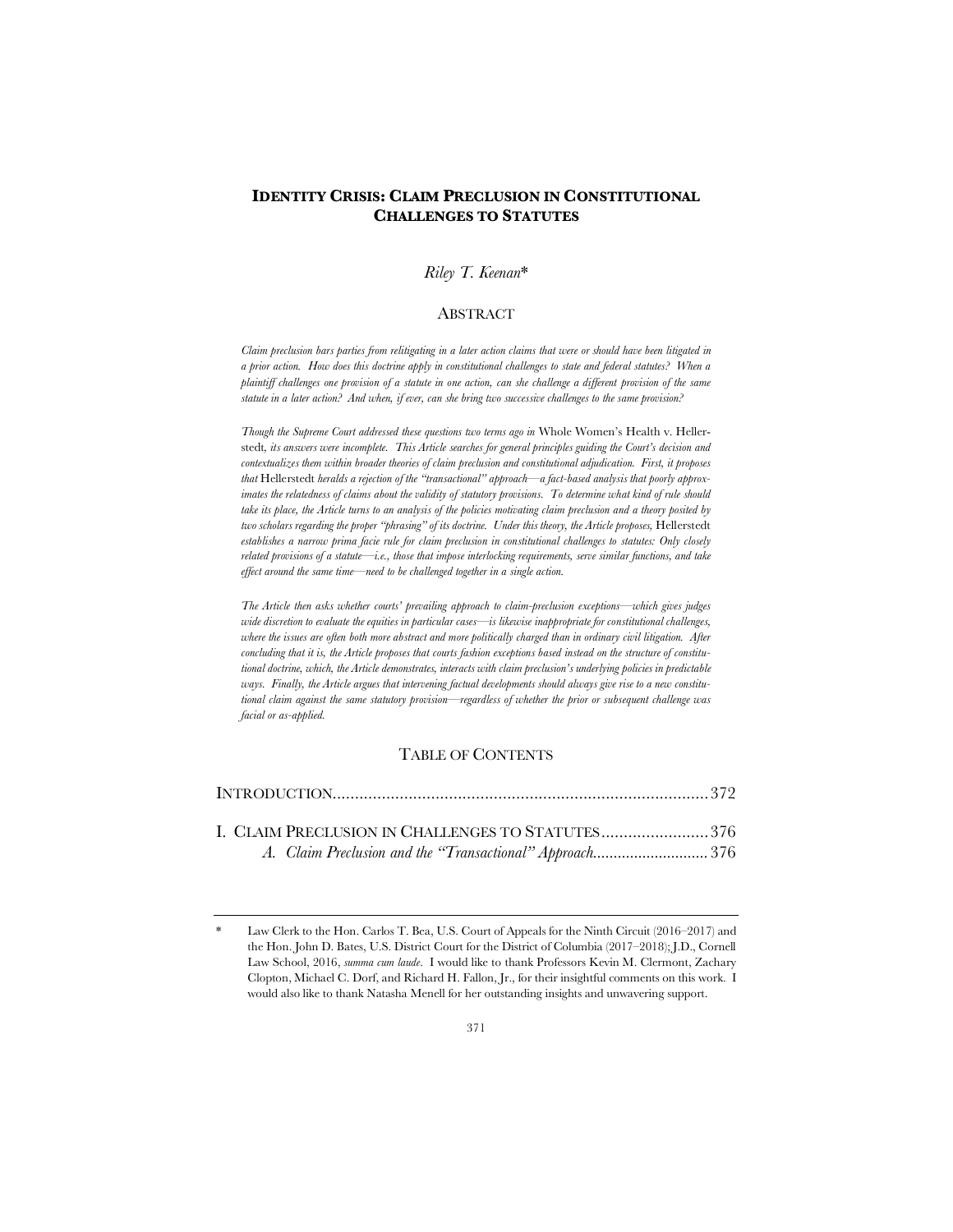# IDENTITY CRISIS: CLAIM PRECLUSION IN CONSTITUTIONAL CHALLENGES TO STATUTES

*Riley T. Keenan**

## ABSTRACT

*Claim preclusion bars parties from relitigating in a later action claims that were or should have been litigated in a prior action. How does this doctrine apply in constitutional challenges to state and federal statutes? When a plaintiff challenges one provision of a statute in one action, can she challenge a different provision of the same statute in a later action? And when, if ever, can she bring two successive challenges to the same provision?*

*Though the Supreme Court addressed these questions two terms ago in* Whole Women's Health v. Hellerstedt, *its answers were incomplete. This Article searches for general principles guiding the Court's decision and contextualizes them within broader theories of claim preclusion and constitutional adjudication. First, it proposes that* Hellerstedt *heralds a rejection of the "transactional" approach—a fact-based analysis that poorly approximates the relatedness of claims about the validity of statutory provisions. To determine what kind of rule should take its place, the Article turns to an analysis of the policies motivating claim preclusion and a theory posited by two scholars regarding the proper "phrasing" of its doctrine. Under this theory, the Article proposes,* Hellerstedt *establishes a narrow prima facie rule for claim preclusion in constitutional challenges to statutes: Only closely related provisions of a statute—i.e., those that impose interlocking requirements, serve similar functions, and take effect around the same time—need to be challenged together in a single action.*

*The Article then asks whether courts' prevailing approach to claim-preclusion exceptions—which gives judges wide discretion to evaluate the equities in particular cases—is likewise inappropriate for constitutional challenges, where the issues are often both more abstract and more politically charged than in ordinary civil litigation. After concluding that it is, the Article proposes that courts fashion exceptions based instead on the structure of constitutional doctrine, which, the Article demonstrates, interacts with claim preclusion's underlying policies in predictable ways. Finally, the Article argues that intervening factual developments should always give rise to a new constitutional claim against the same statutory provision—regardless of whether the prior or subsequent challenge was facial or as-applied.*

## TABLE OF CONTENTS

INTRODUCTION .......... 372

I. CLAIM PRECLUSION IN CHALLENGES TO STATUTES .......... 376

  *A. Claim Preclusion and the "Transactional" Approach* .......... 376

---

\* Law Clerk to the Hon. Carlos T. Bea, U.S. Court of Appeals for the Ninth Circuit (2016–2017) and the Hon. John D. Bates, U.S. District Court for the District of Columbia (2017–2018); J.D., Cornell Law School, 2016, *summa cum laude*. I would like to thank Professors Kevin M. Clermont, Zachary Clopton, Michael C. Dorf, and Richard H. Fallon, Jr., for their insightful comments on this work. I would also like to thank Natasha Menell for her outstanding insights and unwavering support.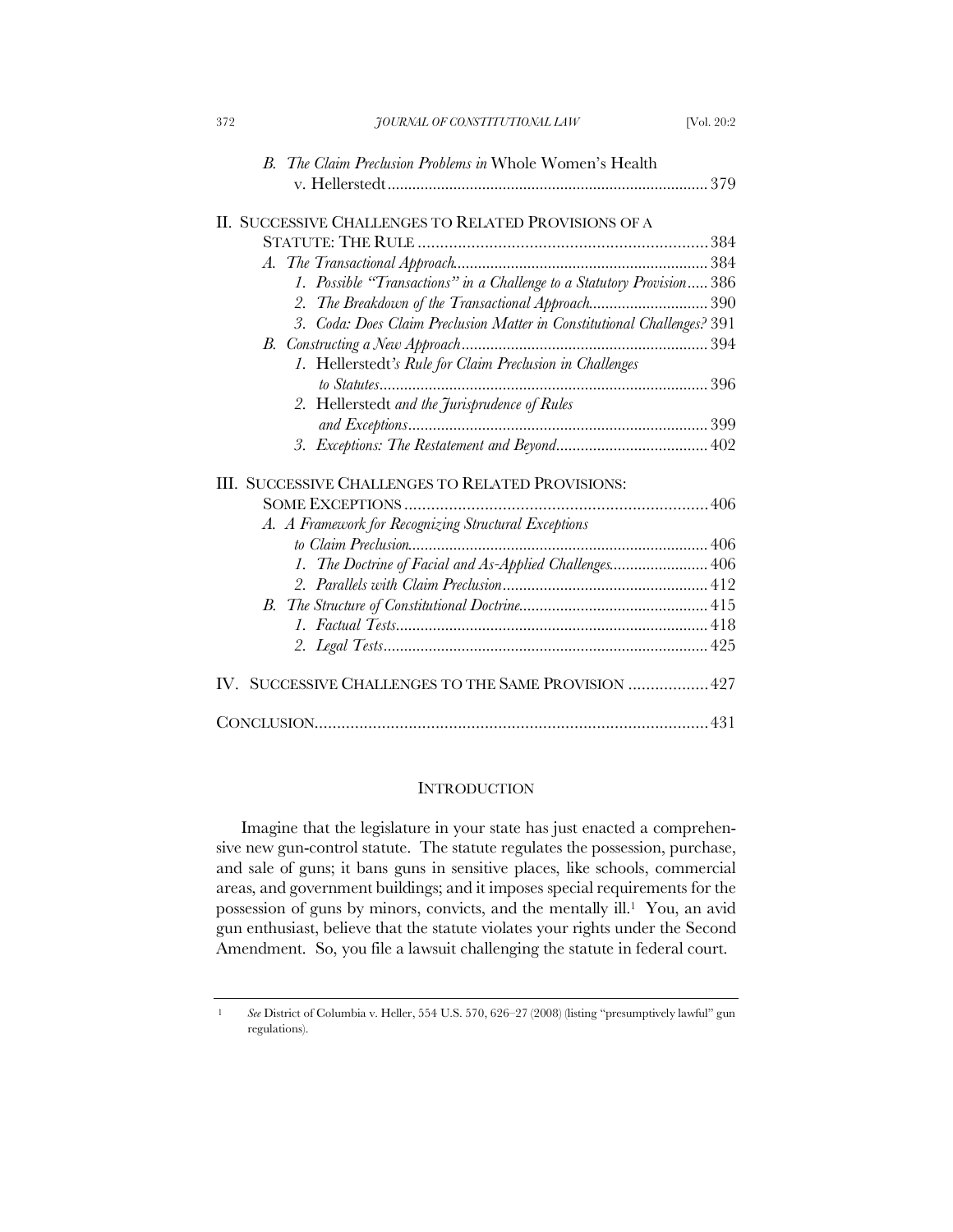B. *The Claim Preclusion Problems in* Whole Women's Health v. Hellerstedt ... 379

II. SUCCESSIVE CHALLENGES TO RELATED PROVISIONS OF A STATUTE: THE RULE ... 384

A. *The Transactional Approach* ... 384

1. *Possible "Transactions" in a Challenge to a Statutory Provision* ... 386

2. *The Breakdown of the Transactional Approach* ... 390

3. *Coda: Does Claim Preclusion Matter in Constitutional Challenges?* 391

B. *Constructing a New Approach* ... 394

1. Hellerstedt*'s Rule for Claim Preclusion in Challenges to Statutes* ... 396

2. Hellerstedt *and the Jurisprudence of Rules and Exceptions* ... 399

3. *Exceptions: The Restatement and Beyond* ... 402

III. SUCCESSIVE CHALLENGES TO RELATED PROVISIONS: SOME EXCEPTIONS ... 406

A. *A Framework for Recognizing Structural Exceptions to Claim Preclusion* ... 406

1. *The Doctrine of Facial and As-Applied Challenges* ... 406

2. *Parallels with Claim Preclusion* ... 412

B. *The Structure of Constitutional Doctrine* ... 415

1. *Factual Tests* ... 418

2. *Legal Tests* ... 425

IV. SUCCESSIVE CHALLENGES TO THE SAME PROVISION ... 427

CONCLUSION ... 431

## INTRODUCTION

Imagine that the legislature in your state has just enacted a comprehensive new gun-control statute. The statute regulates the possession, purchase, and sale of guns; it bans guns in sensitive places, like schools, commercial areas, and government buildings; and it imposes special requirements for the possession of guns by minors, convicts, and the mentally ill.[1] You, an avid gun enthusiast, believe that the statute violates your rights under the Second Amendment. So, you file a lawsuit challenging the statute in federal court.

[1] *See* District of Columbia v. Heller, 554 U.S. 570, 626–27 (2008) (listing "presumptively lawful" gun regulations).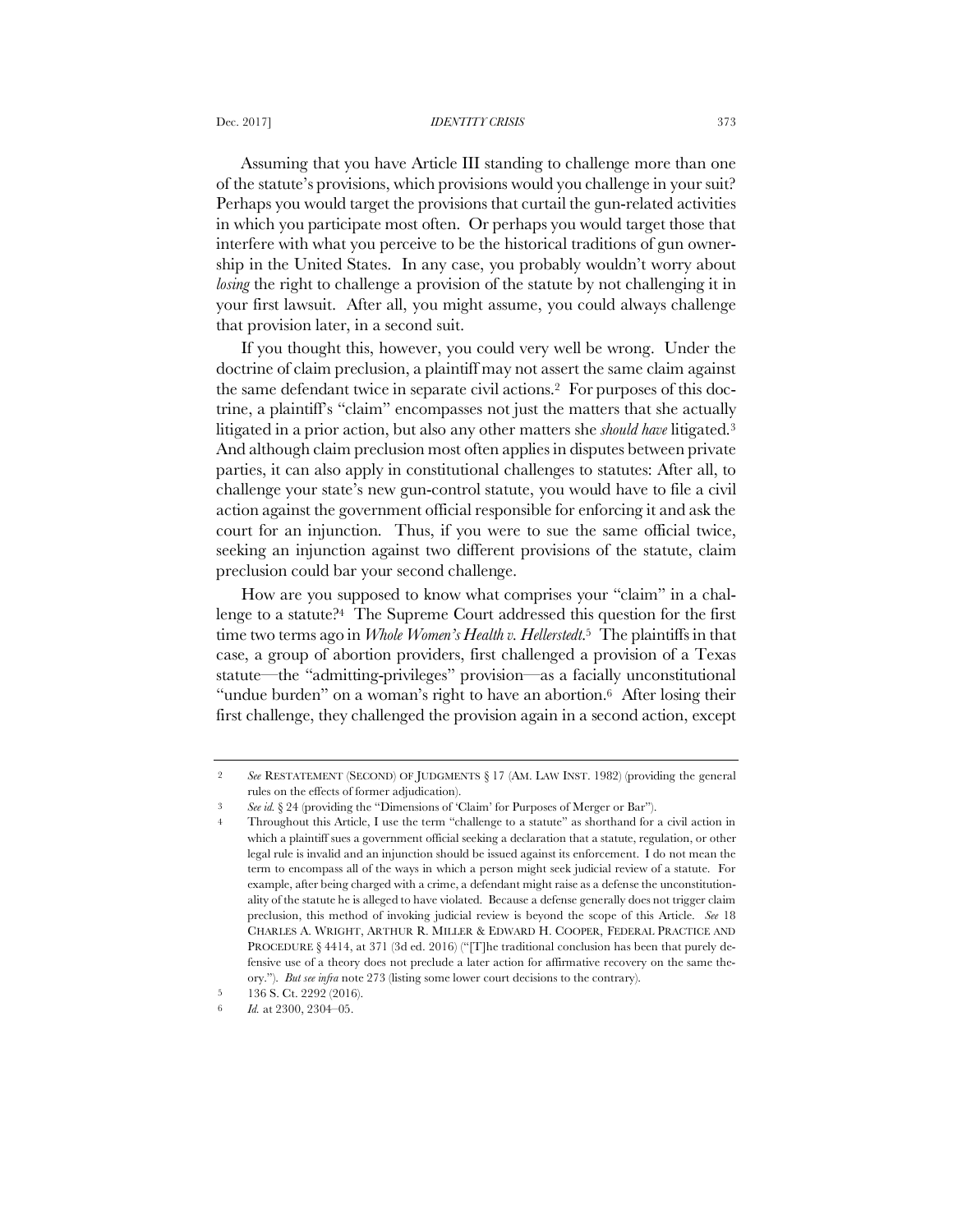Assuming that you have Article III standing to challenge more than one of the statute's provisions, which provisions would you challenge in your suit? Perhaps you would target the provisions that curtail the gun-related activities in which you participate most often. Or perhaps you would target those that interfere with what you perceive to be the historical traditions of gun ownership in the United States. In any case, you probably wouldn't worry about *losing* the right to challenge a provision of the statute by not challenging it in your first lawsuit. After all, you might assume, you could always challenge that provision later, in a second suit.

If you thought this, however, you could very well be wrong. Under the doctrine of claim preclusion, a plaintiff may not assert the same claim against the same defendant twice in separate civil actions.[2] For purposes of this doctrine, a plaintiff's "claim" encompasses not just the matters that she actually litigated in a prior action, but also any other matters she *should have* litigated.[3] And although claim preclusion most often applies in disputes between private parties, it can also apply in constitutional challenges to statutes: After all, to challenge your state's new gun-control statute, you would have to file a civil action against the government official responsible for enforcing it and ask the court for an injunction. Thus, if you were to sue the same official twice, seeking an injunction against two different provisions of the statute, claim preclusion could bar your second challenge.

How are you supposed to know what comprises your "claim" in a challenge to a statute?[4] The Supreme Court addressed this question for the first time two terms ago in *Whole Women's Health v. Hellerstedt*.[5] The plaintiffs in that case, a group of abortion providers, first challenged a provision of a Texas statute—the "admitting-privileges" provision—as a facially unconstitutional "undue burden" on a woman's right to have an abortion.[6] After losing their first challenge, they challenged the provision again in a second action, except

---

2 *See* RESTATEMENT (SECOND) OF JUDGMENTS § 17 (AM. LAW INST. 1982) (providing the general rules on the effects of former adjudication).

3 *See id.* § 24 (providing the "Dimensions of 'Claim' for Purposes of Merger or Bar").

4 Throughout this Article, I use the term "challenge to a statute" as shorthand for a civil action in which a plaintiff sues a government official seeking a declaration that a statute, regulation, or other legal rule is invalid and an injunction should be issued against its enforcement. I do not mean the term to encompass all of the ways in which a person might seek judicial review of a statute. For example, after being charged with a crime, a defendant might raise as a defense the unconstitutionality of the statute he is alleged to have violated. Because a defense generally does not trigger claim preclusion, this method of invoking judicial review is beyond the scope of this Article. *See* 18 CHARLES A. WRIGHT, ARTHUR R. MILLER & EDWARD H. COOPER, FEDERAL PRACTICE AND PROCEDURE § 4414, at 371 (3d ed. 2016) ("[T]he traditional conclusion has been that purely defensive use of a theory does not preclude a later action for affirmative recovery on the same theory."). *But see infra* note 273 (listing some lower court decisions to the contrary).

5 136 S. Ct. 2292 (2016).

6 *Id.* at 2300, 2304–05.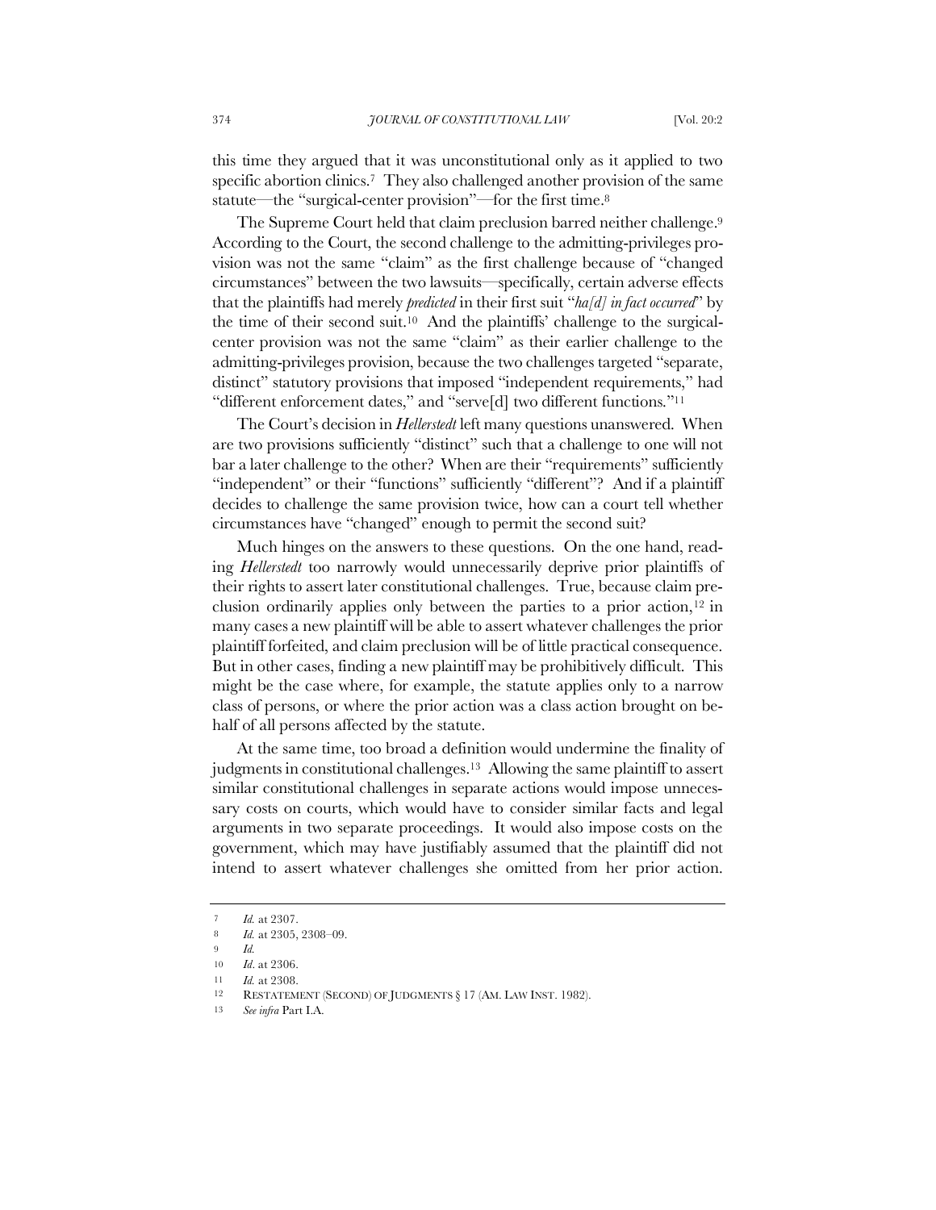this time they argued that it was unconstitutional only as it applied to two specific abortion clinics.[7] They also challenged another provision of the same statute—the "surgical-center provision"—for the first time.[8]

The Supreme Court held that claim preclusion barred neither challenge.[9] According to the Court, the second challenge to the admitting-privileges provision was not the same "claim" as the first challenge because of "changed circumstances" between the two lawsuits—specifically, certain adverse effects that the plaintiffs had merely *predicted* in their first suit "*ha[d] in fact occurred*" by the time of their second suit.[10] And the plaintiffs' challenge to the surgical-center provision was not the same "claim" as their earlier challenge to the admitting-privileges provision, because the two challenges targeted "separate, distinct" statutory provisions that imposed "independent requirements," had "different enforcement dates," and "serve[d] two different functions."[11]

The Court's decision in *Hellerstedt* left many questions unanswered. When are two provisions sufficiently "distinct" such that a challenge to one will not bar a later challenge to the other? When are their "requirements" sufficiently "independent" or their "functions" sufficiently "different"? And if a plaintiff decides to challenge the same provision twice, how can a court tell whether circumstances have "changed" enough to permit the second suit?

Much hinges on the answers to these questions. On the one hand, reading *Hellerstedt* too narrowly would unnecessarily deprive prior plaintiffs of their rights to assert later constitutional challenges. True, because claim preclusion ordinarily applies only between the parties to a prior action,[12] in many cases a new plaintiff will be able to assert whatever challenges the prior plaintiff forfeited, and claim preclusion will be of little practical consequence. But in other cases, finding a new plaintiff may be prohibitively difficult. This might be the case where, for example, the statute applies only to a narrow class of persons, or where the prior action was a class action brought on behalf of all persons affected by the statute.

At the same time, too broad a definition would undermine the finality of judgments in constitutional challenges.[13] Allowing the same plaintiff to assert similar constitutional challenges in separate actions would impose unnecessary costs on courts, which would have to consider similar facts and legal arguments in two separate proceedings. It would also impose costs on the government, which may have justifiably assumed that the plaintiff did not intend to assert whatever challenges she omitted from her prior action.

---

7 *Id.* at 2307.

8 *Id.* at 2305, 2308–09.

9 *Id.*

10 *Id.* at 2306.

11 *Id.* at 2308.

12 RESTATEMENT (SECOND) OF JUDGMENTS § 17 (AM. LAW INST. 1982).

13 *See infra* Part I.A.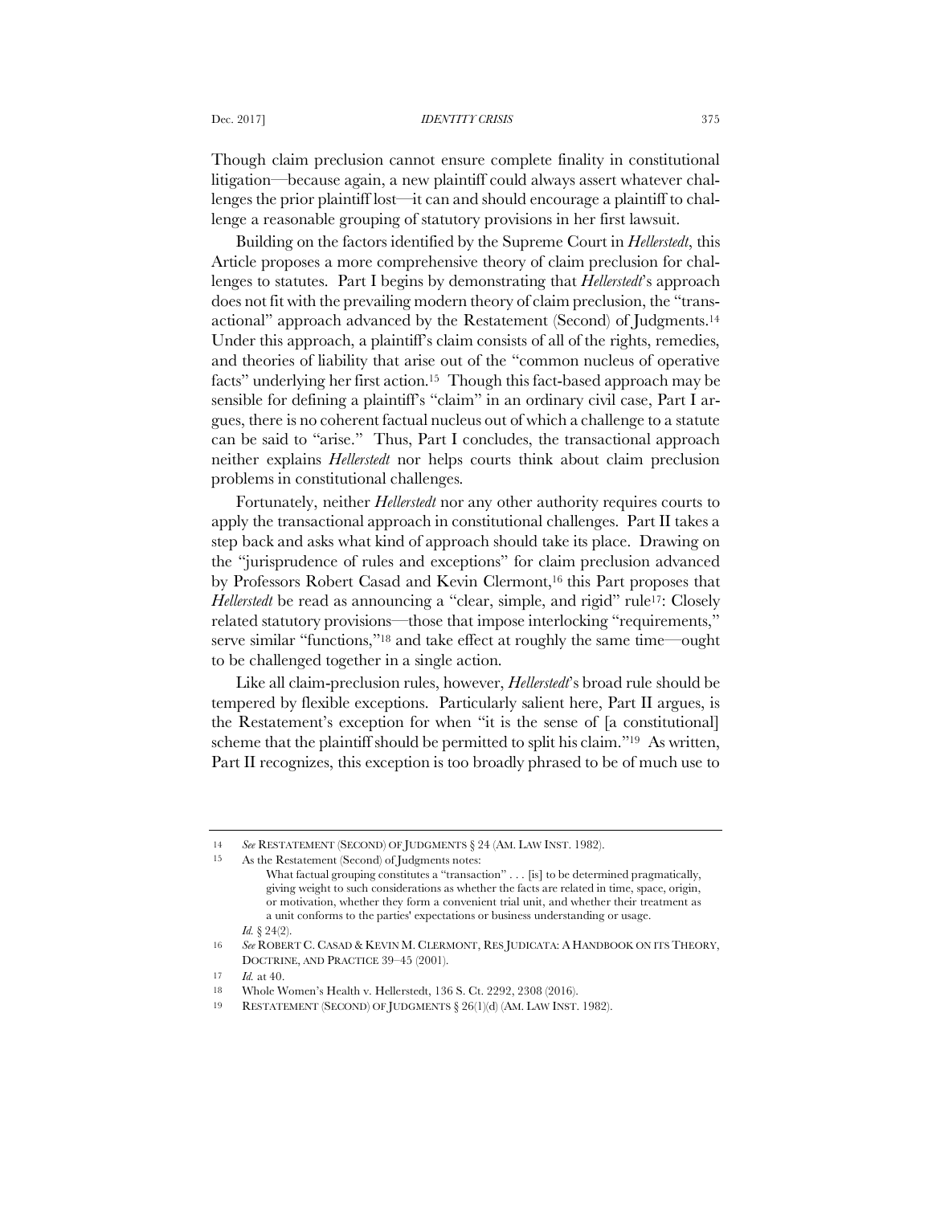Though claim preclusion cannot ensure complete finality in constitutional litigation—because again, a new plaintiff could always assert whatever challenges the prior plaintiff lost—it can and should encourage a plaintiff to challenge a reasonable grouping of statutory provisions in her first lawsuit.

Building on the factors identified by the Supreme Court in *Hellerstedt*, this Article proposes a more comprehensive theory of claim preclusion for challenges to statutes. Part I begins by demonstrating that *Hellerstedt*'s approach does not fit with the prevailing modern theory of claim preclusion, the "transactional" approach advanced by the Restatement (Second) of Judgments.[14] Under this approach, a plaintiff's claim consists of all of the rights, remedies, and theories of liability that arise out of the "common nucleus of operative facts" underlying her first action.[15] Though this fact-based approach may be sensible for defining a plaintiff's "claim" in an ordinary civil case, Part I argues, there is no coherent factual nucleus out of which a challenge to a statute can be said to "arise." Thus, Part I concludes, the transactional approach neither explains *Hellerstedt* nor helps courts think about claim preclusion problems in constitutional challenges.

Fortunately, neither *Hellerstedt* nor any other authority requires courts to apply the transactional approach in constitutional challenges. Part II takes a step back and asks what kind of approach should take its place. Drawing on the "jurisprudence of rules and exceptions" for claim preclusion advanced by Professors Robert Casad and Kevin Clermont,[16] this Part proposes that *Hellerstedt* be read as announcing a "clear, simple, and rigid" rule[17]: Closely related statutory provisions—those that impose interlocking "requirements," serve similar "functions,"[18] and take effect at roughly the same time—ought to be challenged together in a single action.

Like all claim-preclusion rules, however, *Hellerstedt*'s broad rule should be tempered by flexible exceptions. Particularly salient here, Part II argues, is the Restatement's exception for when "it is the sense of [a constitutional] scheme that the plaintiff should be permitted to split his claim."[19] As written, Part II recognizes, this exception is too broadly phrased to be of much use to

---

14 *See* RESTATEMENT (SECOND) OF JUDGMENTS § 24 (AM. LAW INST. 1982).

15 As the Restatement (Second) of Judgments notes:

> What factual grouping constitutes a "transaction" . . . [is] to be determined pragmatically, giving weight to such considerations as whether the facts are related in time, space, origin, or motivation, whether they form a convenient trial unit, and whether their treatment as a unit conforms to the parties' expectations or business understanding or usage.

*Id.* § 24(2).

16 *See* ROBERT C. CASAD & KEVIN M. CLERMONT, RES JUDICATA: A HANDBOOK ON ITS THEORY, DOCTRINE, AND PRACTICE 39–45 (2001).

17 *Id.* at 40.

18 Whole Women's Health v. Hellerstedt, 136 S. Ct. 2292, 2308 (2016).

19 RESTATEMENT (SECOND) OF JUDGMENTS § 26(1)(d) (AM. LAW INST. 1982).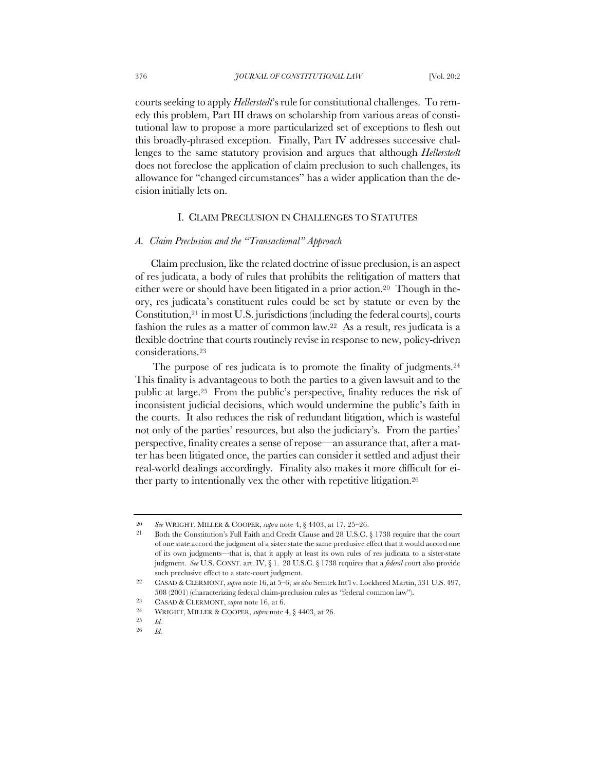courts seeking to apply *Hellerstedt*'s rule for constitutional challenges. To remedy this problem, Part III draws on scholarship from various areas of constitutional law to propose a more particularized set of exceptions to flesh out this broadly-phrased exception. Finally, Part IV addresses successive challenges to the same statutory provision and argues that although *Hellerstedt* does not foreclose the application of claim preclusion to such challenges, its allowance for "changed circumstances" has a wider application than the decision initially lets on.

## I. CLAIM PRECLUSION IN CHALLENGES TO STATUTES

### *A. Claim Preclusion and the "Transactional" Approach*

Claim preclusion, like the related doctrine of issue preclusion, is an aspect of res judicata, a body of rules that prohibits the relitigation of matters that either were or should have been litigated in a prior action.[20] Though in theory, res judicata's constituent rules could be set by statute or even by the Constitution,[21] in most U.S. jurisdictions (including the federal courts), courts fashion the rules as a matter of common law.[22] As a result, res judicata is a flexible doctrine that courts routinely revise in response to new, policy-driven considerations.[23]

The purpose of res judicata is to promote the finality of judgments.[24] This finality is advantageous to both the parties to a given lawsuit and to the public at large.[25] From the public's perspective, finality reduces the risk of inconsistent judicial decisions, which would undermine the public's faith in the courts. It also reduces the risk of redundant litigation, which is wasteful not only of the parties' resources, but also the judiciary's. From the parties' perspective, finality creates a sense of repose—an assurance that, after a matter has been litigated once, the parties can consider it settled and adjust their real-world dealings accordingly. Finality also makes it more difficult for either party to intentionally vex the other with repetitive litigation.[26]

---

20 *See* WRIGHT, MILLER & COOPER, *supra* note 4, § 4403, at 17, 25–26.

21 Both the Constitution's Full Faith and Credit Clause and 28 U.S.C. § 1738 require that the court of one state accord the judgment of a sister state the same preclusive effect that it would accord one of its own judgments—that is, that it apply at least its own rules of res judicata to a sister-state judgment. *See* U.S. CONST. art. IV, § 1. 28 U.S.C. § 1738 requires that a *federal* court also provide such preclusive effect to a state-court judgment.

22 CASAD & CLERMONT, *supra* note 16, at 5–6; *see also* Semtek Int'l v. Lockheed Martin, 531 U.S. 497, 508 (2001) (characterizing federal claim-preclusion rules as "federal common law").

23 CASAD & CLERMONT, *supra* note 16, at 6.

24 WRIGHT, MILLER & COOPER, *supra* note 4, § 4403, at 26.

25 *Id.*

26 *Id.*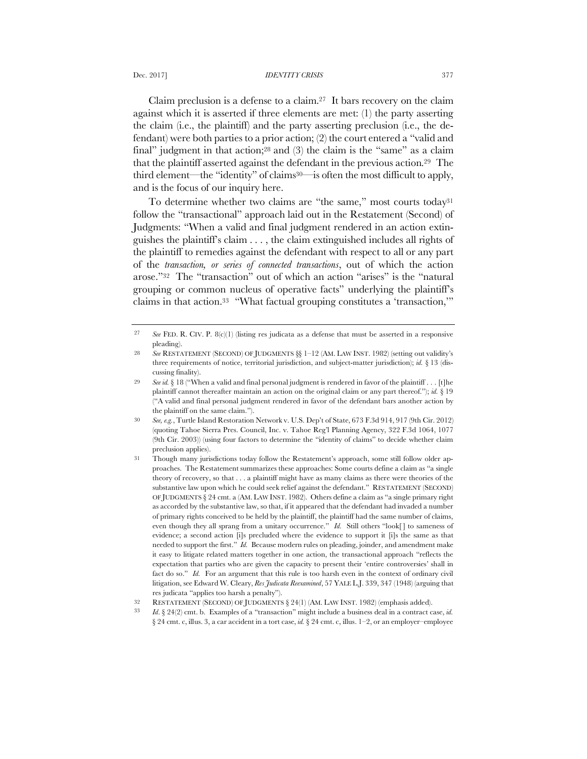Claim preclusion is a defense to a claim.[27] It bars recovery on the claim against which it is asserted if three elements are met: (1) the party asserting the claim (i.e., the plaintiff) and the party asserting preclusion (i.e., the defendant) were both parties to a prior action; (2) the court entered a "valid and final" judgment in that action;[28] and (3) the claim is the "same" as a claim that the plaintiff asserted against the defendant in the previous action.[29] The third element—the "identity" of claims[30]—is often the most difficult to apply, and is the focus of our inquiry here.

To determine whether two claims are "the same," most courts today[31] follow the "transactional" approach laid out in the Restatement (Second) of Judgments: "When a valid and final judgment rendered in an action extinguishes the plaintiff's claim . . . , the claim extinguished includes all rights of the plaintiff to remedies against the defendant with respect to all or any part of the *transaction, or series of connected transactions*, out of which the action arose."[32] The "transaction" out of which an action "arises" is the "natural grouping or common nucleus of operative facts" underlying the plaintiff's claims in that action.[33] "What factual grouping constitutes a 'transaction,'"

---

27 *See* FED. R. CIV. P. 8(c)(1) (listing res judicata as a defense that must be asserted in a responsive pleading).

28 *See* RESTATEMENT (SECOND) OF JUDGMENTS §§ 1–12 (AM. LAW INST. 1982) (setting out validity's three requirements of notice, territorial jurisdiction, and subject-matter jurisdiction); *id.* § 13 (discussing finality).

29 *See id.* § 18 ("When a valid and final personal judgment is rendered in favor of the plaintiff . . . [t]he plaintiff cannot thereafter maintain an action on the original claim or any part thereof."); *id.* § 19 ("A valid and final personal judgment rendered in favor of the defendant bars another action by the plaintiff on the same claim.").

30 *See, e.g.*, Turtle Island Restoration Network v. U.S. Dep't of State, 673 F.3d 914, 917 (9th Cir. 2012) (quoting Tahoe Sierra Pres. Council, Inc. v. Tahoe Reg'l Planning Agency, 322 F.3d 1064, 1077 (9th Cir. 2003)) (using four factors to determine the "identity of claims" to decide whether claim preclusion applies).

31 Though many jurisdictions today follow the Restatement's approach, some still follow older approaches. The Restatement summarizes these approaches: Some courts define a claim as "a single theory of recovery, so that . . . a plaintiff might have as many claims as there were theories of the substantive law upon which he could seek relief against the defendant." RESTATEMENT (SECOND) OF JUDGMENTS § 24 cmt. a (AM. LAW INST. 1982). Others define a claim as "a single primary right as accorded by the substantive law, so that, if it appeared that the defendant had invaded a number of primary rights conceived to be held by the plaintiff, the plaintiff had the same number of claims, even though they all sprang from a unitary occurrence." *Id.* Still others "look[ ] to sameness of evidence; a second action [i]s precluded where the evidence to support it [i]s the same as that needed to support the first." *Id.* Because modern rules on pleading, joinder, and amendment make it easy to litigate related matters together in one action, the transactional approach "reflects the expectation that parties who are given the capacity to present their 'entire controversies' shall in fact do so." *Id.* For an argument that this rule is too harsh even in the context of ordinary civil litigation, see Edward W. Cleary, *Res Judicata Reexamined*, 57 YALE L.J. 339, 347 (1948) (arguing that res judicata "applies too harsh a penalty").

32 RESTATEMENT (SECOND) OF JUDGMENTS § 24(1) (AM. LAW INST. 1982) (emphasis added).

33 *Id.* § 24(2) cmt. b. Examples of a "transaction" might include a business deal in a contract case, *id.* § 24 cmt. c, illus. 3, a car accident in a tort case, *id.* § 24 cmt. c, illus. 1–2, or an employer–employee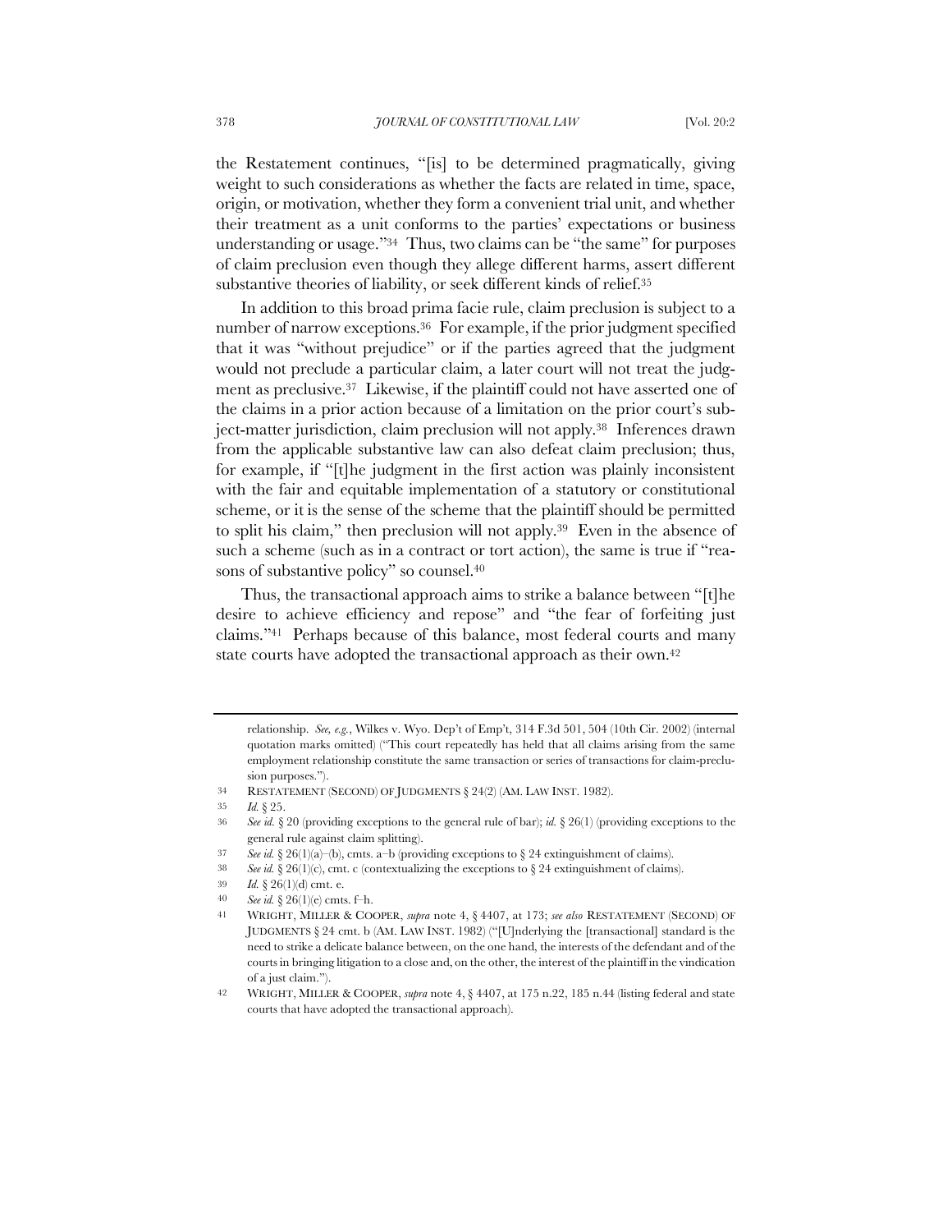the Restatement continues, "[is] to be determined pragmatically, giving weight to such considerations as whether the facts are related in time, space, origin, or motivation, whether they form a convenient trial unit, and whether their treatment as a unit conforms to the parties' expectations or business understanding or usage."[34] Thus, two claims can be "the same" for purposes of claim preclusion even though they allege different harms, assert different substantive theories of liability, or seek different kinds of relief.[35]

In addition to this broad prima facie rule, claim preclusion is subject to a number of narrow exceptions.[36] For example, if the prior judgment specified that it was "without prejudice" or if the parties agreed that the judgment would not preclude a particular claim, a later court will not treat the judgment as preclusive.[37] Likewise, if the plaintiff could not have asserted one of the claims in a prior action because of a limitation on the prior court's subject-matter jurisdiction, claim preclusion will not apply.[38] Inferences drawn from the applicable substantive law can also defeat claim preclusion; thus, for example, if "[t]he judgment in the first action was plainly inconsistent with the fair and equitable implementation of a statutory or constitutional scheme, or it is the sense of the scheme that the plaintiff should be permitted to split his claim," then preclusion will not apply.[39] Even in the absence of such a scheme (such as in a contract or tort action), the same is true if "reasons of substantive policy" so counsel.[40]

Thus, the transactional approach aims to strike a balance between "[t]he desire to achieve efficiency and repose" and "the fear of forfeiting just claims."[41] Perhaps because of this balance, most federal courts and many state courts have adopted the transactional approach as their own.[42]

---

relationship. *See, e.g.*, Wilkes v. Wyo. Dep't of Emp't, 314 F.3d 501, 504 (10th Cir. 2002) (internal quotation marks omitted) ("This court repeatedly has held that all claims arising from the same employment relationship constitute the same transaction or series of transactions for claim-preclusion purposes.").

34 RESTATEMENT (SECOND) OF JUDGMENTS § 24(2) (AM. LAW INST. 1982).

35 *Id.* § 25.

36 *See id.* § 20 (providing exceptions to the general rule of bar); *id.* § 26(1) (providing exceptions to the general rule against claim splitting).

37 *See id.* § 26(1)(a)–(b), cmts. a–b (providing exceptions to § 24 extinguishment of claims).

38 *See id.* § 26(1)(c), cmt. c (contextualizing the exceptions to § 24 extinguishment of claims).

39 *Id.* § 26(1)(d) cmt. e.

40 *See id.* § 26(1)(e) cmts. f–h.

41 WRIGHT, MILLER & COOPER, *supra* note 4, § 4407, at 173; *see also* RESTATEMENT (SECOND) OF JUDGMENTS § 24 cmt. b (AM. LAW INST. 1982) ("[U]nderlying the [transactional] standard is the need to strike a delicate balance between, on the one hand, the interests of the defendant and of the courts in bringing litigation to a close and, on the other, the interest of the plaintiff in the vindication of a just claim.").

42 WRIGHT, MILLER & COOPER, *supra* note 4, § 4407, at 175 n.22, 185 n.44 (listing federal and state courts that have adopted the transactional approach).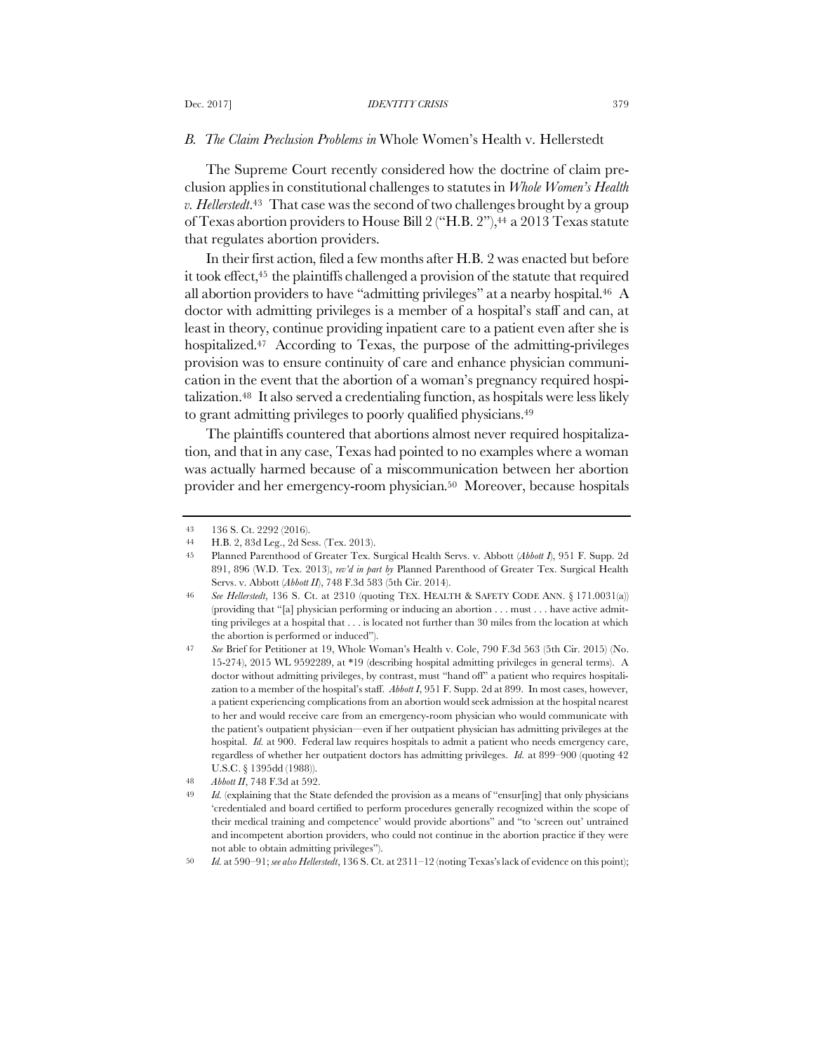### B. *The Claim Preclusion Problems in* Whole Women's Health v. Hellerstedt

The Supreme Court recently considered how the doctrine of claim preclusion applies in constitutional challenges to statutes in *Whole Women's Health v. Hellerstedt*.[43] That case was the second of two challenges brought by a group of Texas abortion providers to House Bill 2 ("H.B. 2"),[44] a 2013 Texas statute that regulates abortion providers.

In their first action, filed a few months after H.B. 2 was enacted but before it took effect,[45] the plaintiffs challenged a provision of the statute that required all abortion providers to have "admitting privileges" at a nearby hospital.[46] A doctor with admitting privileges is a member of a hospital's staff and can, at least in theory, continue providing inpatient care to a patient even after she is hospitalized.[47] According to Texas, the purpose of the admitting-privileges provision was to ensure continuity of care and enhance physician communication in the event that the abortion of a woman's pregnancy required hospitalization.[48] It also served a credentialing function, as hospitals were less likely to grant admitting privileges to poorly qualified physicians.[49]

The plaintiffs countered that abortions almost never required hospitalization, and that in any case, Texas had pointed to no examples where a woman was actually harmed because of a miscommunication between her abortion provider and her emergency-room physician.[50] Moreover, because hospitals

---

43 136 S. Ct. 2292 (2016).

44 H.B. 2, 83d Leg., 2d Sess. (Tex. 2013).

45 Planned Parenthood of Greater Tex. Surgical Health Servs. v. Abbott (*Abbott I*), 951 F. Supp. 2d 891, 896 (W.D. Tex. 2013), *rev'd in part by* Planned Parenthood of Greater Tex. Surgical Health Servs. v. Abbott (*Abbott II*), 748 F.3d 583 (5th Cir. 2014).

46 *See Hellerstedt*, 136 S. Ct. at 2310 (quoting TEX. HEALTH & SAFETY CODE ANN. § 171.0031(a)) (providing that "[a] physician performing or inducing an abortion . . . must . . . have active admitting privileges at a hospital that . . . is located not further than 30 miles from the location at which the abortion is performed or induced").

47 *See* Brief for Petitioner at 19, Whole Woman's Health v. Cole, 790 F.3d 563 (5th Cir. 2015) (No. 15-274), 2015 WL 9592289, at *19 (describing hospital admitting privileges in general terms). A doctor without admitting privileges, by contrast, must "hand off" a patient who requires hospitalization to a member of the hospital's staff. *Abbott I*, 951 F. Supp. 2d at 899. In most cases, however, a patient experiencing complications from an abortion would seek admission at the hospital nearest to her and would receive care from an emergency-room physician who would communicate with the patient's outpatient physician—even if her outpatient physician has admitting privileges at the hospital. *Id.* at 900. Federal law requires hospitals to admit a patient who needs emergency care, regardless of whether her outpatient doctors has admitting privileges. *Id.* at 899–900 (quoting 42 U.S.C. § 1395dd (1988)).

48 *Abbott II*, 748 F.3d at 592.

49 *Id.* (explaining that the State defended the provision as a means of "ensur[ing] that only physicians 'credentialed and board certified to perform procedures generally recognized within the scope of their medical training and competence' would provide abortions" and "to 'screen out' untrained and incompetent abortion providers, who could not continue in the abortion practice if they were not able to obtain admitting privileges").

50 *Id.* at 590–91; *see also Hellerstedt*, 136 S. Ct. at 2311–12 (noting Texas's lack of evidence on this point);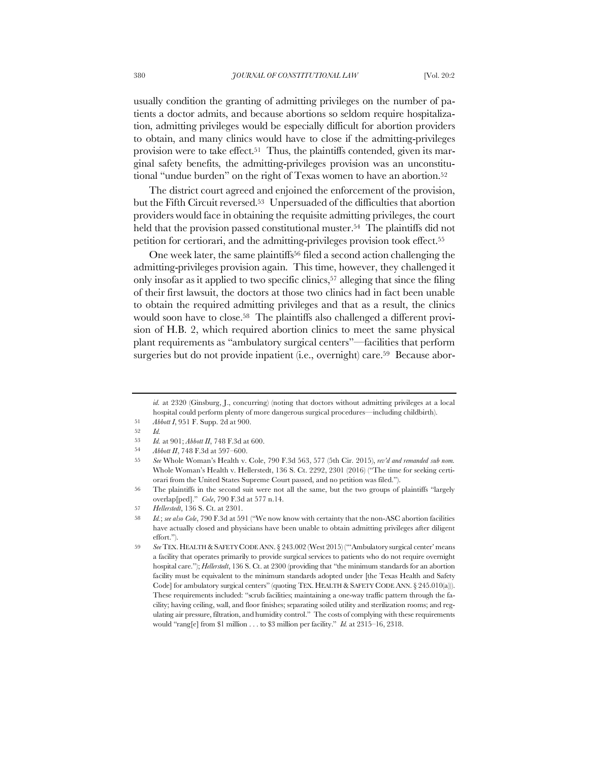usually condition the granting of admitting privileges on the number of patients a doctor admits, and because abortions so seldom require hospitalization, admitting privileges would be especially difficult for abortion providers to obtain, and many clinics would have to close if the admitting-privileges provision were to take effect.[51] Thus, the plaintiffs contended, given its marginal safety benefits, the admitting-privileges provision was an unconstitutional "undue burden" on the right of Texas women to have an abortion.[52]

The district court agreed and enjoined the enforcement of the provision, but the Fifth Circuit reversed.[53] Unpersuaded of the difficulties that abortion providers would face in obtaining the requisite admitting privileges, the court held that the provision passed constitutional muster.[54] The plaintiffs did not petition for certiorari, and the admitting-privileges provision took effect.[55]

One week later, the same plaintiffs[56] filed a second action challenging the admitting-privileges provision again. This time, however, they challenged it only insofar as it applied to two specific clinics,[57] alleging that since the filing of their first lawsuit, the doctors at those two clinics had in fact been unable to obtain the required admitting privileges and that as a result, the clinics would soon have to close.[58] The plaintiffs also challenged a different provision of H.B. 2, which required abortion clinics to meet the same physical plant requirements as "ambulatory surgical centers"—facilities that perform surgeries but do not provide inpatient (i.e., overnight) care.[59] Because abor-

---

*id.* at 2320 (Ginsburg, J., concurring) (noting that doctors without admitting privileges at a local hospital could perform plenty of more dangerous surgical procedures—including childbirth).

51 *Abbott I*, 951 F. Supp. 2d at 900.

52 *Id.*

53 *Id.* at 901; *Abbott II*, 748 F.3d at 600.

54 *Abbott II*, 748 F.3d at 597–600.

55 *See* Whole Woman's Health v. Cole, 790 F.3d 563, 577 (5th Cir. 2015), *rev'd and remanded sub nom.* Whole Woman's Health v. Hellerstedt, 136 S. Ct. 2292, 2301 (2016) ("The time for seeking certiorari from the United States Supreme Court passed, and no petition was filed.").

56 The plaintiffs in the second suit were not all the same, but the two groups of plaintiffs "largely overlap[ped]." *Cole*, 790 F.3d at 577 n.14.

57 *Hellerstedt*, 136 S. Ct. at 2301.

58 *Id.*; *see also Cole*, 790 F.3d at 591 ("We now know with certainty that the non-ASC abortion facilities have actually closed and physicians have been unable to obtain admitting privileges after diligent effort.").

59 *See* TEX. HEALTH & SAFETY CODE ANN. § 243.002 (West 2015) ("'Ambulatory surgical center' means a facility that operates primarily to provide surgical services to patients who do not require overnight hospital care."); *Hellerstedt*, 136 S. Ct. at 2300 (providing that "the minimum standards for an abortion facility must be equivalent to the minimum standards adopted under [the Texas Health and Safety Code] for ambulatory surgical centers" (quoting TEX. HEALTH & SAFETY CODE ANN. § 245.010(a))). These requirements included: "scrub facilities; maintaining a one-way traffic pattern through the facility; having ceiling, wall, and floor finishes; separating soiled utility and sterilization rooms; and regulating air pressure, filtration, and humidity control." The costs of complying with these requirements would "rang[e] from $1 million . . . to $3 million per facility." *Id.* at 2315–16, 2318.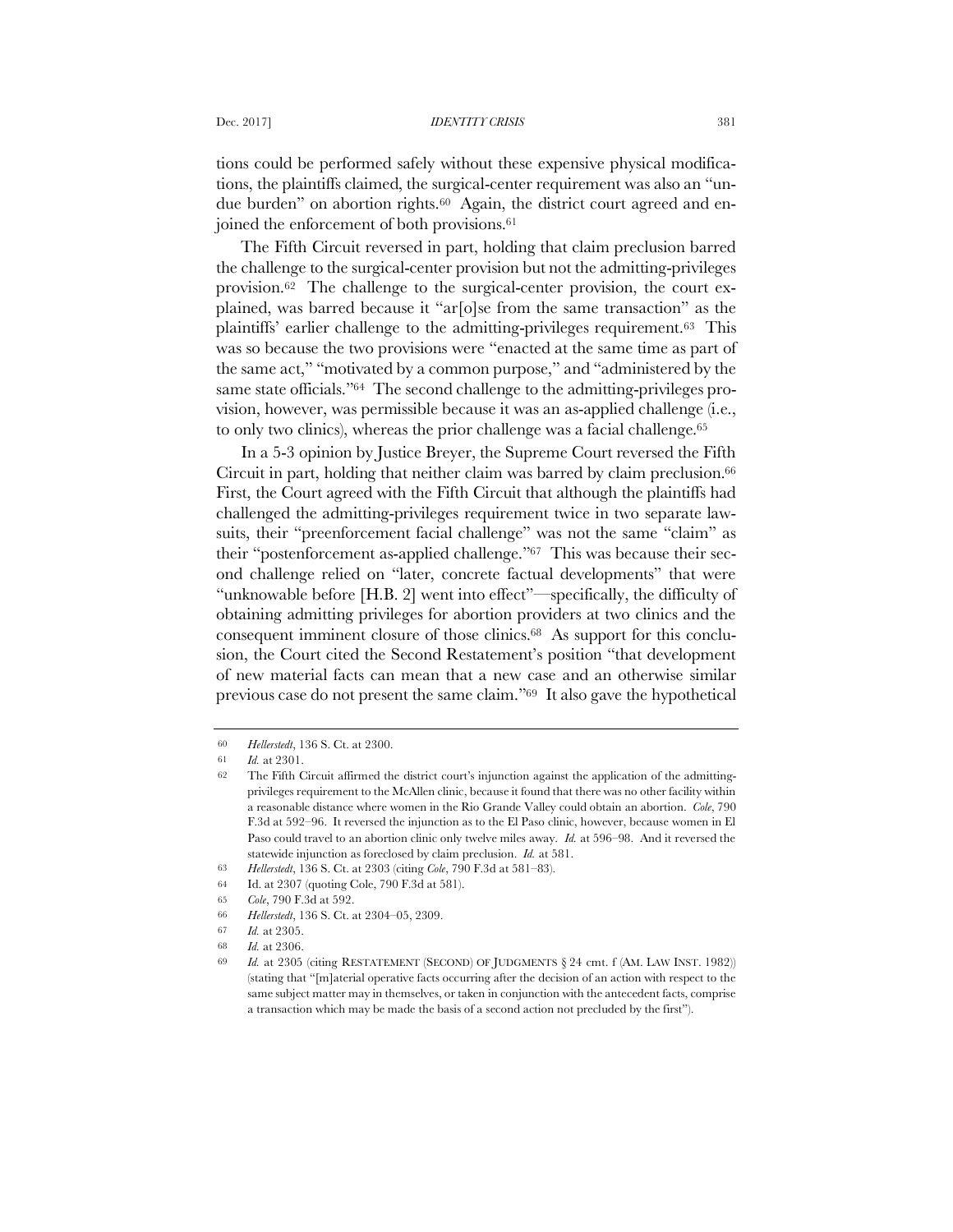tions could be performed safely without these expensive physical modifications, the plaintiffs claimed, the surgical-center requirement was also an "undue burden" on abortion rights.[60] Again, the district court agreed and enjoined the enforcement of both provisions.[61]

The Fifth Circuit reversed in part, holding that claim preclusion barred the challenge to the surgical-center provision but not the admitting-privileges provision.[62] The challenge to the surgical-center provision, the court explained, was barred because it "ar[o]se from the same transaction" as the plaintiffs' earlier challenge to the admitting-privileges requirement.[63] This was so because the two provisions were "enacted at the same time as part of the same act," "motivated by a common purpose," and "administered by the same state officials."[64] The second challenge to the admitting-privileges provision, however, was permissible because it was an as-applied challenge (i.e., to only two clinics), whereas the prior challenge was a facial challenge.[65]

In a 5-3 opinion by Justice Breyer, the Supreme Court reversed the Fifth Circuit in part, holding that neither claim was barred by claim preclusion.[66] First, the Court agreed with the Fifth Circuit that although the plaintiffs had challenged the admitting-privileges requirement twice in two separate lawsuits, their "preenforcement facial challenge" was not the same "claim" as their "postenforcement as-applied challenge."[67] This was because their second challenge relied on "later, concrete factual developments" that were "unknowable before [H.B. 2] went into effect"—specifically, the difficulty of obtaining admitting privileges for abortion providers at two clinics and the consequent imminent closure of those clinics.[68] As support for this conclusion, the Court cited the Second Restatement's position "that development of new material facts can mean that a new case and an otherwise similar previous case do not present the same claim."[69] It also gave the hypothetical

---

60 *Hellerstedt*, 136 S. Ct. at 2300.

61 *Id.* at 2301.

62 The Fifth Circuit affirmed the district court's injunction against the application of the admitting-privileges requirement to the McAllen clinic, because it found that there was no other facility within a reasonable distance where women in the Rio Grande Valley could obtain an abortion. *Cole*, 790 F.3d at 592–96. It reversed the injunction as to the El Paso clinic, however, because women in El Paso could travel to an abortion clinic only twelve miles away. *Id.* at 596–98. And it reversed the statewide injunction as foreclosed by claim preclusion. *Id.* at 581.

63 *Hellerstedt*, 136 S. Ct. at 2303 (citing *Cole*, 790 F.3d at 581–83).

64 Id. at 2307 (quoting Cole, 790 F.3d at 581).

65 *Cole*, 790 F.3d at 592.

66 *Hellerstedt*, 136 S. Ct. at 2304–05, 2309.

67 *Id.* at 2305.

68 *Id.* at 2306.

69 *Id.* at 2305 (citing RESTATEMENT (SECOND) OF JUDGMENTS § 24 cmt. f (AM. LAW INST. 1982)) (stating that "[m]aterial operative facts occurring after the decision of an action with respect to the same subject matter may in themselves, or taken in conjunction with the antecedent facts, comprise a transaction which may be made the basis of a second action not precluded by the first").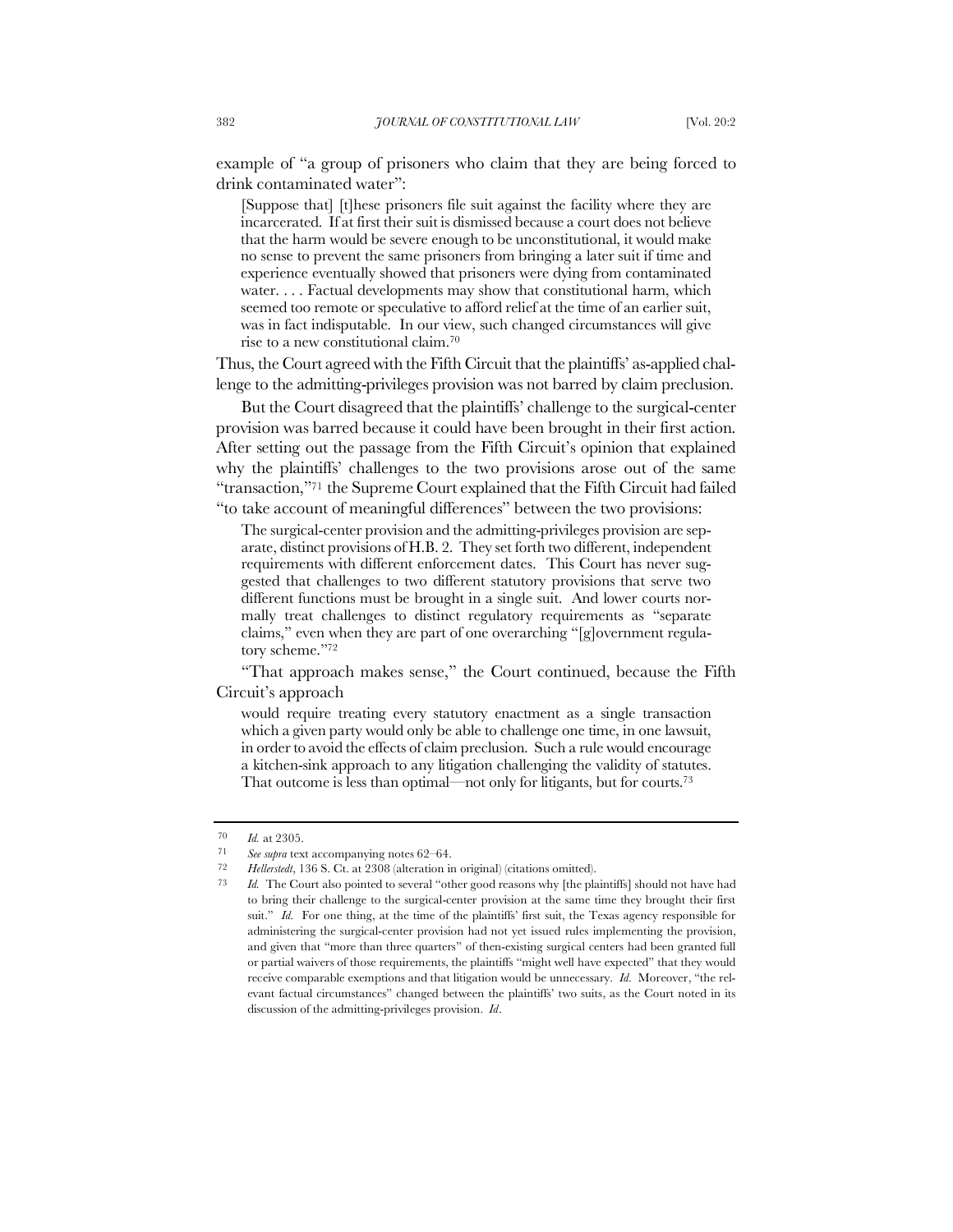example of "a group of prisoners who claim that they are being forced to drink contaminated water":

> [Suppose that] [t]hese prisoners file suit against the facility where they are incarcerated. If at first their suit is dismissed because a court does not believe that the harm would be severe enough to be unconstitutional, it would make no sense to prevent the same prisoners from bringing a later suit if time and experience eventually showed that prisoners were dying from contaminated water. . . . Factual developments may show that constitutional harm, which seemed too remote or speculative to afford relief at the time of an earlier suit, was in fact indisputable. In our view, such changed circumstances will give rise to a new constitutional claim.[70]

Thus, the Court agreed with the Fifth Circuit that the plaintiffs' as-applied challenge to the admitting-privileges provision was not barred by claim preclusion.

But the Court disagreed that the plaintiffs' challenge to the surgical-center provision was barred because it could have been brought in their first action. After setting out the passage from the Fifth Circuit's opinion that explained why the plaintiffs' challenges to the two provisions arose out of the same "transaction,"[71] the Supreme Court explained that the Fifth Circuit had failed "to take account of meaningful differences" between the two provisions:

> The surgical-center provision and the admitting-privileges provision are separate, distinct provisions of H.B. 2. They set forth two different, independent requirements with different enforcement dates. This Court has never suggested that challenges to two different statutory provisions that serve two different functions must be brought in a single suit. And lower courts normally treat challenges to distinct regulatory requirements as "separate claims," even when they are part of one overarching "[g]overnment regulatory scheme."[72]

"That approach makes sense," the Court continued, because the Fifth Circuit's approach

> would require treating every statutory enactment as a single transaction which a given party would only be able to challenge one time, in one lawsuit, in order to avoid the effects of claim preclusion. Such a rule would encourage a kitchen-sink approach to any litigation challenging the validity of statutes. That outcome is less than optimal—not only for litigants, but for courts.[73]

---

70 *Id.* at 2305.

71 *See supra* text accompanying notes 62–64.

72 *Hellerstedt*, 136 S. Ct. at 2308 (alteration in original) (citations omitted).

73 *Id.* The Court also pointed to several "other good reasons why [the plaintiffs] should not have had to bring their challenge to the surgical-center provision at the same time they brought their first suit." *Id.* For one thing, at the time of the plaintiffs' first suit, the Texas agency responsible for administering the surgical-center provision had not yet issued rules implementing the provision, and given that "more than three quarters" of then-existing surgical centers had been granted full or partial waivers of those requirements, the plaintiffs "might well have expected" that they would receive comparable exemptions and that litigation would be unnecessary. *Id.* Moreover, "the relevant factual circumstances" changed between the plaintiffs' two suits, as the Court noted in its discussion of the admitting-privileges provision. *Id.*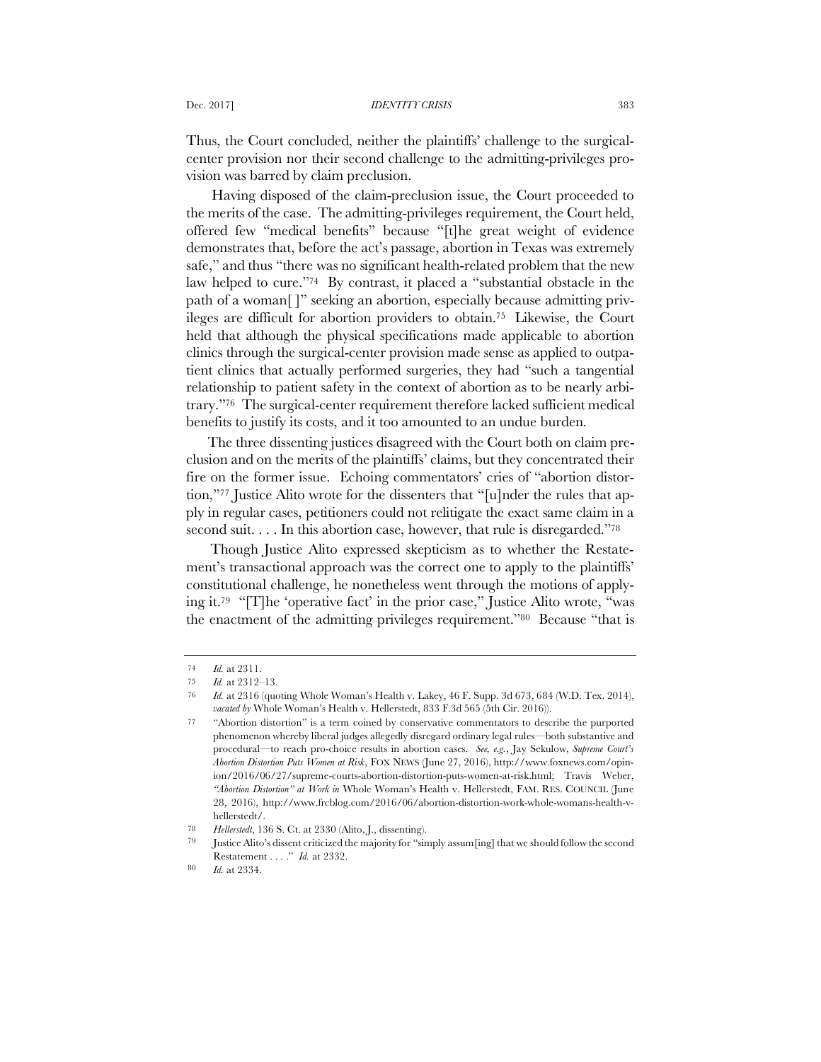Thus, the Court concluded, neither the plaintiffs' challenge to the surgical-center provision nor their second challenge to the admitting-privileges provision was barred by claim preclusion.

Having disposed of the claim-preclusion issue, the Court proceeded to the merits of the case. The admitting-privileges requirement, the Court held, offered few "medical benefits" because "[t]he great weight of evidence demonstrates that, before the act's passage, abortion in Texas was extremely safe," and thus "there was no significant health-related problem that the new law helped to cure."[74] By contrast, it placed a "substantial obstacle in the path of a woman[ ]" seeking an abortion, especially because admitting privileges are difficult for abortion providers to obtain.[75] Likewise, the Court held that although the physical specifications made applicable to abortion clinics through the surgical-center provision made sense as applied to outpatient clinics that actually performed surgeries, they had "such a tangential relationship to patient safety in the context of abortion as to be nearly arbitrary."[76] The surgical-center requirement therefore lacked sufficient medical benefits to justify its costs, and it too amounted to an undue burden.

The three dissenting justices disagreed with the Court both on claim preclusion and on the merits of the plaintiffs' claims, but they concentrated their fire on the former issue. Echoing commentators' cries of "abortion distortion,"[77] Justice Alito wrote for the dissenters that "[u]nder the rules that apply in regular cases, petitioners could not relitigate the exact same claim in a second suit. . . . In this abortion case, however, that rule is disregarded."[78]

Though Justice Alito expressed skepticism as to whether the Restatement's transactional approach was the correct one to apply to the plaintiffs' constitutional challenge, he nonetheless went through the motions of applying it.[79] "[T]he 'operative fact' in the prior case," Justice Alito wrote, "was the enactment of the admitting privileges requirement."[80] Because "that is

---

[74] *Id.* at 2311.

[75] *Id.* at 2312–13.

[76] *Id.* at 2316 (quoting Whole Woman's Health v. Lakey, 46 F. Supp. 3d 673, 684 (W.D. Tex. 2014), *vacated by* Whole Woman's Health v. Hellerstedt, 833 F.3d 565 (5th Cir. 2016)).

[77] "Abortion distortion" is a term coined by conservative commentators to describe the purported phenomenon whereby liberal judges allegedly disregard ordinary legal rules—both substantive and procedural—to reach pro-choice results in abortion cases. *See, e.g.*, Jay Sekulow, *Supreme Court's Abortion Distortion Puts Women at Risk*, FOX NEWS (June 27, 2016), http://www.foxnews.com/opinion/2016/06/27/supreme-courts-abortion-distortion-puts-women-at-risk.html; Travis Weber, *"Abortion Distortion" at Work in* Whole Woman's Health v. Hellerstedt, FAM. RES. COUNCIL (June 28, 2016), http://www.frcblog.com/2016/06/abortion-distortion-work-whole-womans-health-v-hellerstedt/.

[78] *Hellerstedt*, 136 S. Ct. at 2330 (Alito, J., dissenting).

[79] Justice Alito's dissent criticized the majority for "simply assum[ing] that we should follow the second Restatement . . . ." *Id.* at 2332.

[80] *Id.* at 2334.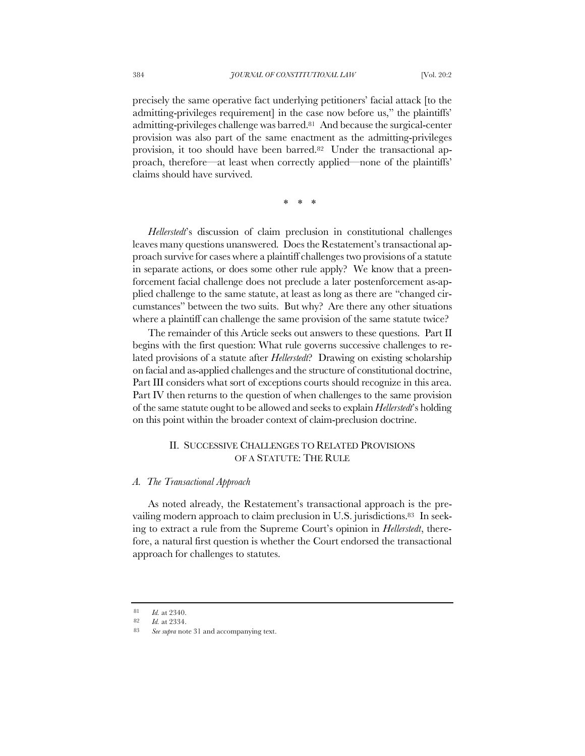precisely the same operative fact underlying petitioners' facial attack [to the admitting-privileges requirement] in the case now before us," the plaintiffs' admitting-privileges challenge was barred.[81] And because the surgical-center provision was also part of the same enactment as the admitting-privileges provision, it too should have been barred.[82] Under the transactional approach, therefore—at least when correctly applied—none of the plaintiffs' claims should have survived.

\* \* \*

*Hellerstedt*'s discussion of claim preclusion in constitutional challenges leaves many questions unanswered. Does the Restatement's transactional approach survive for cases where a plaintiff challenges two provisions of a statute in separate actions, or does some other rule apply? We know that a preenforcement facial challenge does not preclude a later postenforcement as-applied challenge to the same statute, at least as long as there are "changed circumstances" between the two suits. But why? Are there any other situations where a plaintiff can challenge the same provision of the same statute twice?

The remainder of this Article seeks out answers to these questions. Part II begins with the first question: What rule governs successive challenges to related provisions of a statute after *Hellerstedt*? Drawing on existing scholarship on facial and as-applied challenges and the structure of constitutional doctrine, Part III considers what sort of exceptions courts should recognize in this area. Part IV then returns to the question of when challenges to the same provision of the same statute ought to be allowed and seeks to explain *Hellerstedt*'s holding on this point within the broader context of claim-preclusion doctrine.

## II. SUCCESSIVE CHALLENGES TO RELATED PROVISIONS OF A STATUTE: THE RULE

### *A. The Transactional Approach*

As noted already, the Restatement's transactional approach is the prevailing modern approach to claim preclusion in U.S. jurisdictions.[83] In seeking to extract a rule from the Supreme Court's opinion in *Hellerstedt*, therefore, a natural first question is whether the Court endorsed the transactional approach for challenges to statutes.

---

81 *Id.* at 2340.

82 *Id.* at 2334.

83 *See supra* note 31 and accompanying text.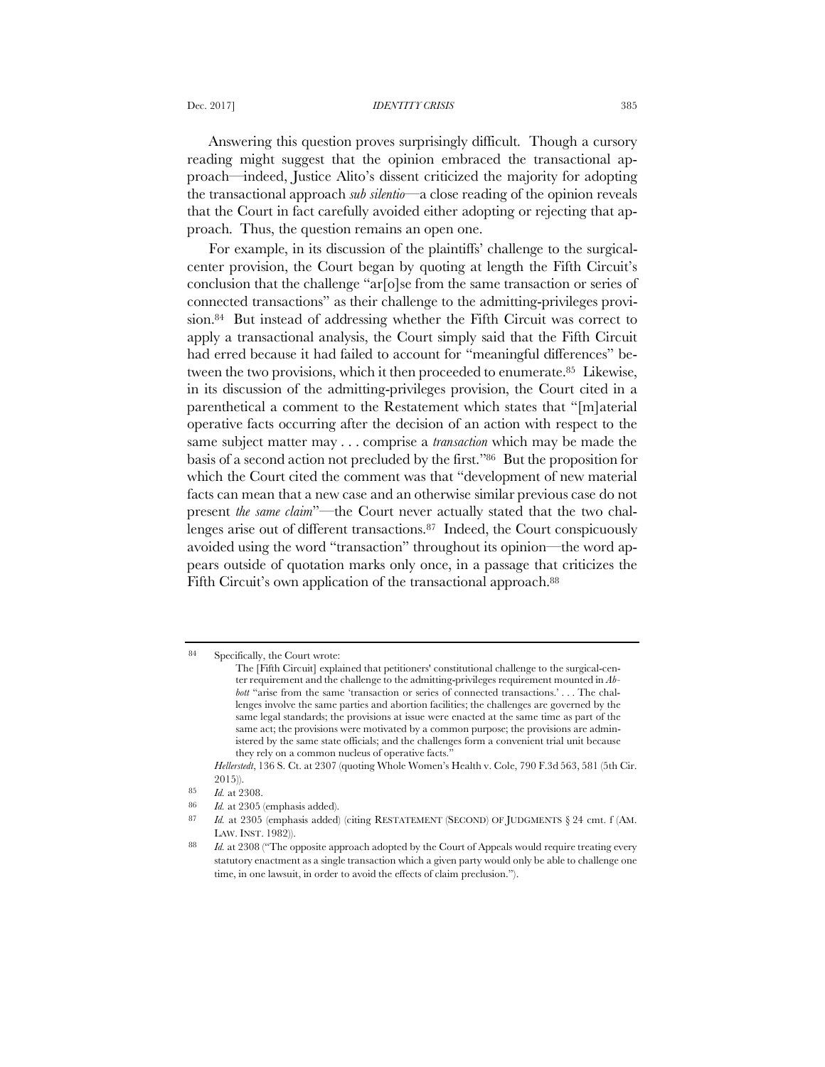Answering this question proves surprisingly difficult. Though a cursory reading might suggest that the opinion embraced the transactional approach—indeed, Justice Alito's dissent criticized the majority for adopting the transactional approach *sub silentio*—a close reading of the opinion reveals that the Court in fact carefully avoided either adopting or rejecting that approach. Thus, the question remains an open one.

For example, in its discussion of the plaintiffs' challenge to the surgical-center provision, the Court began by quoting at length the Fifth Circuit's conclusion that the challenge "ar[o]se from the same transaction or series of connected transactions" as their challenge to the admitting-privileges provision.[84] But instead of addressing whether the Fifth Circuit was correct to apply a transactional analysis, the Court simply said that the Fifth Circuit had erred because it had failed to account for "meaningful differences" between the two provisions, which it then proceeded to enumerate.[85] Likewise, in its discussion of the admitting-privileges provision, the Court cited in a parenthetical a comment to the Restatement which states that "[m]aterial operative facts occurring after the decision of an action with respect to the same subject matter may . . . comprise a *transaction* which may be made the basis of a second action not precluded by the first."[86] But the proposition for which the Court cited the comment was that "development of new material facts can mean that a new case and an otherwise similar previous case do not present *the same claim*"—the Court never actually stated that the two challenges arise out of different transactions.[87] Indeed, the Court conspicuously avoided using the word "transaction" throughout its opinion—the word appears outside of quotation marks only once, in a passage that criticizes the Fifth Circuit's own application of the transactional approach.[88]

---

[84] Specifically, the Court wrote:

> The [Fifth Circuit] explained that petitioners' constitutional challenge to the surgical-center requirement and the challenge to the admitting-privileges requirement mounted in *Abbott* "arise from the same 'transaction or series of connected transactions.' . . . The challenges involve the same parties and abortion facilities; the challenges are governed by the same legal standards; the provisions at issue were enacted at the same time as part of the same act; the provisions were motivated by a common purpose; the provisions are administered by the same state officials; and the challenges form a convenient trial unit because they rely on a common nucleus of operative facts."

*Hellerstedt*, 136 S. Ct. at 2307 (quoting Whole Women's Health v. Cole, 790 F.3d 563, 581 (5th Cir. 2015)).

[85] *Id.* at 2308.

[86] *Id.* at 2305 (emphasis added).

[87] *Id.* at 2305 (emphasis added) (citing RESTATEMENT (SECOND) OF JUDGMENTS § 24 cmt. f (AM. LAW. INST. 1982)).

[88] *Id.* at 2308 ("The opposite approach adopted by the Court of Appeals would require treating every statutory enactment as a single transaction which a given party would only be able to challenge one time, in one lawsuit, in order to avoid the effects of claim preclusion.").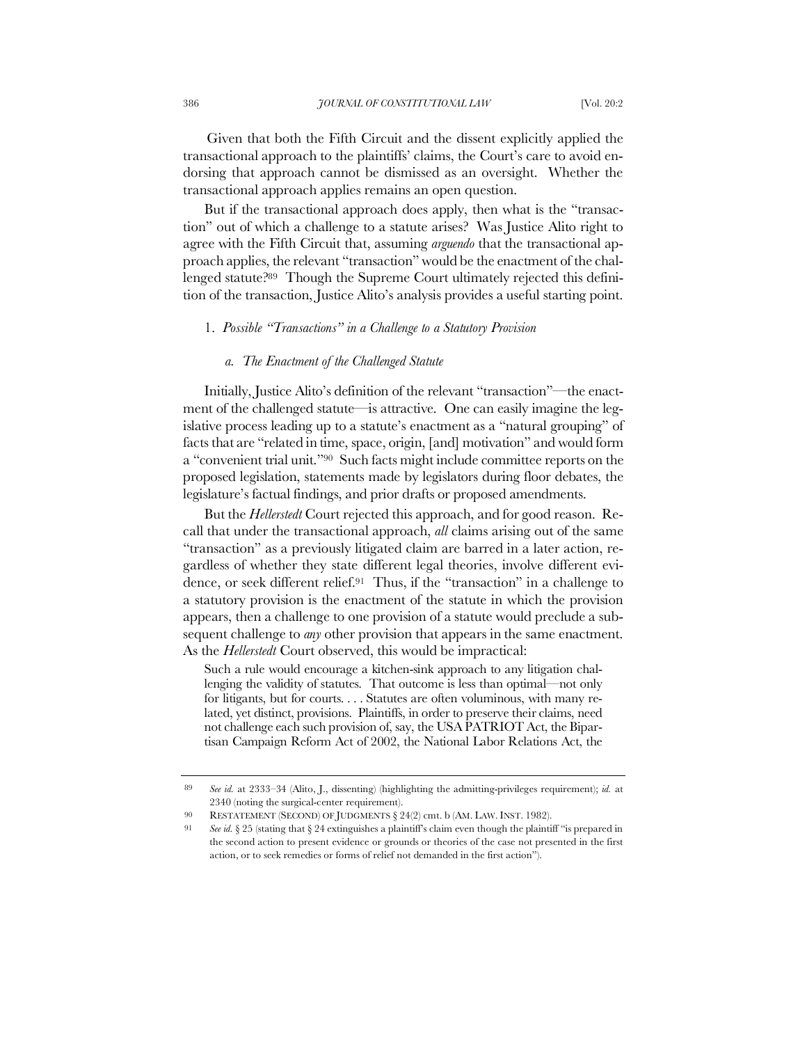Given that both the Fifth Circuit and the dissent explicitly applied the transactional approach to the plaintiffs' claims, the Court's care to avoid endorsing that approach cannot be dismissed as an oversight. Whether the transactional approach applies remains an open question.

But if the transactional approach does apply, then what is the "transaction" out of which a challenge to a statute arises? Was Justice Alito right to agree with the Fifth Circuit that, assuming *arguendo* that the transactional approach applies, the relevant "transaction" would be the enactment of the challenged statute?[89] Though the Supreme Court ultimately rejected this definition of the transaction, Justice Alito's analysis provides a useful starting point.

### 1. *Possible "Transactions" in a Challenge to a Statutory Provision*

#### *a. The Enactment of the Challenged Statute*

Initially, Justice Alito's definition of the relevant "transaction"—the enactment of the challenged statute—is attractive. One can easily imagine the legislative process leading up to a statute's enactment as a "natural grouping" of facts that are "related in time, space, origin, [and] motivation" and would form a "convenient trial unit."[90] Such facts might include committee reports on the proposed legislation, statements made by legislators during floor debates, the legislature's factual findings, and prior drafts or proposed amendments.

But the *Hellerstedt* Court rejected this approach, and for good reason. Recall that under the transactional approach, *all* claims arising out of the same "transaction" as a previously litigated claim are barred in a later action, regardless of whether they state different legal theories, involve different evidence, or seek different relief.[91] Thus, if the "transaction" in a challenge to a statutory provision is the enactment of the statute in which the provision appears, then a challenge to one provision of a statute would preclude a subsequent challenge to *any* other provision that appears in the same enactment. As the *Hellerstedt* Court observed, this would be impractical:

> Such a rule would encourage a kitchen-sink approach to any litigation challenging the validity of statutes. That outcome is less than optimal—not only for litigants, but for courts. . . . Statutes are often voluminous, with many related, yet distinct, provisions. Plaintiffs, in order to preserve their claims, need not challenge each such provision of, say, the USA PATRIOT Act, the Bipartisan Campaign Reform Act of 2002, the National Labor Relations Act, the

---

89 *See id.* at 2333–34 (Alito, J., dissenting) (highlighting the admitting-privileges requirement); *id.* at 2340 (noting the surgical-center requirement).

90 RESTATEMENT (SECOND) OF JUDGMENTS § 24(2) cmt. b (AM. LAW. INST. 1982).

91 *See id.* § 25 (stating that § 24 extinguishes a plaintiff's claim even though the plaintiff "is prepared in the second action to present evidence or grounds or theories of the case not presented in the first action, or to seek remedies or forms of relief not demanded in the first action").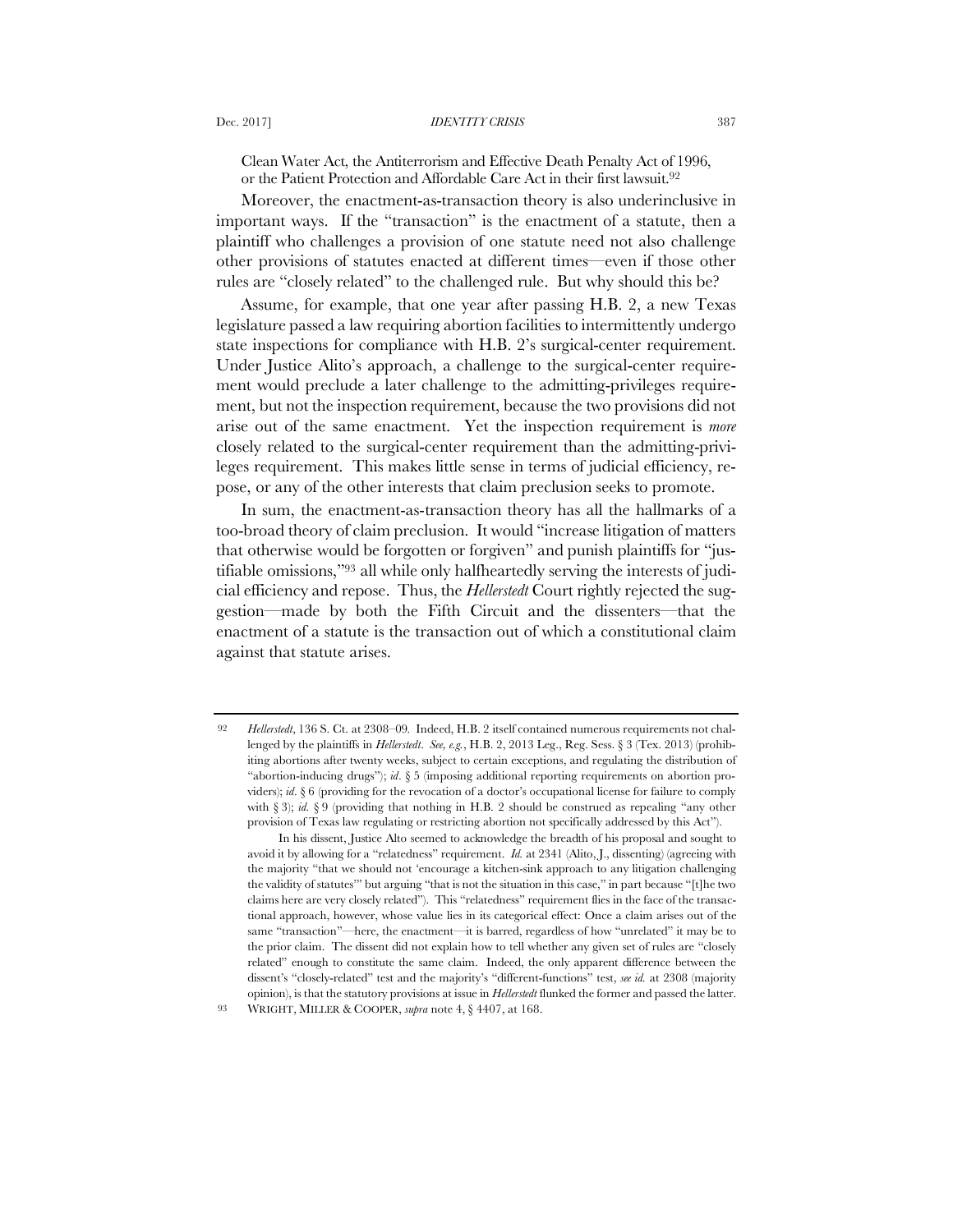Clean Water Act, the Antiterrorism and Effective Death Penalty Act of 1996, or the Patient Protection and Affordable Care Act in their first lawsuit.[92]

Moreover, the enactment-as-transaction theory is also underinclusive in important ways. If the "transaction" is the enactment of a statute, then a plaintiff who challenges a provision of one statute need not also challenge other provisions of statutes enacted at different times—even if those other rules are "closely related" to the challenged rule. But why should this be?

Assume, for example, that one year after passing H.B. 2, a new Texas legislature passed a law requiring abortion facilities to intermittently undergo state inspections for compliance with H.B. 2's surgical-center requirement. Under Justice Alito's approach, a challenge to the surgical-center requirement would preclude a later challenge to the admitting-privileges requirement, but not the inspection requirement, because the two provisions did not arise out of the same enactment. Yet the inspection requirement is *more* closely related to the surgical-center requirement than the admitting-privileges requirement. This makes little sense in terms of judicial efficiency, repose, or any of the other interests that claim preclusion seeks to promote.

In sum, the enactment-as-transaction theory has all the hallmarks of a too-broad theory of claim preclusion. It would "increase litigation of matters that otherwise would be forgotten or forgiven" and punish plaintiffs for "justifiable omissions,"[93] all while only halfheartedly serving the interests of judicial efficiency and repose. Thus, the *Hellerstedt* Court rightly rejected the suggestion—made by both the Fifth Circuit and the dissenters—that the enactment of a statute is the transaction out of which a constitutional claim against that statute arises.

---

92 *Hellerstedt*, 136 S. Ct. at 2308–09. Indeed, H.B. 2 itself contained numerous requirements not challenged by the plaintiffs in *Hellerstedt*. *See, e.g.*, H.B. 2, 2013 Leg., Reg. Sess. § 3 (Tex. 2013) (prohibiting abortions after twenty weeks, subject to certain exceptions, and regulating the distribution of "abortion-inducing drugs"); *id*. § 5 (imposing additional reporting requirements on abortion providers); *id*. § 6 (providing for the revocation of a doctor's occupational license for failure to comply with § 3); *id.* § 9 (providing that nothing in H.B. 2 should be construed as repealing "any other provision of Texas law regulating or restricting abortion not specifically addressed by this Act").

In his dissent, Justice Alto seemed to acknowledge the breadth of his proposal and sought to avoid it by allowing for a "relatedness" requirement. *Id.* at 2341 (Alito, J., dissenting) (agreeing with the majority "that we should not 'encourage a kitchen-sink approach to any litigation challenging the validity of statutes'" but arguing "that is not the situation in this case," in part because "[t]he two claims here are very closely related"). This "relatedness" requirement flies in the face of the transactional approach, however, whose value lies in its categorical effect: Once a claim arises out of the same "transaction"—here, the enactment—it is barred, regardless of how "unrelated" it may be to the prior claim. The dissent did not explain how to tell whether any given set of rules are "closely related" enough to constitute the same claim. Indeed, the only apparent difference between the dissent's "closely-related" test and the majority's "different-functions" test, *see id.* at 2308 (majority opinion), is that the statutory provisions at issue in *Hellerstedt* flunked the former and passed the latter.

93 WRIGHT, MILLER & COOPER, *supra* note 4, § 4407, at 168.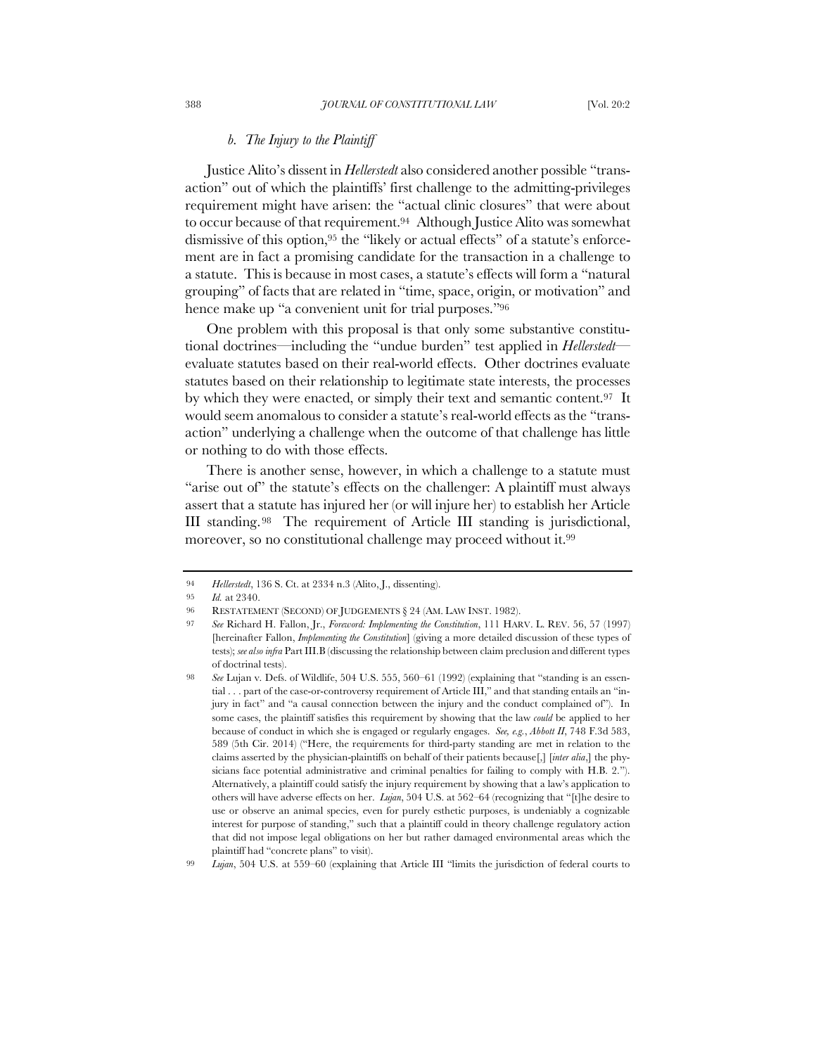### *b. The Injury to the Plaintiff*

Justice Alito's dissent in *Hellerstedt* also considered another possible "transaction" out of which the plaintiffs' first challenge to the admitting-privileges requirement might have arisen: the "actual clinic closures" that were about to occur because of that requirement.[94] Although Justice Alito was somewhat dismissive of this option,[95] the "likely or actual effects" of a statute's enforcement are in fact a promising candidate for the transaction in a challenge to a statute. This is because in most cases, a statute's effects will form a "natural grouping" of facts that are related in "time, space, origin, or motivation" and hence make up "a convenient unit for trial purposes."[96]

One problem with this proposal is that only some substantive constitutional doctrines—including the "undue burden" test applied in *Hellerstedt*—evaluate statutes based on their real-world effects. Other doctrines evaluate statutes based on their relationship to legitimate state interests, the processes by which they were enacted, or simply their text and semantic content.[97] It would seem anomalous to consider a statute's real-world effects as the "transaction" underlying a challenge when the outcome of that challenge has little or nothing to do with those effects.

There is another sense, however, in which a challenge to a statute must "arise out of" the statute's effects on the challenger: A plaintiff must always assert that a statute has injured her (or will injure her) to establish her Article III standing.[98] The requirement of Article III standing is jurisdictional, moreover, so no constitutional challenge may proceed without it.[99]

---

94 *Hellerstedt*, 136 S. Ct. at 2334 n.3 (Alito, J., dissenting).

95 *Id.* at 2340.

96 RESTATEMENT (SECOND) OF JUDGEMENTS § 24 (AM. LAW INST. 1982).

97 *See* Richard H. Fallon, Jr., *Foreword: Implementing the Constitution*, 111 HARV. L. REV. 56, 57 (1997) [hereinafter Fallon, *Implementing the Constitution*] (giving a more detailed discussion of these types of tests); *see also infra* Part III.B (discussing the relationship between claim preclusion and different types of doctrinal tests).

98 *See* Lujan v. Defs. of Wildlife, 504 U.S. 555, 560–61 (1992) (explaining that "standing is an essential . . . part of the case-or-controversy requirement of Article III," and that standing entails an "injury in fact" and "a causal connection between the injury and the conduct complained of"). In some cases, the plaintiff satisfies this requirement by showing that the law *could* be applied to her because of conduct in which she is engaged or regularly engages. *See, e.g.*, *Abbott II*, 748 F.3d 583, 589 (5th Cir. 2014) ("Here, the requirements for third-party standing are met in relation to the claims asserted by the physician-plaintiffs on behalf of their patients because[,] [*inter alia*,] the physicians face potential administrative and criminal penalties for failing to comply with H.B. 2."). Alternatively, a plaintiff could satisfy the injury requirement by showing that a law's application to others will have adverse effects on her. *Lujan*, 504 U.S. at 562–64 (recognizing that "[t]he desire to use or observe an animal species, even for purely esthetic purposes, is undeniably a cognizable interest for purpose of standing," such that a plaintiff could in theory challenge regulatory action that did not impose legal obligations on her but rather damaged environmental areas which the plaintiff had "concrete plans" to visit).

99 *Lujan*, 504 U.S. at 559–60 (explaining that Article III "limits the jurisdiction of federal courts to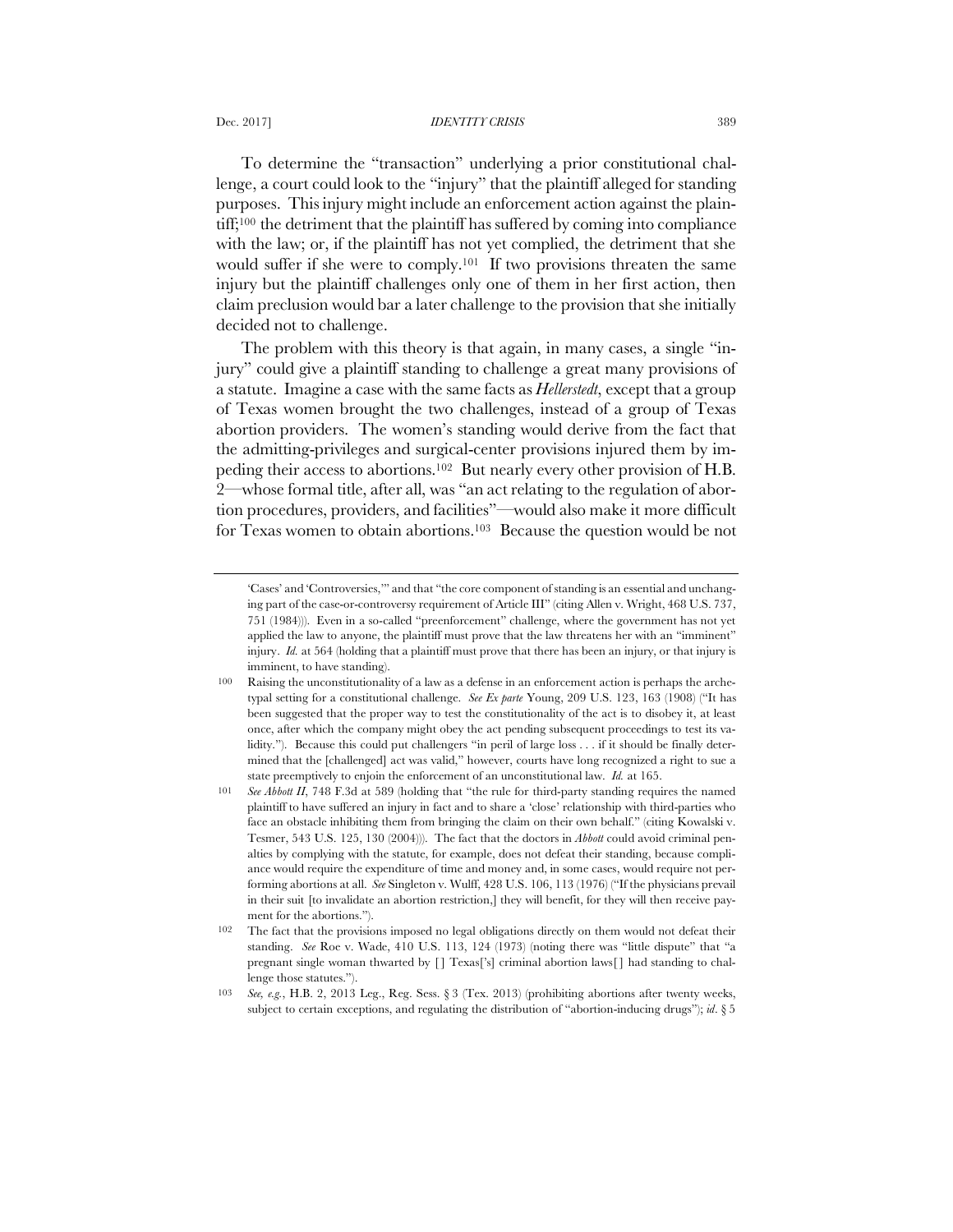To determine the "transaction" underlying a prior constitutional challenge, a court could look to the "injury" that the plaintiff alleged for standing purposes. This injury might include an enforcement action against the plaintiff;[100] the detriment that the plaintiff has suffered by coming into compliance with the law; or, if the plaintiff has not yet complied, the detriment that she would suffer if she were to comply.[101] If two provisions threaten the same injury but the plaintiff challenges only one of them in her first action, then claim preclusion would bar a later challenge to the provision that she initially decided not to challenge.

The problem with this theory is that again, in many cases, a single "injury" could give a plaintiff standing to challenge a great many provisions of a statute. Imagine a case with the same facts as *Hellerstedt*, except that a group of Texas women brought the two challenges, instead of a group of Texas abortion providers. The women's standing would derive from the fact that the admitting-privileges and surgical-center provisions injured them by impeding their access to abortions.[102] But nearly every other provision of H.B. 2—whose formal title, after all, was "an act relating to the regulation of abortion procedures, providers, and facilities"—would also make it more difficult for Texas women to obtain abortions.[103] Because the question would be not

---

'Cases' and 'Controversies,'" and that "the core component of standing is an essential and unchanging part of the case-or-controversy requirement of Article III" (citing Allen v. Wright, 468 U.S. 737, 751 (1984))). Even in a so-called "preenforcement" challenge, where the government has not yet applied the law to anyone, the plaintiff must prove that the law threatens her with an "imminent" injury. *Id.* at 564 (holding that a plaintiff must prove that there has been an injury, or that injury is imminent, to have standing).

100 Raising the unconstitutionality of a law as a defense in an enforcement action is perhaps the archetypal setting for a constitutional challenge. *See Ex parte* Young, 209 U.S. 123, 163 (1908) ("It has been suggested that the proper way to test the constitutionality of the act is to disobey it, at least once, after which the company might obey the act pending subsequent proceedings to test its validity."). Because this could put challengers "in peril of large loss . . . if it should be finally determined that the [challenged] act was valid," however, courts have long recognized a right to sue a state preemptively to enjoin the enforcement of an unconstitutional law. *Id.* at 165.

101 *See Abbott II*, 748 F.3d at 589 (holding that "the rule for third-party standing requires the named plaintiff to have suffered an injury in fact and to share a 'close' relationship with third-parties who face an obstacle inhibiting them from bringing the claim on their own behalf." (citing Kowalski v. Tesmer, 543 U.S. 125, 130 (2004))). The fact that the doctors in *Abbott* could avoid criminal penalties by complying with the statute, for example, does not defeat their standing, because compliance would require the expenditure of time and money and, in some cases, would require not performing abortions at all. *See* Singleton v. Wulff, 428 U.S. 106, 113 (1976) ("If the physicians prevail in their suit [to invalidate an abortion restriction,] they will benefit, for they will then receive payment for the abortions.").

102 The fact that the provisions imposed no legal obligations directly on them would not defeat their standing. *See* Roe v. Wade, 410 U.S. 113, 124 (1973) (noting there was "little dispute" that "a pregnant single woman thwarted by [] Texas['s] criminal abortion laws[] had standing to challenge those statutes.").

103 *See, e.g.*, H.B. 2, 2013 Leg., Reg. Sess. § 3 (Tex. 2013) (prohibiting abortions after twenty weeks, subject to certain exceptions, and regulating the distribution of "abortion-inducing drugs"); *id*. § 5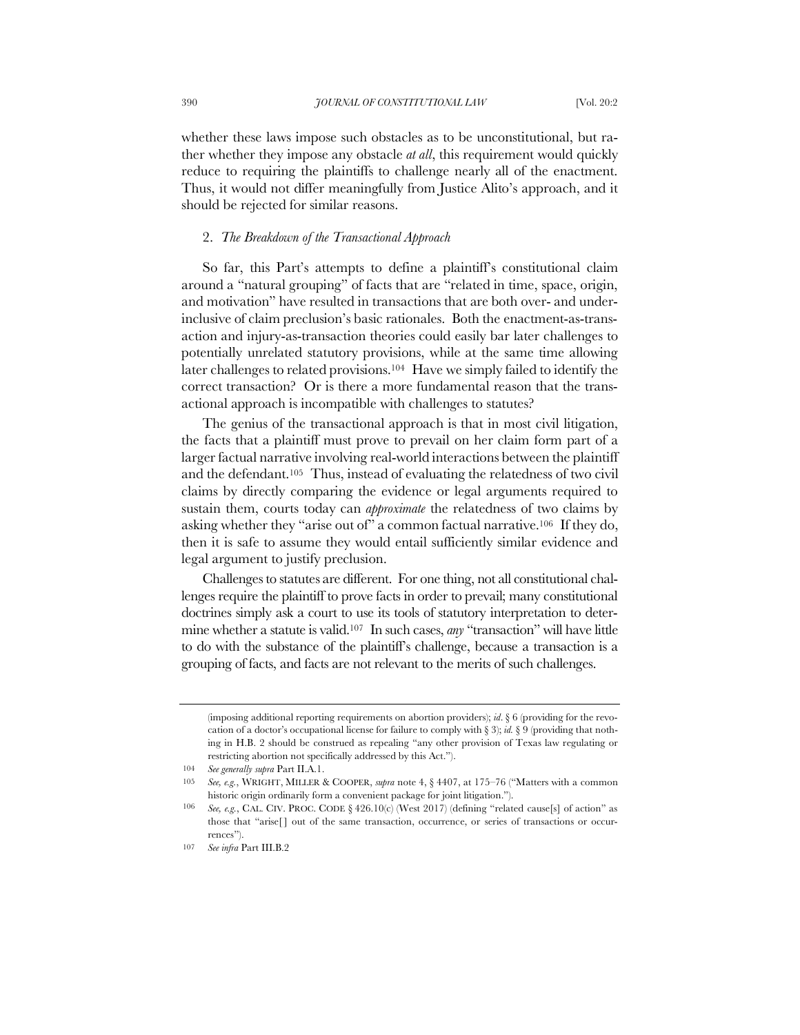whether these laws impose such obstacles as to be unconstitutional, but rather whether they impose any obstacle *at all*, this requirement would quickly reduce to requiring the plaintiffs to challenge nearly all of the enactment. Thus, it would not differ meaningfully from Justice Alito's approach, and it should be rejected for similar reasons.

### 2. *The Breakdown of the Transactional Approach*

So far, this Part's attempts to define a plaintiff's constitutional claim around a "natural grouping" of facts that are "related in time, space, origin, and motivation" have resulted in transactions that are both over- and underinclusive of claim preclusion's basic rationales. Both the enactment-as-transaction and injury-as-transaction theories could easily bar later challenges to potentially unrelated statutory provisions, while at the same time allowing later challenges to related provisions.[104] Have we simply failed to identify the correct transaction? Or is there a more fundamental reason that the transactional approach is incompatible with challenges to statutes?

The genius of the transactional approach is that in most civil litigation, the facts that a plaintiff must prove to prevail on her claim form part of a larger factual narrative involving real-world interactions between the plaintiff and the defendant.[105] Thus, instead of evaluating the relatedness of two civil claims by directly comparing the evidence or legal arguments required to sustain them, courts today can *approximate* the relatedness of two claims by asking whether they "arise out of" a common factual narrative.[106] If they do, then it is safe to assume they would entail sufficiently similar evidence and legal argument to justify preclusion.

Challenges to statutes are different. For one thing, not all constitutional challenges require the plaintiff to prove facts in order to prevail; many constitutional doctrines simply ask a court to use its tools of statutory interpretation to determine whether a statute is valid.[107] In such cases, *any* "transaction" will have little to do with the substance of the plaintiff's challenge, because a transaction is a grouping of facts, and facts are not relevant to the merits of such challenges.

---

(imposing additional reporting requirements on abortion providers); *id*. § 6 (providing for the revocation of a doctor's occupational license for failure to comply with § 3); *id.* § 9 (providing that nothing in H.B. 2 should be construed as repealing "any other provision of Texas law regulating or restricting abortion not specifically addressed by this Act.").

104 *See generally supra* Part II.A.1.

105 *See, e.g.*, WRIGHT, MILLER & COOPER, *supra* note 4, § 4407, at 175–76 ("Matters with a common historic origin ordinarily form a convenient package for joint litigation.").

106 *See, e.g.*, CAL. CIV. PROC. CODE § 426.10(c) (West 2017) (defining "related cause[s] of action" as those that "arise[] out of the same transaction, occurrence, or series of transactions or occurrences").

107 *See infra* Part III.B.2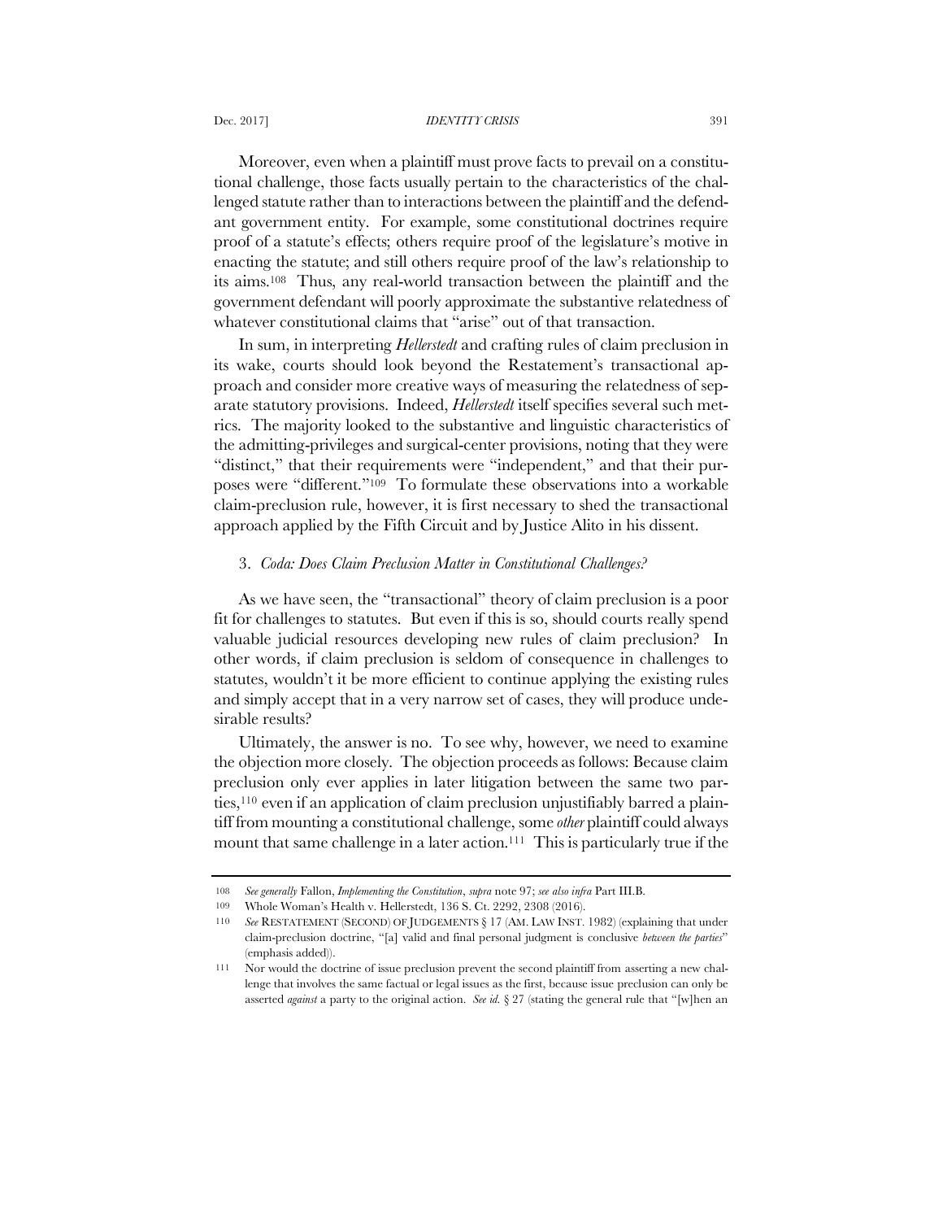Moreover, even when a plaintiff must prove facts to prevail on a constitutional challenge, those facts usually pertain to the characteristics of the challenged statute rather than to interactions between the plaintiff and the defendant government entity. For example, some constitutional doctrines require proof of a statute's effects; others require proof of the legislature's motive in enacting the statute; and still others require proof of the law's relationship to its aims.[108] Thus, any real-world transaction between the plaintiff and the government defendant will poorly approximate the substantive relatedness of whatever constitutional claims that "arise" out of that transaction.

In sum, in interpreting *Hellerstedt* and crafting rules of claim preclusion in its wake, courts should look beyond the Restatement's transactional approach and consider more creative ways of measuring the relatedness of separate statutory provisions. Indeed, *Hellerstedt* itself specifies several such metrics. The majority looked to the substantive and linguistic characteristics of the admitting-privileges and surgical-center provisions, noting that they were "distinct," that their requirements were "independent," and that their purposes were "different."[109] To formulate these observations into a workable claim-preclusion rule, however, it is first necessary to shed the transactional approach applied by the Fifth Circuit and by Justice Alito in his dissent.

### 3. *Coda: Does Claim Preclusion Matter in Constitutional Challenges?*

As we have seen, the "transactional" theory of claim preclusion is a poor fit for challenges to statutes. But even if this is so, should courts really spend valuable judicial resources developing new rules of claim preclusion? In other words, if claim preclusion is seldom of consequence in challenges to statutes, wouldn't it be more efficient to continue applying the existing rules and simply accept that in a very narrow set of cases, they will produce undesirable results?

Ultimately, the answer is no. To see why, however, we need to examine the objection more closely. The objection proceeds as follows: Because claim preclusion only ever applies in later litigation between the same two parties,[110] even if an application of claim preclusion unjustifiably barred a plaintiff from mounting a constitutional challenge, some *other* plaintiff could always mount that same challenge in a later action.[111] This is particularly true if the

---

108 *See generally* Fallon, *Implementing the Constitution*, *supra* note 97; *see also infra* Part III.B.

109 Whole Woman's Health v. Hellerstedt, 136 S. Ct. 2292, 2308 (2016).

110 *See* RESTATEMENT (SECOND) OF JUDGEMENTS § 17 (AM. LAW INST. 1982) (explaining that under claim-preclusion doctrine, "[a] valid and final personal judgment is conclusive *between the parties*" (emphasis added)).

111 Nor would the doctrine of issue preclusion prevent the second plaintiff from asserting a new challenge that involves the same factual or legal issues as the first, because issue preclusion can only be asserted *against* a party to the original action. *See id.* § 27 (stating the general rule that "[w]hen an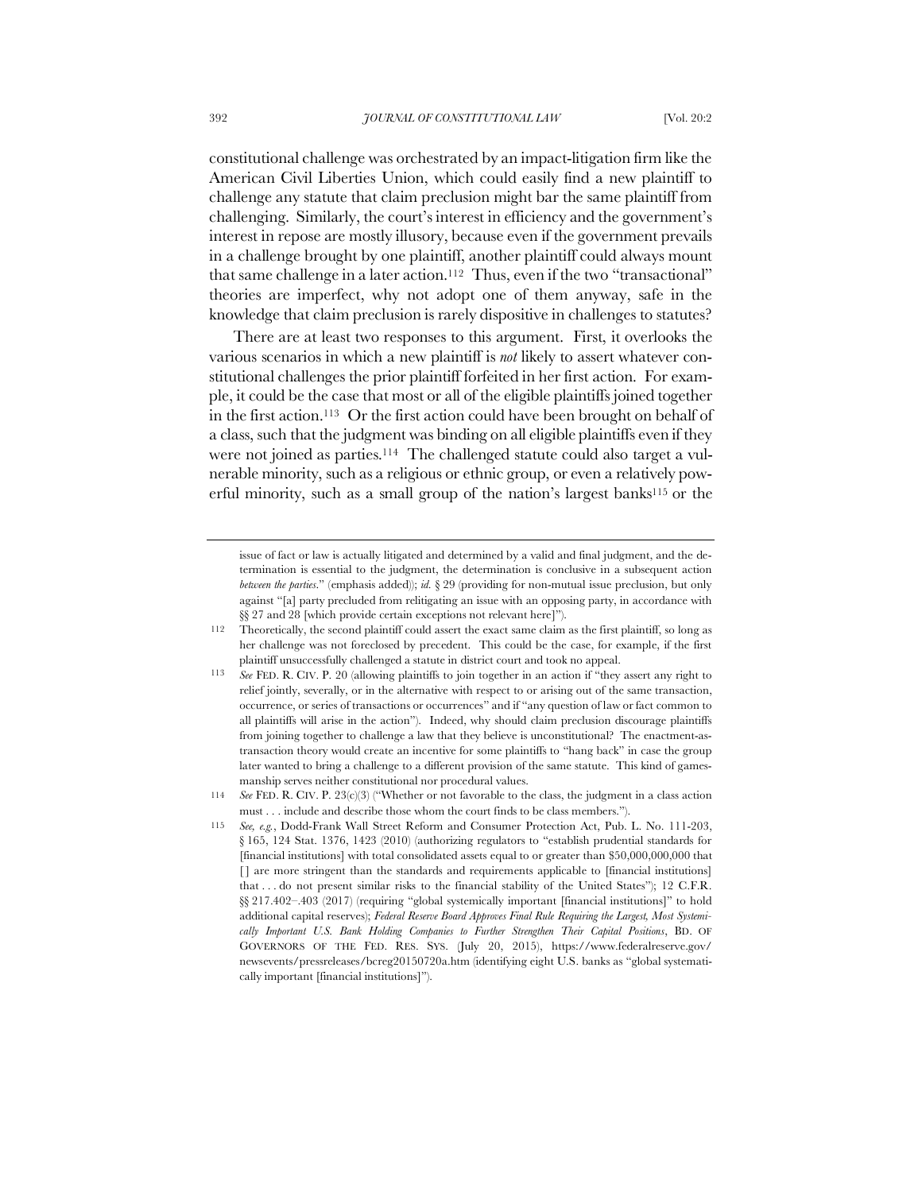constitutional challenge was orchestrated by an impact-litigation firm like the American Civil Liberties Union, which could easily find a new plaintiff to challenge any statute that claim preclusion might bar the same plaintiff from challenging. Similarly, the court's interest in efficiency and the government's interest in repose are mostly illusory, because even if the government prevails in a challenge brought by one plaintiff, another plaintiff could always mount that same challenge in a later action.[112] Thus, even if the two "transactional" theories are imperfect, why not adopt one of them anyway, safe in the knowledge that claim preclusion is rarely dispositive in challenges to statutes?

There are at least two responses to this argument. First, it overlooks the various scenarios in which a new plaintiff is *not* likely to assert whatever constitutional challenges the prior plaintiff forfeited in her first action. For example, it could be the case that most or all of the eligible plaintiffs joined together in the first action.[113] Or the first action could have been brought on behalf of a class, such that the judgment was binding on all eligible plaintiffs even if they were not joined as parties.[114] The challenged statute could also target a vulnerable minority, such as a religious or ethnic group, or even a relatively powerful minority, such as a small group of the nation's largest banks[115] or the

---

issue of fact or law is actually litigated and determined by a valid and final judgment, and the determination is essential to the judgment, the determination is conclusive in a subsequent action *between the parties*." (emphasis added)); *id.* § 29 (providing for non-mutual issue preclusion, but only against "[a] party precluded from relitigating an issue with an opposing party, in accordance with §§ 27 and 28 [which provide certain exceptions not relevant here]").

112 Theoretically, the second plaintiff could assert the exact same claim as the first plaintiff, so long as her challenge was not foreclosed by precedent. This could be the case, for example, if the first plaintiff unsuccessfully challenged a statute in district court and took no appeal.

113 *See* FED. R. CIV. P. 20 (allowing plaintiffs to join together in an action if "they assert any right to relief jointly, severally, or in the alternative with respect to or arising out of the same transaction, occurrence, or series of transactions or occurrences" and if "any question of law or fact common to all plaintiffs will arise in the action"). Indeed, why should claim preclusion discourage plaintiffs from joining together to challenge a law that they believe is unconstitutional? The enactment-as-transaction theory would create an incentive for some plaintiffs to "hang back" in case the group later wanted to bring a challenge to a different provision of the same statute. This kind of gamesmanship serves neither constitutional nor procedural values.

114 *See* FED. R. CIV. P. 23(c)(3) ("Whether or not favorable to the class, the judgment in a class action must . . . include and describe those whom the court finds to be class members.").

115 *See, e.g.*, Dodd-Frank Wall Street Reform and Consumer Protection Act, Pub. L. No. 111-203, § 165, 124 Stat. 1376, 1423 (2010) (authorizing regulators to "establish prudential standards for [financial institutions] with total consolidated assets equal to or greater than $50,000,000,000 that [] are more stringent than the standards and requirements applicable to [financial institutions] that . . . do not present similar risks to the financial stability of the United States"); 12 C.F.R. §§ 217.402–.403 (2017) (requiring "global systemically important [financial institutions]" to hold additional capital reserves); *Federal Reserve Board Approves Final Rule Requiring the Largest, Most Systemically Important U.S. Bank Holding Companies to Further Strengthen Their Capital Positions*, BD. OF GOVERNORS OF THE FED. RES. SYS. (July 20, 2015), https://www.federalreserve.gov/newsevents/pressreleases/bcreg20150720a.htm (identifying eight U.S. banks as "global systematically important [financial institutions]").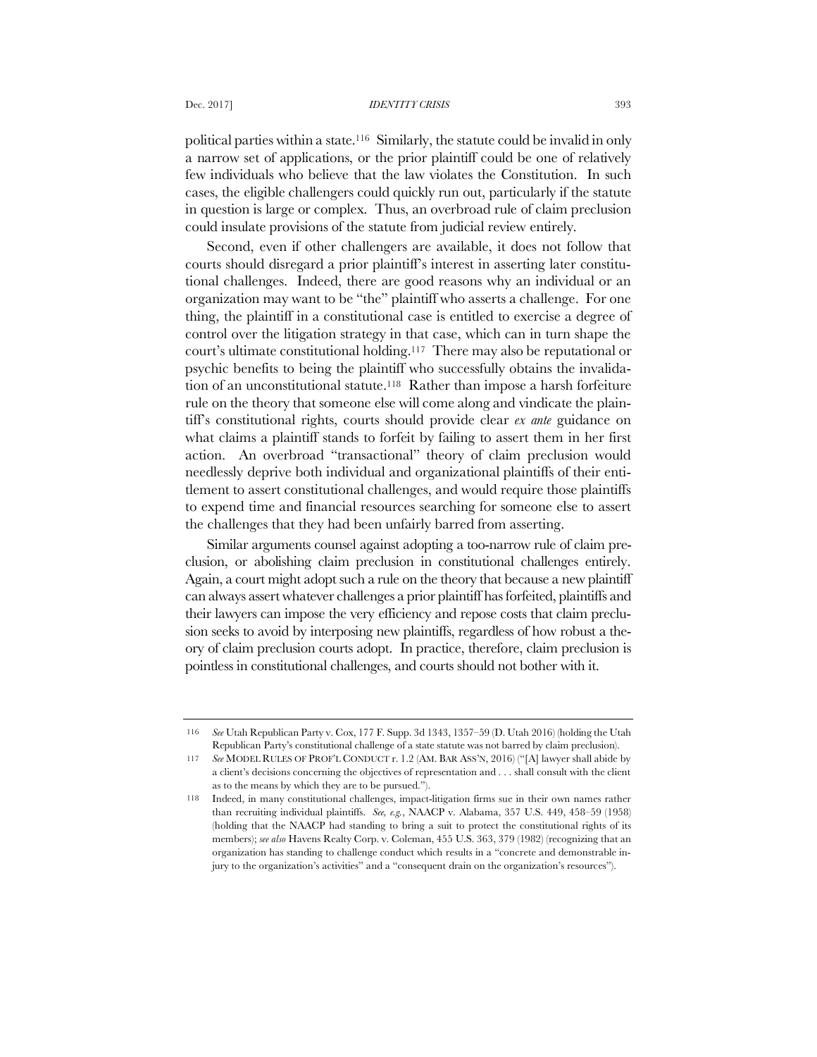political parties within a state.[116] Similarly, the statute could be invalid in only a narrow set of applications, or the prior plaintiff could be one of relatively few individuals who believe that the law violates the Constitution. In such cases, the eligible challengers could quickly run out, particularly if the statute in question is large or complex. Thus, an overbroad rule of claim preclusion could insulate provisions of the statute from judicial review entirely.

Second, even if other challengers are available, it does not follow that courts should disregard a prior plaintiff's interest in asserting later constitutional challenges. Indeed, there are good reasons why an individual or an organization may want to be "the" plaintiff who asserts a challenge. For one thing, the plaintiff in a constitutional case is entitled to exercise a degree of control over the litigation strategy in that case, which can in turn shape the court's ultimate constitutional holding.[117] There may also be reputational or psychic benefits to being the plaintiff who successfully obtains the invalidation of an unconstitutional statute.[118] Rather than impose a harsh forfeiture rule on the theory that someone else will come along and vindicate the plaintiff's constitutional rights, courts should provide clear *ex ante* guidance on what claims a plaintiff stands to forfeit by failing to assert them in her first action. An overbroad "transactional" theory of claim preclusion would needlessly deprive both individual and organizational plaintiffs of their entitlement to assert constitutional challenges, and would require those plaintiffs to expend time and financial resources searching for someone else to assert the challenges that they had been unfairly barred from asserting.

Similar arguments counsel against adopting a too-narrow rule of claim preclusion, or abolishing claim preclusion in constitutional challenges entirely. Again, a court might adopt such a rule on the theory that because a new plaintiff can always assert whatever challenges a prior plaintiff has forfeited, plaintiffs and their lawyers can impose the very efficiency and repose costs that claim preclusion seeks to avoid by interposing new plaintiffs, regardless of how robust a theory of claim preclusion courts adopt. In practice, therefore, claim preclusion is pointless in constitutional challenges, and courts should not bother with it.

---

116 *See* Utah Republican Party v. Cox, 177 F. Supp. 3d 1343, 1357–59 (D. Utah 2016) (holding the Utah Republican Party's constitutional challenge of a state statute was not barred by claim preclusion).

117 *See* MODEL RULES OF PROF'L CONDUCT r. 1.2 (AM. BAR ASS'N, 2016) ("[A] lawyer shall abide by a client's decisions concerning the objectives of representation and . . . shall consult with the client as to the means by which they are to be pursued.").

118 Indeed, in many constitutional challenges, impact-litigation firms sue in their own names rather than recruiting individual plaintiffs. *See, e.g.*, NAACP v. Alabama, 357 U.S. 449, 458–59 (1958) (holding that the NAACP had standing to bring a suit to protect the constitutional rights of its members); *see also* Havens Realty Corp. v. Coleman, 455 U.S. 363, 379 (1982) (recognizing that an organization has standing to challenge conduct which results in a "concrete and demonstrable injury to the organization's activities" and a "consequent drain on the organization's resources").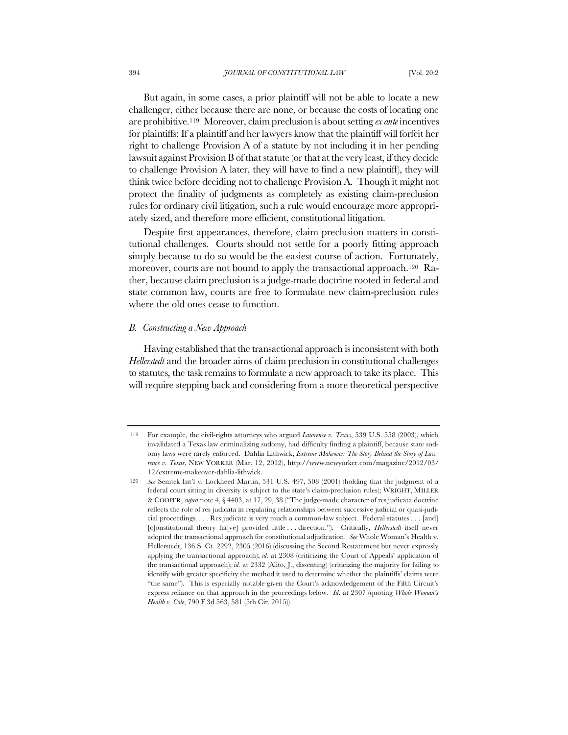But again, in some cases, a prior plaintiff will not be able to locate a new challenger, either because there are none, or because the costs of locating one are prohibitive.[119] Moreover, claim preclusion is about setting *ex ante* incentives for plaintiffs: If a plaintiff and her lawyers know that the plaintiff will forfeit her right to challenge Provision A of a statute by not including it in her pending lawsuit against Provision B of that statute (or that at the very least, if they decide to challenge Provision A later, they will have to find a new plaintiff), they will think twice before deciding not to challenge Provision A. Though it might not protect the finality of judgments as completely as existing claim-preclusion rules for ordinary civil litigation, such a rule would encourage more appropriately sized, and therefore more efficient, constitutional litigation.

Despite first appearances, therefore, claim preclusion matters in constitutional challenges. Courts should not settle for a poorly fitting approach simply because to do so would be the easiest course of action. Fortunately, moreover, courts are not bound to apply the transactional approach.[120] Rather, because claim preclusion is a judge-made doctrine rooted in federal and state common law, courts are free to formulate new claim-preclusion rules where the old ones cease to function.

### *B. Constructing a New Approach*

Having established that the transactional approach is inconsistent with both *Hellerstedt* and the broader aims of claim preclusion in constitutional challenges to statutes, the task remains to formulate a new approach to take its place. This will require stepping back and considering from a more theoretical perspective

---

119 For example, the civil-rights attorneys who argued *Lawrence v. Texas*, 539 U.S. 558 (2003), which invalidated a Texas law criminalizing sodomy, had difficulty finding a plaintiff, because state sodomy laws were rarely enforced. Dahlia Lithwick, *Extreme Makeover: The Story Behind the Story of Lawrence v. Texas*, NEW YORKER (Mar. 12, 2012), http://www.newyorker.com/magazine/2012/03/12/extreme-makeover-dahlia-lithwick.

120 *See* Semtek Int'l v. Lockheed Martin, 531 U.S. 497, 508 (2001) (holding that the judgment of a federal court sitting in diversity is subject to the state's claim-preclusion rules); WRIGHT, MILLER & COOPER, *supra* note 4, § 4403, at 17, 29, 38 ("The judge-made character of res judicata doctrine reflects the role of res judicata in regulating relationships between successive judicial or quasi-judicial proceedings. . . . Res judicata is very much a common-law subject. Federal statutes . . . [and] [c]onstitutional theory ha[ve] provided little . . . direction."). Critically, *Hellerstedt* itself never adopted the transactional approach for constitutional adjudication. *See* Whole Woman's Health v. Hellerstedt, 136 S. Ct. 2292, 2305 (2016) (discussing the Second Restatement but never expressly applying the transactional approach); *id.* at 2308 (criticizing the Court of Appeals' application of the transactional approach); *id.* at 2332 (Alito, J., dissenting) (criticizing the majority for failing to identify with greater specificity the method it used to determine whether the plaintiffs' claims were "the same"). This is especially notable given the Court's acknowledgement of the Fifth Circuit's express reliance on that approach in the proceedings below. *Id*. at 2307 (quoting *Whole Woman's Health v. Cole*, 790 F.3d 563, 581 (5th Cir. 2015)).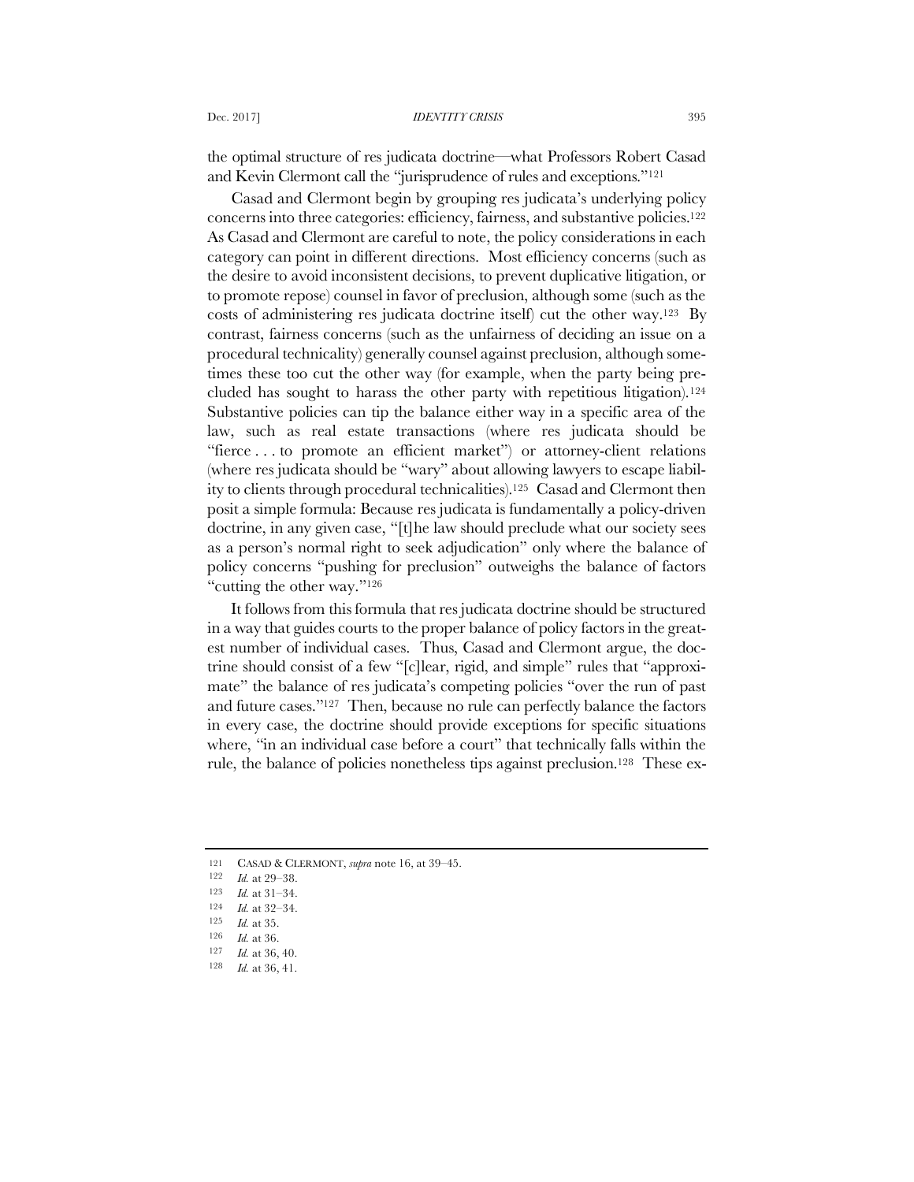the optimal structure of res judicata doctrine—what Professors Robert Casad and Kevin Clermont call the "jurisprudence of rules and exceptions."[121]

Casad and Clermont begin by grouping res judicata's underlying policy concerns into three categories: efficiency, fairness, and substantive policies.[122] As Casad and Clermont are careful to note, the policy considerations in each category can point in different directions. Most efficiency concerns (such as the desire to avoid inconsistent decisions, to prevent duplicative litigation, or to promote repose) counsel in favor of preclusion, although some (such as the costs of administering res judicata doctrine itself) cut the other way.[123] By contrast, fairness concerns (such as the unfairness of deciding an issue on a procedural technicality) generally counsel against preclusion, although sometimes these too cut the other way (for example, when the party being precluded has sought to harass the other party with repetitious litigation).[124] Substantive policies can tip the balance either way in a specific area of the law, such as real estate transactions (where res judicata should be "fierce . . . to promote an efficient market") or attorney-client relations (where res judicata should be "wary" about allowing lawyers to escape liability to clients through procedural technicalities).[125] Casad and Clermont then posit a simple formula: Because res judicata is fundamentally a policy-driven doctrine, in any given case, "[t]he law should preclude what our society sees as a person's normal right to seek adjudication" only where the balance of policy concerns "pushing for preclusion" outweighs the balance of factors "cutting the other way."[126]

It follows from this formula that res judicata doctrine should be structured in a way that guides courts to the proper balance of policy factors in the greatest number of individual cases. Thus, Casad and Clermont argue, the doctrine should consist of a few "[c]lear, rigid, and simple" rules that "approximate" the balance of res judicata's competing policies "over the run of past and future cases."[127] Then, because no rule can perfectly balance the factors in every case, the doctrine should provide exceptions for specific situations where, "in an individual case before a court" that technically falls within the rule, the balance of policies nonetheless tips against preclusion.[128] These ex-

---

121 CASAD & CLERMONT, *supra* note 16, at 39–45.

122 *Id.* at 29–38.

123 *Id.* at 31–34.

124 *Id.* at 32–34.

125 *Id.* at 35.

126 *Id.* at 36.

127 *Id.* at 36, 40.

128 *Id.* at 36, 41.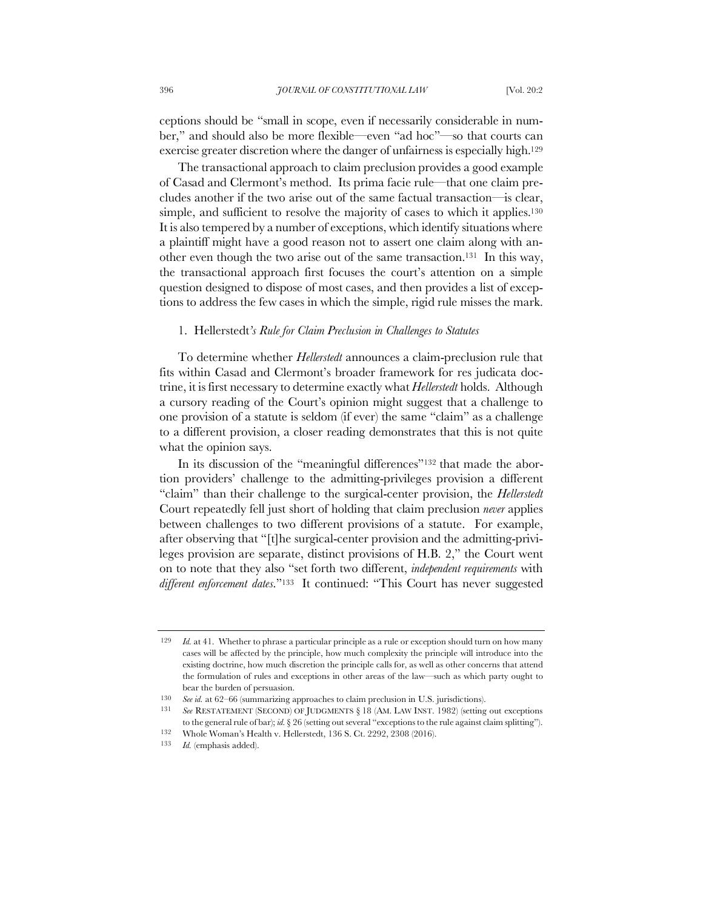ceptions should be "small in scope, even if necessarily considerable in number," and should also be more flexible—even "ad hoc"—so that courts can exercise greater discretion where the danger of unfairness is especially high.[129]

The transactional approach to claim preclusion provides a good example of Casad and Clermont's method. Its prima facie rule—that one claim precludes another if the two arise out of the same factual transaction—is clear, simple, and sufficient to resolve the majority of cases to which it applies.[130] It is also tempered by a number of exceptions, which identify situations where a plaintiff might have a good reason not to assert one claim along with another even though the two arise out of the same transaction.[131] In this way, the transactional approach first focuses the court's attention on a simple question designed to dispose of most cases, and then provides a list of exceptions to address the few cases in which the simple, rigid rule misses the mark.

### 1. *Hellerstedt's Rule for Claim Preclusion in Challenges to Statutes*

To determine whether *Hellerstedt* announces a claim-preclusion rule that fits within Casad and Clermont's broader framework for res judicata doctrine, it is first necessary to determine exactly what *Hellerstedt* holds. Although a cursory reading of the Court's opinion might suggest that a challenge to one provision of a statute is seldom (if ever) the same "claim" as a challenge to a different provision, a closer reading demonstrates that this is not quite what the opinion says.

In its discussion of the "meaningful differences"[132] that made the abortion providers' challenge to the admitting-privileges provision a different "claim" than their challenge to the surgical-center provision, the *Hellerstedt* Court repeatedly fell just short of holding that claim preclusion *never* applies between challenges to two different provisions of a statute. For example, after observing that "[t]he surgical-center provision and the admitting-privileges provision are separate, distinct provisions of H.B. 2," the Court went on to note that they also "set forth two different, *independent requirements* with *different enforcement dates*."[133] It continued: "This Court has never suggested

---

[129] *Id.* at 41. Whether to phrase a particular principle as a rule or exception should turn on how many cases will be affected by the principle, how much complexity the principle will introduce into the existing doctrine, how much discretion the principle calls for, as well as other concerns that attend the formulation of rules and exceptions in other areas of the law—such as which party ought to bear the burden of persuasion.

[130] *See id.* at 62–66 (summarizing approaches to claim preclusion in U.S. jurisdictions).

[131] *See* RESTATEMENT (SECOND) OF JUDGMENTS § 18 (AM. LAW INST. 1982) (setting out exceptions to the general rule of bar); *id.* § 26 (setting out several "exceptions to the rule against claim splitting").

[132] Whole Woman's Health v. Hellerstedt, 136 S. Ct. 2292, 2308 (2016).

[133] *Id.* (emphasis added).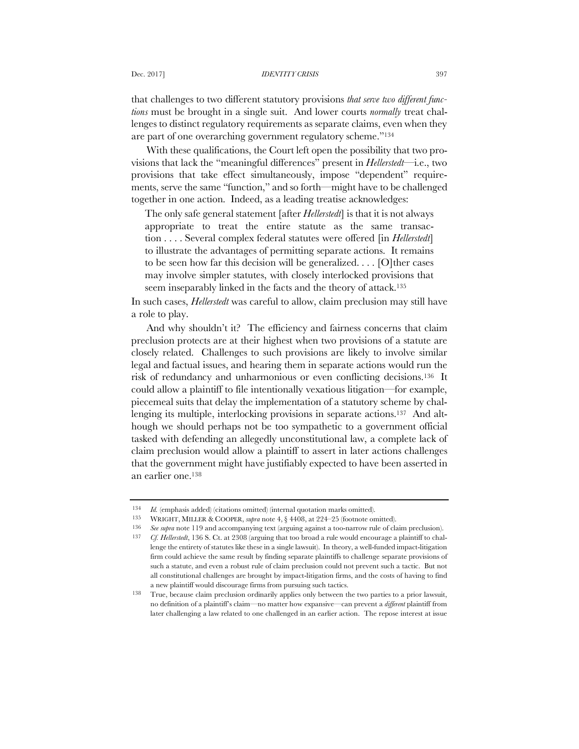that challenges to two different statutory provisions *that serve two different functions* must be brought in a single suit. And lower courts *normally* treat challenges to distinct regulatory requirements as separate claims, even when they are part of one overarching government regulatory scheme."[134]

With these qualifications, the Court left open the possibility that two provisions that lack the "meaningful differences" present in *Hellerstedt*—i.e., two provisions that take effect simultaneously, impose "dependent" requirements, serve the same "function," and so forth—might have to be challenged together in one action. Indeed, as a leading treatise acknowledges:

> The only safe general statement [after *Hellerstedt*] is that it is not always appropriate to treat the entire statute as the same transaction . . . . Several complex federal statutes were offered [in *Hellerstedt*] to illustrate the advantages of permitting separate actions. It remains to be seen how far this decision will be generalized. . . . [O]ther cases may involve simpler statutes, with closely interlocked provisions that seem inseparably linked in the facts and the theory of attack.[135]

In such cases, *Hellerstedt* was careful to allow, claim preclusion may still have a role to play.

And why shouldn't it? The efficiency and fairness concerns that claim preclusion protects are at their highest when two provisions of a statute are closely related. Challenges to such provisions are likely to involve similar legal and factual issues, and hearing them in separate actions would run the risk of redundancy and unharmonious or even conflicting decisions.[136] It could allow a plaintiff to file intentionally vexatious litigation—for example, piecemeal suits that delay the implementation of a statutory scheme by challenging its multiple, interlocking provisions in separate actions.[137] And although we should perhaps not be too sympathetic to a government official tasked with defending an allegedly unconstitutional law, a complete lack of claim preclusion would allow a plaintiff to assert in later actions challenges that the government might have justifiably expected to have been asserted in an earlier one.[138]

---

[134] *Id.* (emphasis added) (citations omitted) (internal quotation marks omitted).

[135] WRIGHT, MILLER & COOPER, *supra* note 4, § 4408, at 224–25 (footnote omitted).

[136] *See supra* note 119 and accompanying text (arguing against a too-narrow rule of claim preclusion).

[137] *Cf. Hellerstedt*, 136 S. Ct. at 2308 (arguing that too broad a rule would encourage a plaintiff to challenge the entirety of statutes like these in a single lawsuit). In theory, a well-funded impact-litigation firm could achieve the same result by finding separate plaintiffs to challenge separate provisions of such a statute, and even a robust rule of claim preclusion could not prevent such a tactic. But not all constitutional challenges are brought by impact-litigation firms, and the costs of having to find a new plaintiff would discourage firms from pursuing such tactics.

[138] True, because claim preclusion ordinarily applies only between the two parties to a prior lawsuit, no definition of a plaintiff's claim—no matter how expansive—can prevent a *different* plaintiff from later challenging a law related to one challenged in an earlier action. The repose interest at issue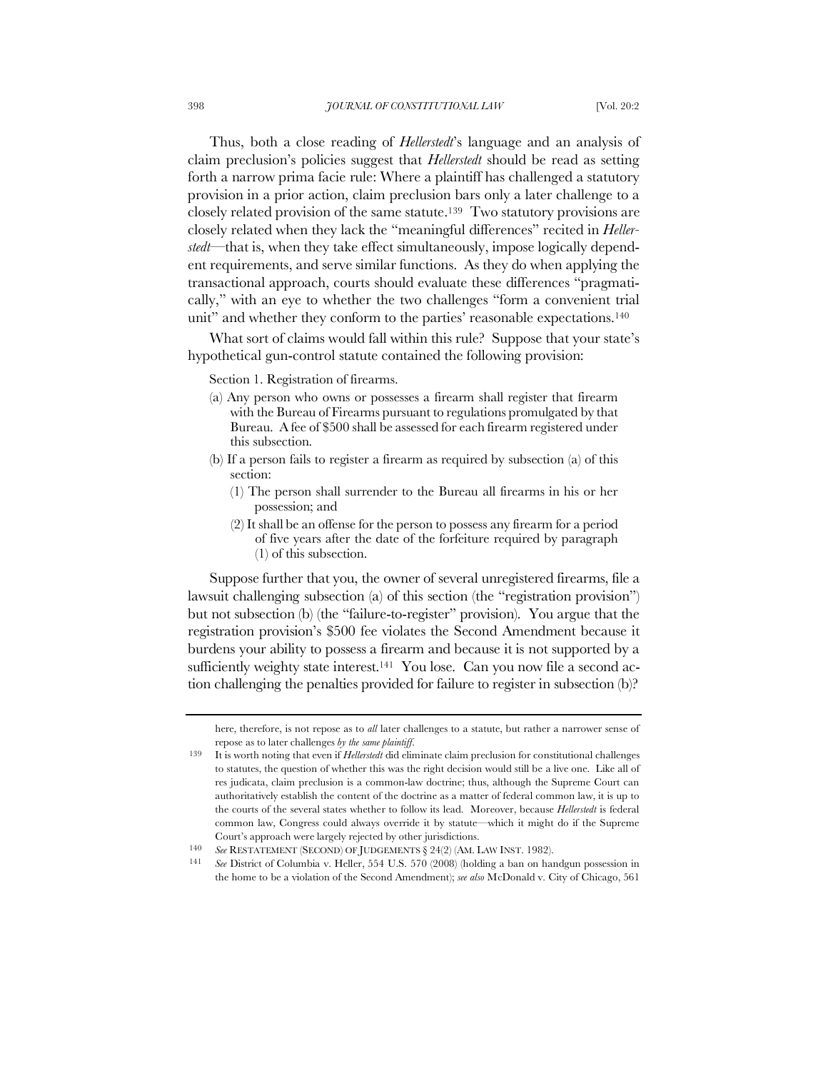Thus, both a close reading of *Hellerstedt*'s language and an analysis of claim preclusion's policies suggest that *Hellerstedt* should be read as setting forth a narrow prima facie rule: Where a plaintiff has challenged a statutory provision in a prior action, claim preclusion bars only a later challenge to a closely related provision of the same statute.[139] Two statutory provisions are closely related when they lack the "meaningful differences" recited in *Hellerstedt*—that is, when they take effect simultaneously, impose logically dependent requirements, and serve similar functions. As they do when applying the transactional approach, courts should evaluate these differences "pragmatically," with an eye to whether the two challenges "form a convenient trial unit" and whether they conform to the parties' reasonable expectations.[140]

What sort of claims would fall within this rule? Suppose that your state's hypothetical gun-control statute contained the following provision:

> Section 1. Registration of firearms.
>
> (a) Any person who owns or possesses a firearm shall register that firearm with the Bureau of Firearms pursuant to regulations promulgated by that Bureau. A fee of $500 shall be assessed for each firearm registered under this subsection.
>
> (b) If a person fails to register a firearm as required by subsection (a) of this section:
>
> (1) The person shall surrender to the Bureau all firearms in his or her possession; and
>
> (2) It shall be an offense for the person to possess any firearm for a period of five years after the date of the forfeiture required by paragraph (1) of this subsection.

Suppose further that you, the owner of several unregistered firearms, file a lawsuit challenging subsection (a) of this section (the "registration provision") but not subsection (b) (the "failure-to-register" provision). You argue that the registration provision's $500 fee violates the Second Amendment because it burdens your ability to possess a firearm and because it is not supported by a sufficiently weighty state interest.[141] You lose. Can you now file a second action challenging the penalties provided for failure to register in subsection (b)?

---

here, therefore, is not repose as to *all* later challenges to a statute, but rather a narrower sense of repose as to later challenges *by the same plaintiff*.

[139] It is worth noting that even if *Hellerstedt* did eliminate claim preclusion for constitutional challenges to statutes, the question of whether this was the right decision would still be a live one. Like all of res judicata, claim preclusion is a common-law doctrine; thus, although the Supreme Court can authoritatively establish the content of the doctrine as a matter of federal common law, it is up to the courts of the several states whether to follow its lead. Moreover, because *Hellerstedt* is federal common law, Congress could always override it by statute—which it might do if the Supreme Court's approach were largely rejected by other jurisdictions.

[140] *See* RESTATEMENT (SECOND) OF JUDGEMENTS § 24(2) (AM. LAW INST. 1982).

[141] *See* District of Columbia v. Heller, 554 U.S. 570 (2008) (holding a ban on handgun possession in the home to be a violation of the Second Amendment); *see also* McDonald v. City of Chicago, 561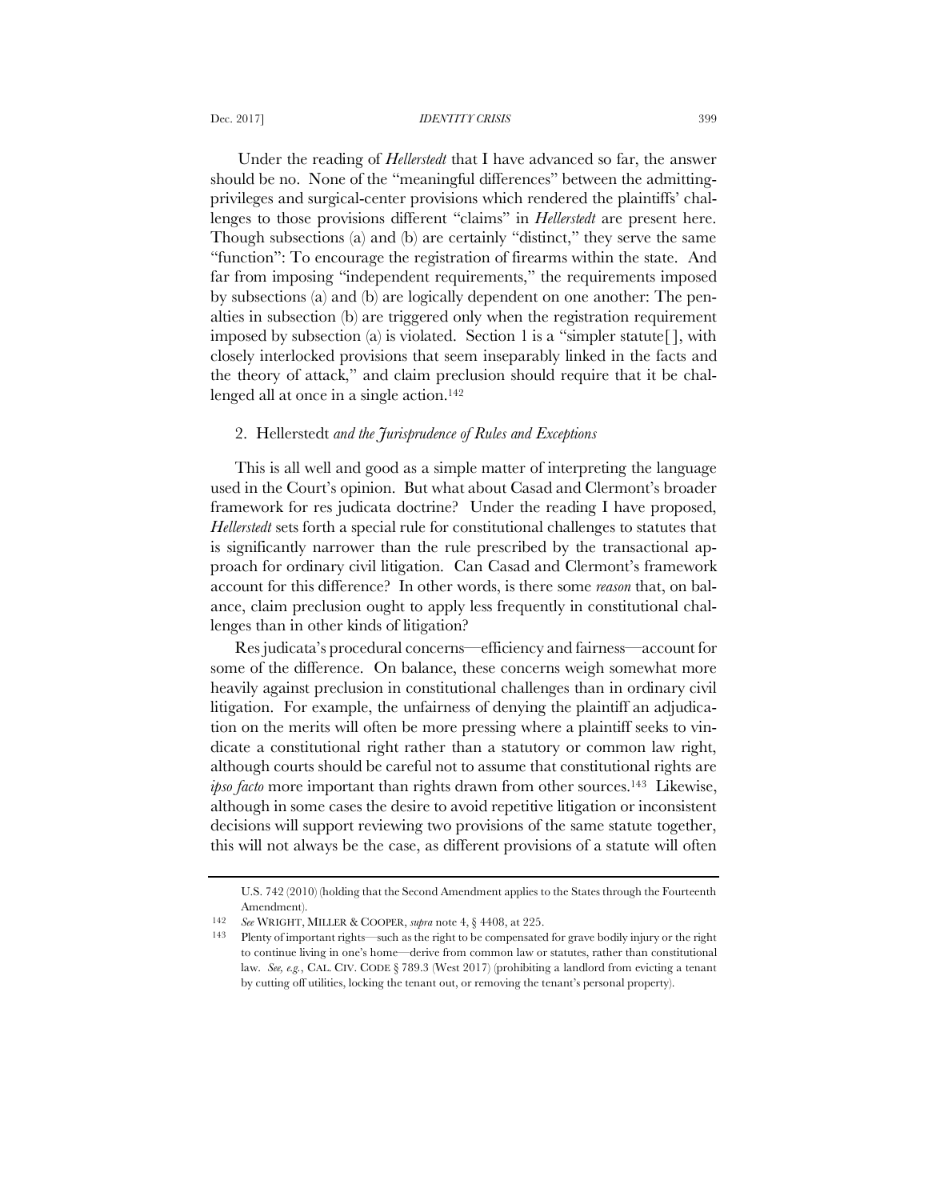Under the reading of *Hellerstedt* that I have advanced so far, the answer should be no. None of the "meaningful differences" between the admitting-privileges and surgical-center provisions which rendered the plaintiffs' challenges to those provisions different "claims" in *Hellerstedt* are present here. Though subsections (a) and (b) are certainly "distinct," they serve the same "function": To encourage the registration of firearms within the state. And far from imposing "independent requirements," the requirements imposed by subsections (a) and (b) are logically dependent on one another: The penalties in subsection (b) are triggered only when the registration requirement imposed by subsection (a) is violated. Section 1 is a "simpler statute[ ], with closely interlocked provisions that seem inseparably linked in the facts and the theory of attack," and claim preclusion should require that it be challenged all at once in a single action.[142]

### 2. Hellerstedt *and the Jurisprudence of Rules and Exceptions*

This is all well and good as a simple matter of interpreting the language used in the Court's opinion. But what about Casad and Clermont's broader framework for res judicata doctrine? Under the reading I have proposed, *Hellerstedt* sets forth a special rule for constitutional challenges to statutes that is significantly narrower than the rule prescribed by the transactional approach for ordinary civil litigation. Can Casad and Clermont's framework account for this difference? In other words, is there some *reason* that, on balance, claim preclusion ought to apply less frequently in constitutional challenges than in other kinds of litigation?

Res judicata's procedural concerns—efficiency and fairness—account for some of the difference. On balance, these concerns weigh somewhat more heavily against preclusion in constitutional challenges than in ordinary civil litigation. For example, the unfairness of denying the plaintiff an adjudication on the merits will often be more pressing where a plaintiff seeks to vindicate a constitutional right rather than a statutory or common law right, although courts should be careful not to assume that constitutional rights are *ipso facto* more important than rights drawn from other sources.[143] Likewise, although in some cases the desire to avoid repetitive litigation or inconsistent decisions will support reviewing two provisions of the same statute together, this will not always be the case, as different provisions of a statute will often

U.S. 742 (2010) (holding that the Second Amendment applies to the States through the Fourteenth Amendment).

142 *See* WRIGHT, MILLER & COOPER, *supra* note 4, § 4408, at 225.

143 Plenty of important rights—such as the right to be compensated for grave bodily injury or the right to continue living in one's home—derive from common law or statutes, rather than constitutional law. *See, e.g.*, CAL. CIV. CODE § 789.3 (West 2017) (prohibiting a landlord from evicting a tenant by cutting off utilities, locking the tenant out, or removing the tenant's personal property).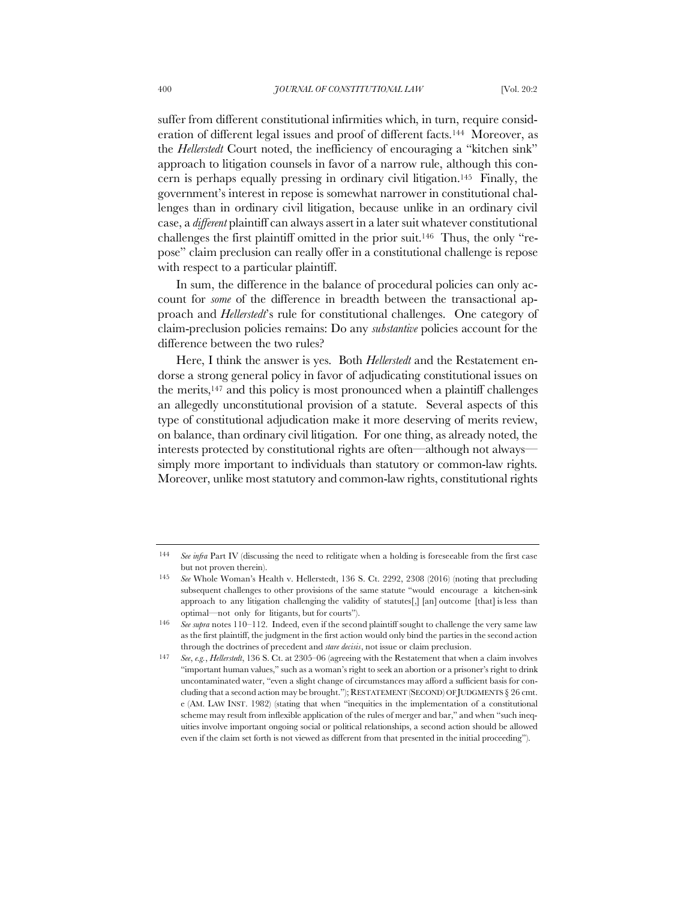suffer from different constitutional infirmities which, in turn, require consideration of different legal issues and proof of different facts.[144] Moreover, as the *Hellerstedt* Court noted, the inefficiency of encouraging a "kitchen sink" approach to litigation counsels in favor of a narrow rule, although this concern is perhaps equally pressing in ordinary civil litigation.[145] Finally, the government's interest in repose is somewhat narrower in constitutional challenges than in ordinary civil litigation, because unlike in an ordinary civil case, a *different* plaintiff can always assert in a later suit whatever constitutional challenges the first plaintiff omitted in the prior suit.[146] Thus, the only "repose" claim preclusion can really offer in a constitutional challenge is repose with respect to a particular plaintiff.

In sum, the difference in the balance of procedural policies can only account for *some* of the difference in breadth between the transactional approach and *Hellerstedt*'s rule for constitutional challenges. One category of claim-preclusion policies remains: Do any *substantive* policies account for the difference between the two rules?

Here, I think the answer is yes. Both *Hellerstedt* and the Restatement endorse a strong general policy in favor of adjudicating constitutional issues on the merits,[147] and this policy is most pronounced when a plaintiff challenges an allegedly unconstitutional provision of a statute. Several aspects of this type of constitutional adjudication make it more deserving of merits review, on balance, than ordinary civil litigation. For one thing, as already noted, the interests protected by constitutional rights are often—although not always—simply more important to individuals than statutory or common-law rights. Moreover, unlike most statutory and common-law rights, constitutional rights

---

[144] *See infra* Part IV (discussing the need to relitigate when a holding is foreseeable from the first case but not proven therein).

[145] *See* Whole Woman's Health v. Hellerstedt, 136 S. Ct. 2292, 2308 (2016) (noting that precluding subsequent challenges to other provisions of the same statute "would encourage a kitchen-sink approach to any litigation challenging the validity of statutes[,] [an] outcome [that] is less than optimal—not only for litigants, but for courts").

[146] *See supra* notes 110–112. Indeed, even if the second plaintiff sought to challenge the very same law as the first plaintiff, the judgment in the first action would only bind the parties in the second action through the doctrines of precedent and *stare decisis*, not issue or claim preclusion.

[147] *See, e.g.*, *Hellerstedt*, 136 S. Ct. at 2305–06 (agreeing with the Restatement that when a claim involves "important human values," such as a woman's right to seek an abortion or a prisoner's right to drink uncontaminated water, "even a slight change of circumstances may afford a sufficient basis for concluding that a second action may be brought."); RESTATEMENT (SECOND) OF JUDGMENTS § 26 cmt. e (AM. LAW INST. 1982) (stating that when "inequities in the implementation of a constitutional scheme may result from inflexible application of the rules of merger and bar," and when "such inequities involve important ongoing social or political relationships, a second action should be allowed even if the claim set forth is not viewed as different from that presented in the initial proceeding").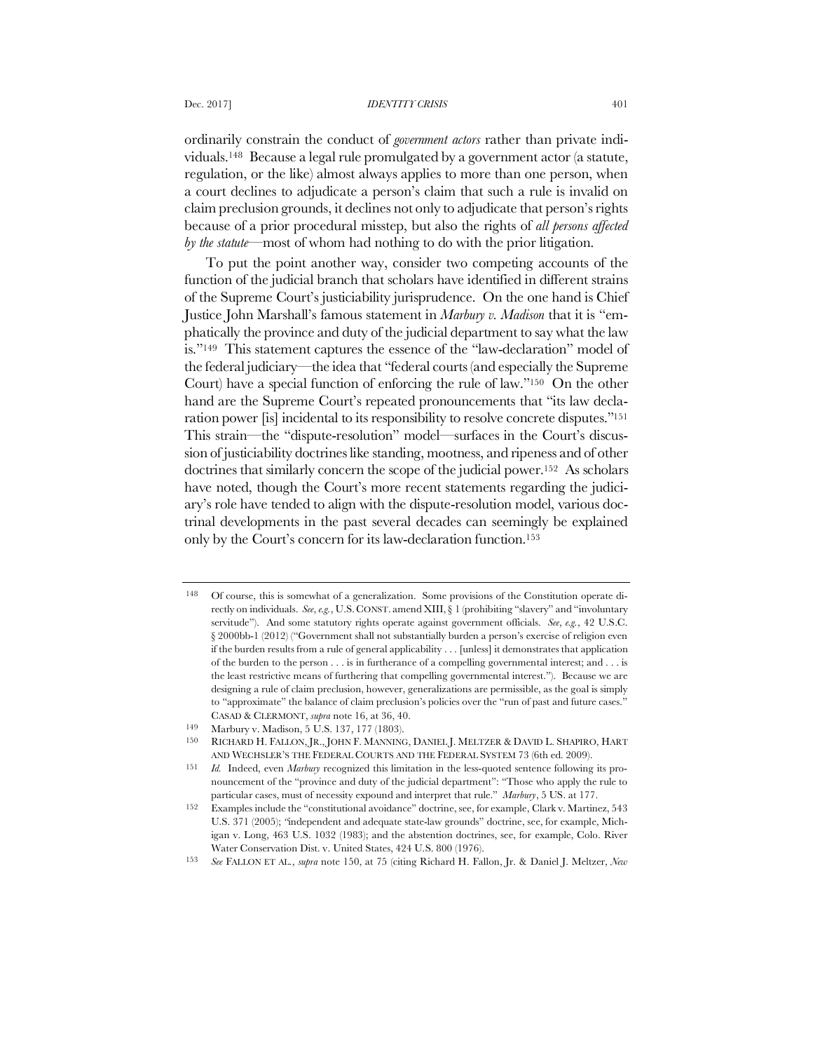ordinarily constrain the conduct of *government actors* rather than private individuals.[148] Because a legal rule promulgated by a government actor (a statute, regulation, or the like) almost always applies to more than one person, when a court declines to adjudicate a person's claim that such a rule is invalid on claim preclusion grounds, it declines not only to adjudicate that person's rights because of a prior procedural misstep, but also the rights of *all persons affected by the statute*—most of whom had nothing to do with the prior litigation.

To put the point another way, consider two competing accounts of the function of the judicial branch that scholars have identified in different strains of the Supreme Court's justiciability jurisprudence. On the one hand is Chief Justice John Marshall's famous statement in *Marbury v. Madison* that it is "emphatically the province and duty of the judicial department to say what the law is."[149] This statement captures the essence of the "law-declaration" model of the federal judiciary—the idea that "federal courts (and especially the Supreme Court) have a special function of enforcing the rule of law."[150] On the other hand are the Supreme Court's repeated pronouncements that "its law declaration power [is] incidental to its responsibility to resolve concrete disputes."[151] This strain—the "dispute-resolution" model—surfaces in the Court's discussion of justiciability doctrines like standing, mootness, and ripeness and of other doctrines that similarly concern the scope of the judicial power.[152] As scholars have noted, though the Court's more recent statements regarding the judiciary's role have tended to align with the dispute-resolution model, various doctrinal developments in the past several decades can seemingly be explained only by the Court's concern for its law-declaration function.[153]

---

148 Of course, this is somewhat of a generalization. Some provisions of the Constitution operate directly on individuals. *See, e.g.*, U.S. CONST. amend XIII, § 1 (prohibiting "slavery" and "involuntary servitude"). And some statutory rights operate against government officials. *See, e.g.*, 42 U.S.C. § 2000bb-1 (2012) ("Government shall not substantially burden a person's exercise of religion even if the burden results from a rule of general applicability . . . [unless] it demonstrates that application of the burden to the person . . . is in furtherance of a compelling governmental interest; and . . . is the least restrictive means of furthering that compelling governmental interest."). Because we are designing a rule of claim preclusion, however, generalizations are permissible, as the goal is simply to "approximate" the balance of claim preclusion's policies over the "run of past and future cases." CASAD & CLERMONT, *supra* note 16, at 36, 40.

149 Marbury v. Madison, 5 U.S. 137, 177 (1803).

150 RICHARD H. FALLON, JR., JOHN F. MANNING, DANIEL J. MELTZER & DAVID L. SHAPIRO, HART AND WECHSLER'S THE FEDERAL COURTS AND THE FEDERAL SYSTEM 73 (6th ed. 2009).

151 *Id.* Indeed, even *Marbury* recognized this limitation in the less-quoted sentence following its pronouncement of the "province and duty of the judicial department": "Those who apply the rule to particular cases, must of necessity expound and interpret that rule." *Marbury*, 5 US. at 177.

152 Examples include the "constitutional avoidance" doctrine, see, for example, Clark v. Martinez, 543 U.S. 371 (2005); "independent and adequate state-law grounds" doctrine, see, for example, Michigan v. Long, 463 U.S. 1032 (1983); and the abstention doctrines, see, for example, Colo. River Water Conservation Dist. v. United States, 424 U.S. 800 (1976).

153 *See* FALLON ET AL., *supra* note 150, at 75 (citing Richard H. Fallon, Jr. & Daniel J. Meltzer, *New*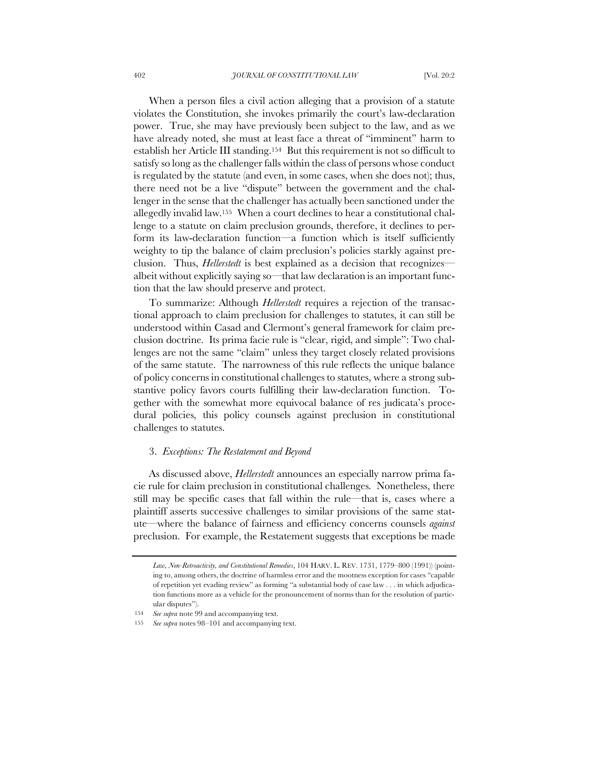When a person files a civil action alleging that a provision of a statute violates the Constitution, she invokes primarily the court's law-declaration power. True, she may have previously been subject to the law, and as we have already noted, she must at least face a threat of "imminent" harm to establish her Article III standing.[154] But this requirement is not so difficult to satisfy so long as the challenger falls within the class of persons whose conduct is regulated by the statute (and even, in some cases, when she does not); thus, there need not be a live "dispute" between the government and the challenger in the sense that the challenger has actually been sanctioned under the allegedly invalid law.[155] When a court declines to hear a constitutional challenge to a statute on claim preclusion grounds, therefore, it declines to perform its law-declaration function—a function which is itself sufficiently weighty to tip the balance of claim preclusion's policies starkly against preclusion. Thus, *Hellerstedt* is best explained as a decision that recognizes—albeit without explicitly saying so—that law declaration is an important function that the law should preserve and protect.

To summarize: Although *Hellerstedt* requires a rejection of the transactional approach to claim preclusion for challenges to statutes, it can still be understood within Casad and Clermont's general framework for claim preclusion doctrine. Its prima facie rule is "clear, rigid, and simple": Two challenges are not the same "claim" unless they target closely related provisions of the same statute. The narrowness of this rule reflects the unique balance of policy concerns in constitutional challenges to statutes, where a strong substantive policy favors courts fulfilling their law-declaration function. Together with the somewhat more equivocal balance of res judicata's procedural policies, this policy counsels against preclusion in constitutional challenges to statutes.

### 3. *Exceptions: The Restatement and Beyond*

As discussed above, *Hellerstedt* announces an especially narrow prima facie rule for claim preclusion in constitutional challenges. Nonetheless, there still may be specific cases that fall within the rule—that is, cases where a plaintiff asserts successive challenges to similar provisions of the same statute—where the balance of fairness and efficiency concerns counsels *against* preclusion. For example, the Restatement suggests that exceptions be made

---

*Law, Non-Retroactivity, and Constitutional Remedies*, 104 HARV. L. REV. 1731, 1779–800 (1991)) (pointing to, among others, the doctrine of harmless error and the mootness exception for cases "capable of repetition yet evading review" as forming "a substantial body of case law . . . in which adjudication functions more as a vehicle for the pronouncement of norms than for the resolution of particular disputes").

154 *See supra* note 99 and accompanying text.

155 *See supra* notes 98–101 and accompanying text.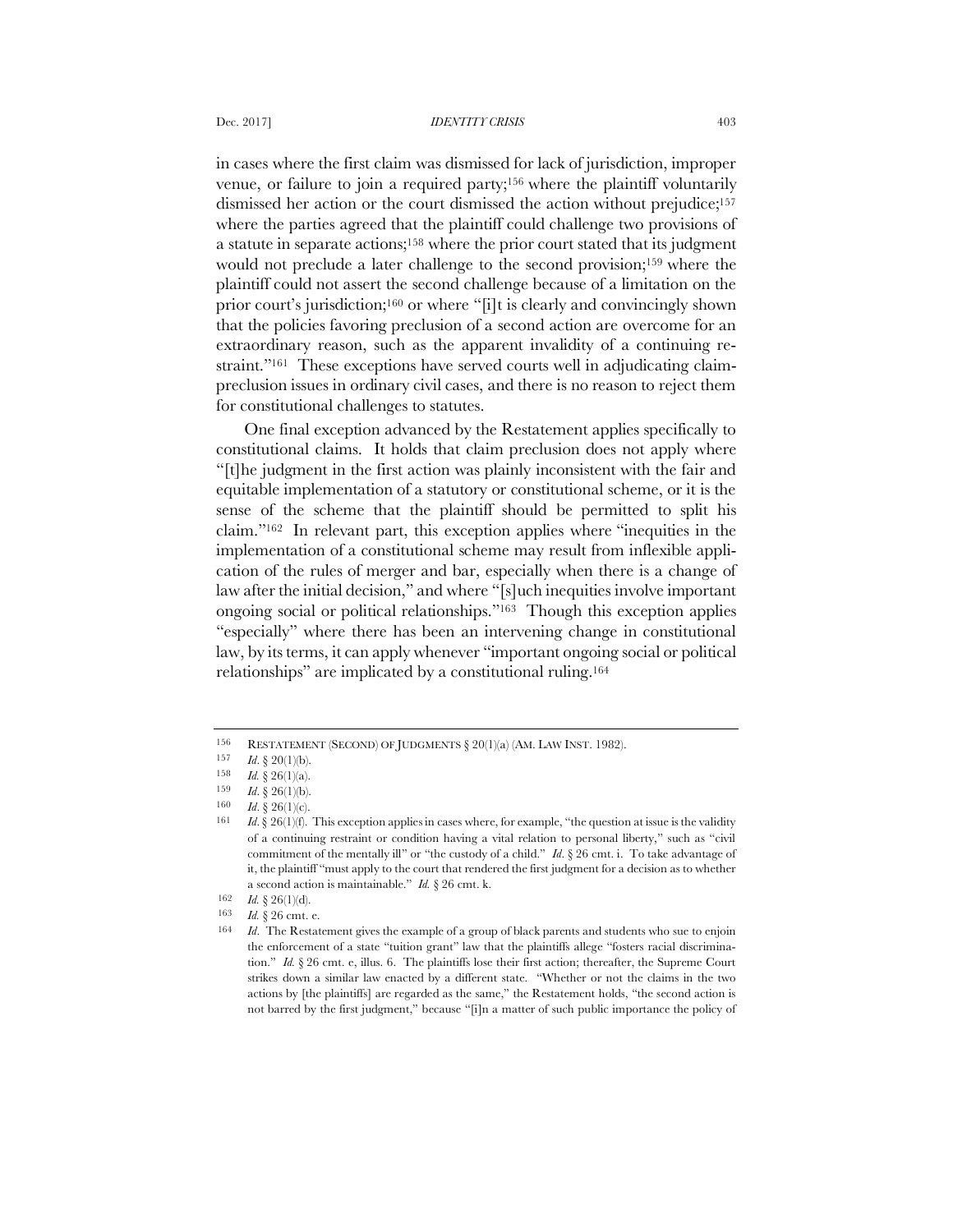in cases where the first claim was dismissed for lack of jurisdiction, improper venue, or failure to join a required party;[156] where the plaintiff voluntarily dismissed her action or the court dismissed the action without prejudice;[157] where the parties agreed that the plaintiff could challenge two provisions of a statute in separate actions;[158] where the prior court stated that its judgment would not preclude a later challenge to the second provision;[159] where the plaintiff could not assert the second challenge because of a limitation on the prior court's jurisdiction;[160] or where "[i]t is clearly and convincingly shown that the policies favoring preclusion of a second action are overcome for an extraordinary reason, such as the apparent invalidity of a continuing restraint."[161] These exceptions have served courts well in adjudicating claim-preclusion issues in ordinary civil cases, and there is no reason to reject them for constitutional challenges to statutes.

One final exception advanced by the Restatement applies specifically to constitutional claims. It holds that claim preclusion does not apply where "[t]he judgment in the first action was plainly inconsistent with the fair and equitable implementation of a statutory or constitutional scheme, or it is the sense of the scheme that the plaintiff should be permitted to split his claim."[162] In relevant part, this exception applies where "inequities in the implementation of a constitutional scheme may result from inflexible application of the rules of merger and bar, especially when there is a change of law after the initial decision," and where "[s]uch inequities involve important ongoing social or political relationships."[163] Though this exception applies "especially" where there has been an intervening change in constitutional law, by its terms, it can apply whenever "important ongoing social or political relationships" are implicated by a constitutional ruling.[164]

---

156 RESTATEMENT (SECOND) OF JUDGMENTS § 20(1)(a) (AM. LAW INST. 1982).

157 *Id*. § 20(1)(b).

158 *Id.* § 26(1)(a).

159 *Id*. § 26(1)(b).

160 *Id*. § 26(1)(c).

161 *Id*. § 26(1)(f). This exception applies in cases where, for example, "the question at issue is the validity of a continuing restraint or condition having a vital relation to personal liberty," such as "civil commitment of the mentally ill" or "the custody of a child." *Id*. § 26 cmt. i. To take advantage of it, the plaintiff "must apply to the court that rendered the first judgment for a decision as to whether a second action is maintainable." *Id.* § 26 cmt. k.

162 *Id.* § 26(1)(d).

163 *Id.* § 26 cmt. e.

164 *Id*. The Restatement gives the example of a group of black parents and students who sue to enjoin the enforcement of a state "tuition grant" law that the plaintiffs allege "fosters racial discrimination." *Id.* § 26 cmt. e, illus. 6. The plaintiffs lose their first action; thereafter, the Supreme Court strikes down a similar law enacted by a different state. "Whether or not the claims in the two actions by [the plaintiffs] are regarded as the same," the Restatement holds, "the second action is not barred by the first judgment," because "[i]n a matter of such public importance the policy of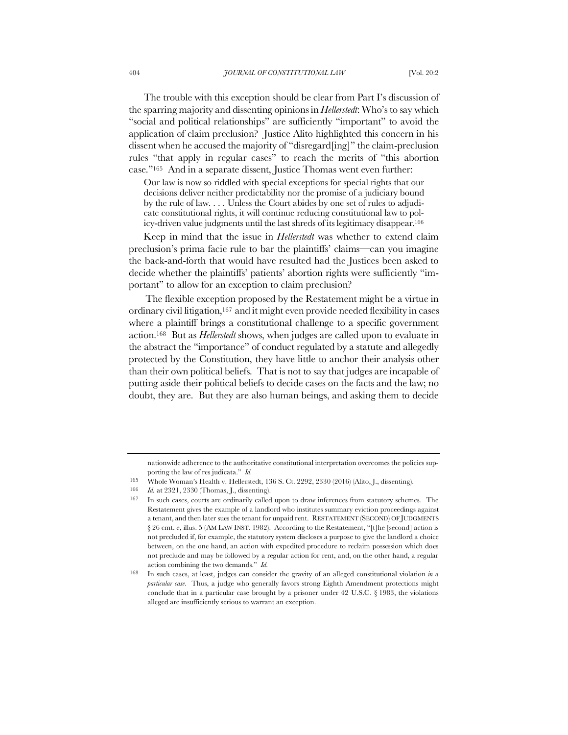The trouble with this exception should be clear from Part I's discussion of the sparring majority and dissenting opinions in *Hellerstedt*: Who's to say which "social and political relationships" are sufficiently "important" to avoid the application of claim preclusion? Justice Alito highlighted this concern in his dissent when he accused the majority of "disregard[ing]" the claim-preclusion rules "that apply in regular cases" to reach the merits of "this abortion case."[165] And in a separate dissent, Justice Thomas went even further:

> Our law is now so riddled with special exceptions for special rights that our decisions deliver neither predictability nor the promise of a judiciary bound by the rule of law. . . . Unless the Court abides by one set of rules to adjudicate constitutional rights, it will continue reducing constitutional law to policy-driven value judgments until the last shreds of its legitimacy disappear.[166]

Keep in mind that the issue in *Hellerstedt* was whether to extend claim preclusion's prima facie rule to bar the plaintiffs' claims—can you imagine the back-and-forth that would have resulted had the Justices been asked to decide whether the plaintiffs' patients' abortion rights were sufficiently "important" to allow for an exception to claim preclusion?

The flexible exception proposed by the Restatement might be a virtue in ordinary civil litigation,[167] and it might even provide needed flexibility in cases where a plaintiff brings a constitutional challenge to a specific government action.[168] But as *Hellerstedt* shows, when judges are called upon to evaluate in the abstract the "importance" of conduct regulated by a statute and allegedly protected by the Constitution, they have little to anchor their analysis other than their own political beliefs. That is not to say that judges are incapable of putting aside their political beliefs to decide cases on the facts and the law; no doubt, they are. But they are also human beings, and asking them to decide

---

nationwide adherence to the authoritative constitutional interpretation overcomes the policies supporting the law of res judicata." *Id.*

165 Whole Woman's Health v. Hellerstedt, 136 S. Ct. 2292, 2330 (2016) (Alito, J., dissenting).

166 *Id.* at 2321, 2330 (Thomas, J., dissenting).

167 In such cases, courts are ordinarily called upon to draw inferences from statutory schemes. The Restatement gives the example of a landlord who institutes summary eviction proceedings against a tenant, and then later sues the tenant for unpaid rent. RESTATEMENT (SECOND) OF JUDGMENTS § 26 cmt. e, illus. 5 (AM LAW INST. 1982). According to the Restatement, "[t]he [second] action is not precluded if, for example, the statutory system discloses a purpose to give the landlord a choice between, on the one hand, an action with expedited procedure to reclaim possession which does not preclude and may be followed by a regular action for rent, and, on the other hand, a regular action combining the two demands." *Id.*

168 In such cases, at least, judges can consider the gravity of an alleged constitutional violation *in a particular case*. Thus, a judge who generally favors strong Eighth Amendment protections might conclude that in a particular case brought by a prisoner under 42 U.S.C. § 1983, the violations alleged are insufficiently serious to warrant an exception.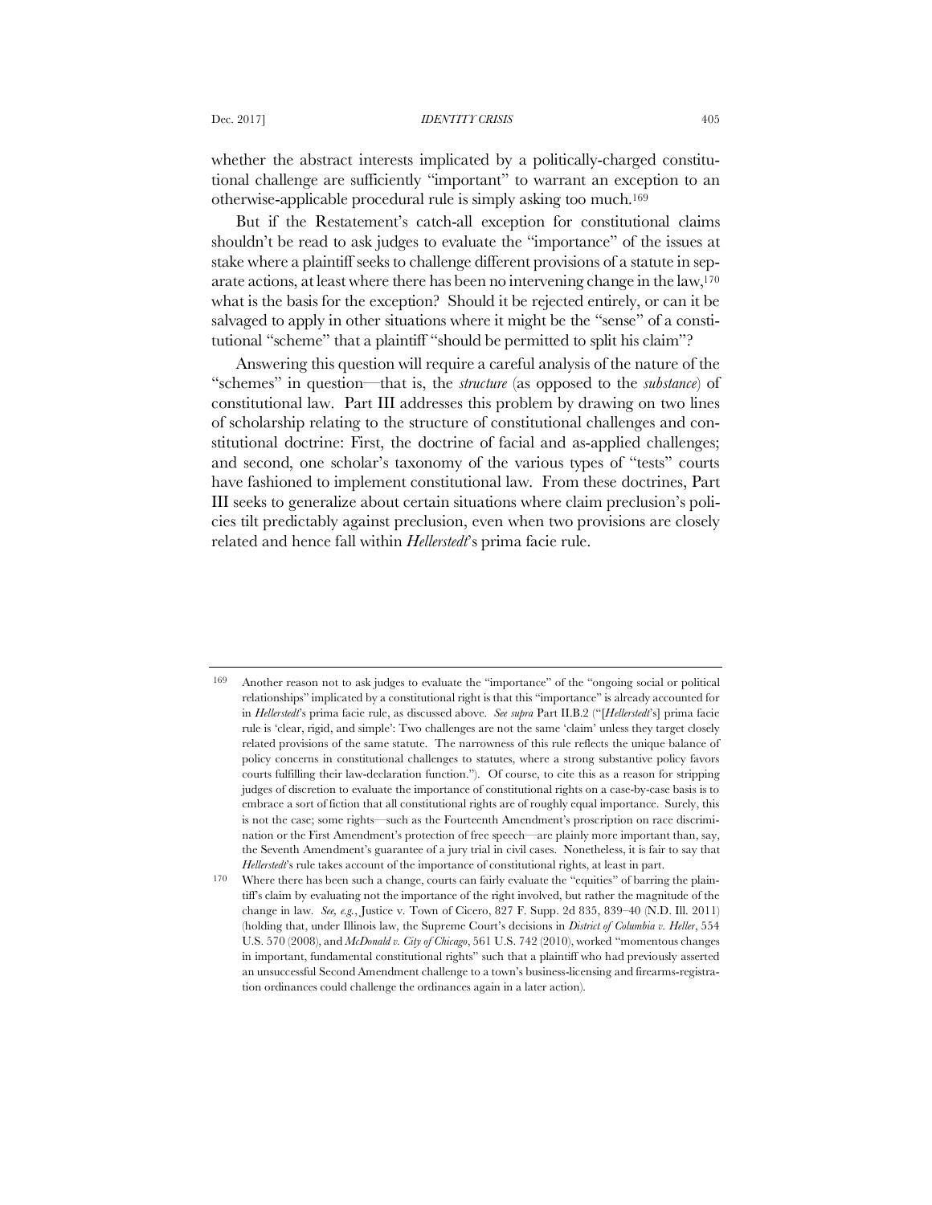whether the abstract interests implicated by a politically-charged constitutional challenge are sufficiently "important" to warrant an exception to an otherwise-applicable procedural rule is simply asking too much.[169]

But if the Restatement's catch-all exception for constitutional claims shouldn't be read to ask judges to evaluate the "importance" of the issues at stake where a plaintiff seeks to challenge different provisions of a statute in separate actions, at least where there has been no intervening change in the law,[170] what is the basis for the exception? Should it be rejected entirely, or can it be salvaged to apply in other situations where it might be the "sense" of a constitutional "scheme" that a plaintiff "should be permitted to split his claim"?

Answering this question will require a careful analysis of the nature of the "schemes" in question—that is, the *structure* (as opposed to the *substance*) of constitutional law. Part III addresses this problem by drawing on two lines of scholarship relating to the structure of constitutional challenges and constitutional doctrine: First, the doctrine of facial and as-applied challenges; and second, one scholar's taxonomy of the various types of "tests" courts have fashioned to implement constitutional law. From these doctrines, Part III seeks to generalize about certain situations where claim preclusion's policies tilt predictably against preclusion, even when two provisions are closely related and hence fall within *Hellerstedt*'s prima facie rule.

---

169 Another reason not to ask judges to evaluate the "importance" of the "ongoing social or political relationships" implicated by a constitutional right is that this "importance" is already accounted for in *Hellerstedt*'s prima facie rule, as discussed above. *See supra* Part II.B.2 ("[*Hellerstedt*'s] prima facie rule is 'clear, rigid, and simple': Two challenges are not the same 'claim' unless they target closely related provisions of the same statute. The narrowness of this rule reflects the unique balance of policy concerns in constitutional challenges to statutes, where a strong substantive policy favors courts fulfilling their law-declaration function."). Of course, to cite this as a reason for stripping judges of discretion to evaluate the importance of constitutional rights on a case-by-case basis is to embrace a sort of fiction that all constitutional rights are of roughly equal importance. Surely, this is not the case; some rights—such as the Fourteenth Amendment's proscription on race discrimination or the First Amendment's protection of free speech—are plainly more important than, say, the Seventh Amendment's guarantee of a jury trial in civil cases. Nonetheless, it is fair to say that *Hellerstedt*'s rule takes account of the importance of constitutional rights, at least in part.

170 Where there has been such a change, courts can fairly evaluate the "equities" of barring the plaintiff's claim by evaluating not the importance of the right involved, but rather the magnitude of the change in law. *See, e.g.*, Justice v. Town of Cicero, 827 F. Supp. 2d 835, 839–40 (N.D. Ill. 2011) (holding that, under Illinois law, the Supreme Court's decisions in *District of Columbia v. Heller*, 554 U.S. 570 (2008), and *McDonald v. City of Chicago*, 561 U.S. 742 (2010), worked "momentous changes in important, fundamental constitutional rights" such that a plaintiff who had previously asserted an unsuccessful Second Amendment challenge to a town's business-licensing and firearms-registration ordinances could challenge the ordinances again in a later action).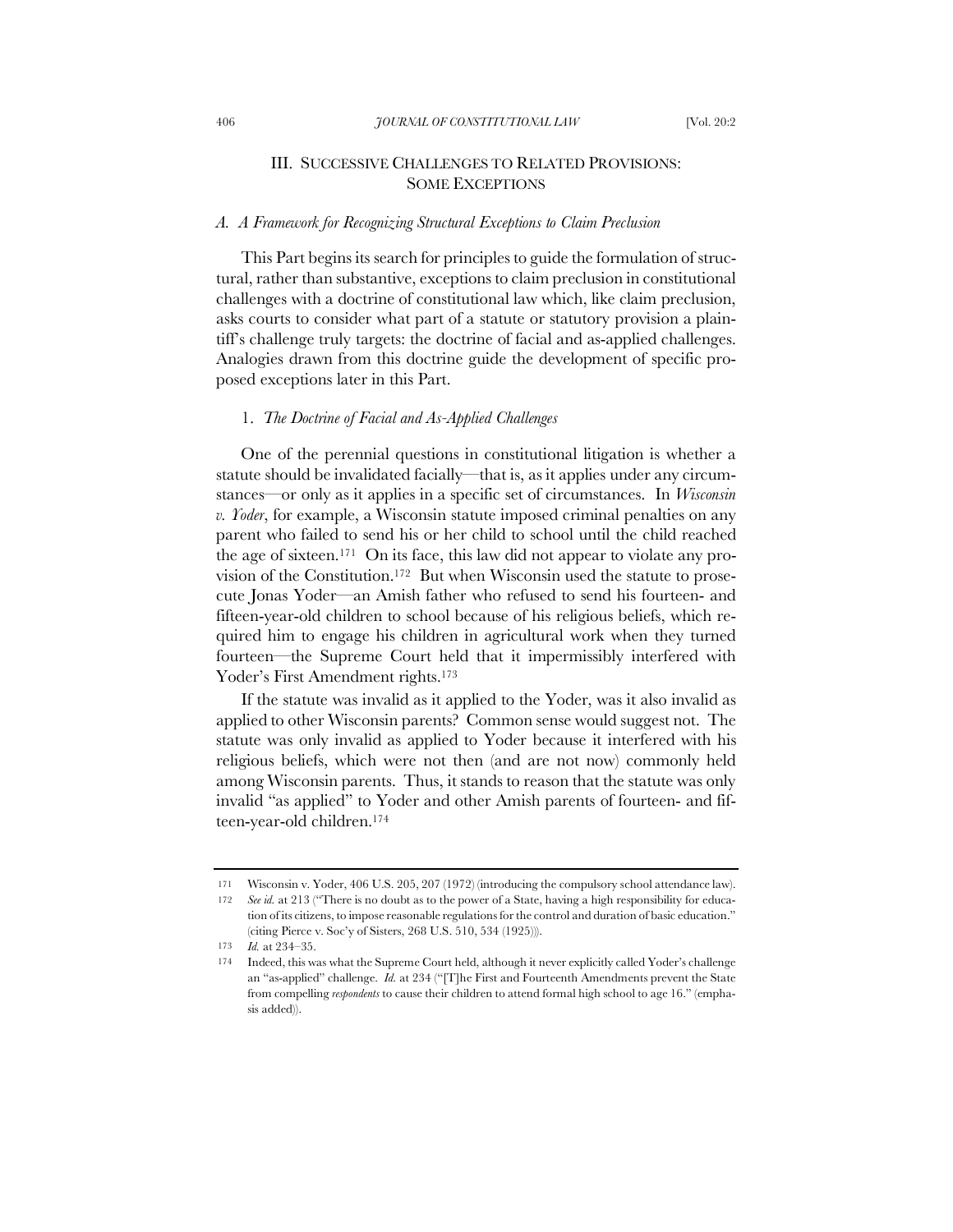## III. SUCCESSIVE CHALLENGES TO RELATED PROVISIONS: SOME EXCEPTIONS

### *A. A Framework for Recognizing Structural Exceptions to Claim Preclusion*

This Part begins its search for principles to guide the formulation of structural, rather than substantive, exceptions to claim preclusion in constitutional challenges with a doctrine of constitutional law which, like claim preclusion, asks courts to consider what part of a statute or statutory provision a plaintiff's challenge truly targets: the doctrine of facial and as-applied challenges. Analogies drawn from this doctrine guide the development of specific proposed exceptions later in this Part.

#### 1. *The Doctrine of Facial and As-Applied Challenges*

One of the perennial questions in constitutional litigation is whether a statute should be invalidated facially—that is, as it applies under any circumstances—or only as it applies in a specific set of circumstances. In *Wisconsin v. Yoder*, for example, a Wisconsin statute imposed criminal penalties on any parent who failed to send his or her child to school until the child reached the age of sixteen.[171] On its face, this law did not appear to violate any provision of the Constitution.[172] But when Wisconsin used the statute to prosecute Jonas Yoder—an Amish father who refused to send his fourteen- and fifteen-year-old children to school because of his religious beliefs, which required him to engage his children in agricultural work when they turned fourteen—the Supreme Court held that it impermissibly interfered with Yoder's First Amendment rights.[173]

If the statute was invalid as it applied to the Yoder, was it also invalid as applied to other Wisconsin parents? Common sense would suggest not. The statute was only invalid as applied to Yoder because it interfered with his religious beliefs, which were not then (and are not now) commonly held among Wisconsin parents. Thus, it stands to reason that the statute was only invalid "as applied" to Yoder and other Amish parents of fourteen- and fifteen-year-old children.[174]

---

171 Wisconsin v. Yoder, 406 U.S. 205, 207 (1972) (introducing the compulsory school attendance law).

172 *See id.* at 213 ("There is no doubt as to the power of a State, having a high responsibility for education of its citizens, to impose reasonable regulations for the control and duration of basic education." (citing Pierce v. Soc'y of Sisters, 268 U.S. 510, 534 (1925))).

173 *Id.* at 234–35.

174 Indeed, this was what the Supreme Court held, although it never explicitly called Yoder's challenge an "as-applied" challenge. *Id.* at 234 ("[T]he First and Fourteenth Amendments prevent the State from compelling *respondents* to cause their children to attend formal high school to age 16." (emphasis added)).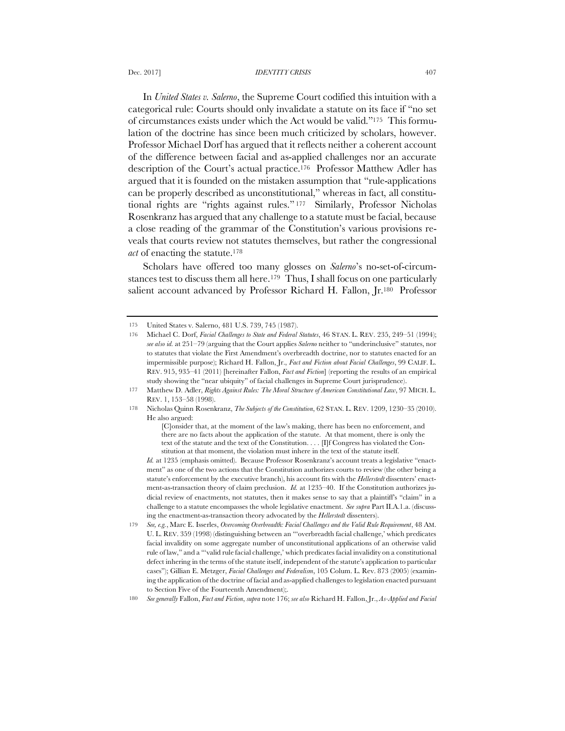In *United States v. Salerno*, the Supreme Court codified this intuition with a categorical rule: Courts should only invalidate a statute on its face if "no set of circumstances exists under which the Act would be valid."[175] This formulation of the doctrine has since been much criticized by scholars, however. Professor Michael Dorf has argued that it reflects neither a coherent account of the difference between facial and as-applied challenges nor an accurate description of the Court's actual practice.[176] Professor Matthew Adler has argued that it is founded on the mistaken assumption that "rule-applications can be properly described as unconstitutional," whereas in fact, all constitutional rights are "rights against rules."[177] Similarly, Professor Nicholas Rosenkranz has argued that any challenge to a statute must be facial, because a close reading of the grammar of the Constitution's various provisions reveals that courts review not statutes themselves, but rather the congressional *act* of enacting the statute.[178]

Scholars have offered too many glosses on *Salerno*'s no-set-of-circumstances test to discuss them all here.[179] Thus, I shall focus on one particularly salient account advanced by Professor Richard H. Fallon, Jr.[180] Professor

---

175 United States v. Salerno, 481 U.S. 739, 745 (1987).

176 Michael C. Dorf, *Facial Challenges to State and Federal Statutes*, 46 STAN. L. REV. 235, 249–51 (1994); *see also id.* at 251–79 (arguing that the Court applies *Salerno* neither to "underinclusive" statutes, nor to statutes that violate the First Amendment's overbreadth doctrine, nor to statutes enacted for an impermissible purpose); Richard H. Fallon, Jr., *Fact and Fiction about Facial Challenges*, 99 CALIF. L. REV. 915, 935–41 (2011) [hereinafter Fallon, *Fact and Fiction*] (reporting the results of an empirical study showing the "near ubiquity" of facial challenges in Supreme Court jurisprudence).

177 Matthew D. Adler, *Rights Against Rules: The Moral Structure of American Constitutional Law*, 97 MICH. L. REV. 1, 153–58 (1998).

178 Nicholas Quinn Rosenkranz, *The Subjects of the Constitution*, 62 STAN. L. REV. 1209, 1230–35 (2010). He also argued:

> [C]onsider that, at the moment of the law's making, there has been no enforcement, and there are no facts about the application of the statute. At that moment, there is only the text of the statute and the text of the Constitution. . . . [I]f Congress has violated the Constitution at that moment, the violation must inhere in the text of the statute itself.

*Id.* at 1235 (emphasis omitted). Because Professor Rosenkranz's account treats a legislative "enactment" as one of the two actions that the Constitution authorizes courts to review (the other being a statute's enforcement by the executive branch), his account fits with the *Hellerstedt* dissenters' enactment-as-transaction theory of claim preclusion. *Id.* at 1235–40. If the Constitution authorizes judicial review of enactments, not statutes, then it makes sense to say that a plaintiff's "claim" in a challenge to a statute encompasses the whole legislative enactment. *See supra* Part II.A.1.a. (discussing the enactment-as-transaction theory advocated by the *Hellerstedt* dissenters).

179 *See, e.g.*, Marc E. Isserles, *Overcoming Overbreadth: Facial Challenges and the Valid Rule Requirement*, 48 AM. U. L. REV. 359 (1998) (distinguishing between an "'overbreadth facial challenge,' which predicates facial invalidity on some aggregate number of unconstitutional applications of an otherwise valid rule of law," and a "'valid rule facial challenge,' which predicates facial invalidity on a constitutional defect inhering in the terms of the statute itself, independent of the statute's application to particular cases"); Gillian E. Metzger, *Facial Challenges and Federalism*, 105 Colum. L. Rev. 873 (2005) (examining the application of the doctrine of facial and as-applied challenges to legislation enacted pursuant to Section Five of the Fourteenth Amendment);.

180 *See generally* Fallon, *Fact and Fiction*, *supra* note 176; *see also* Richard H. Fallon, Jr., *As-Applied and Facial*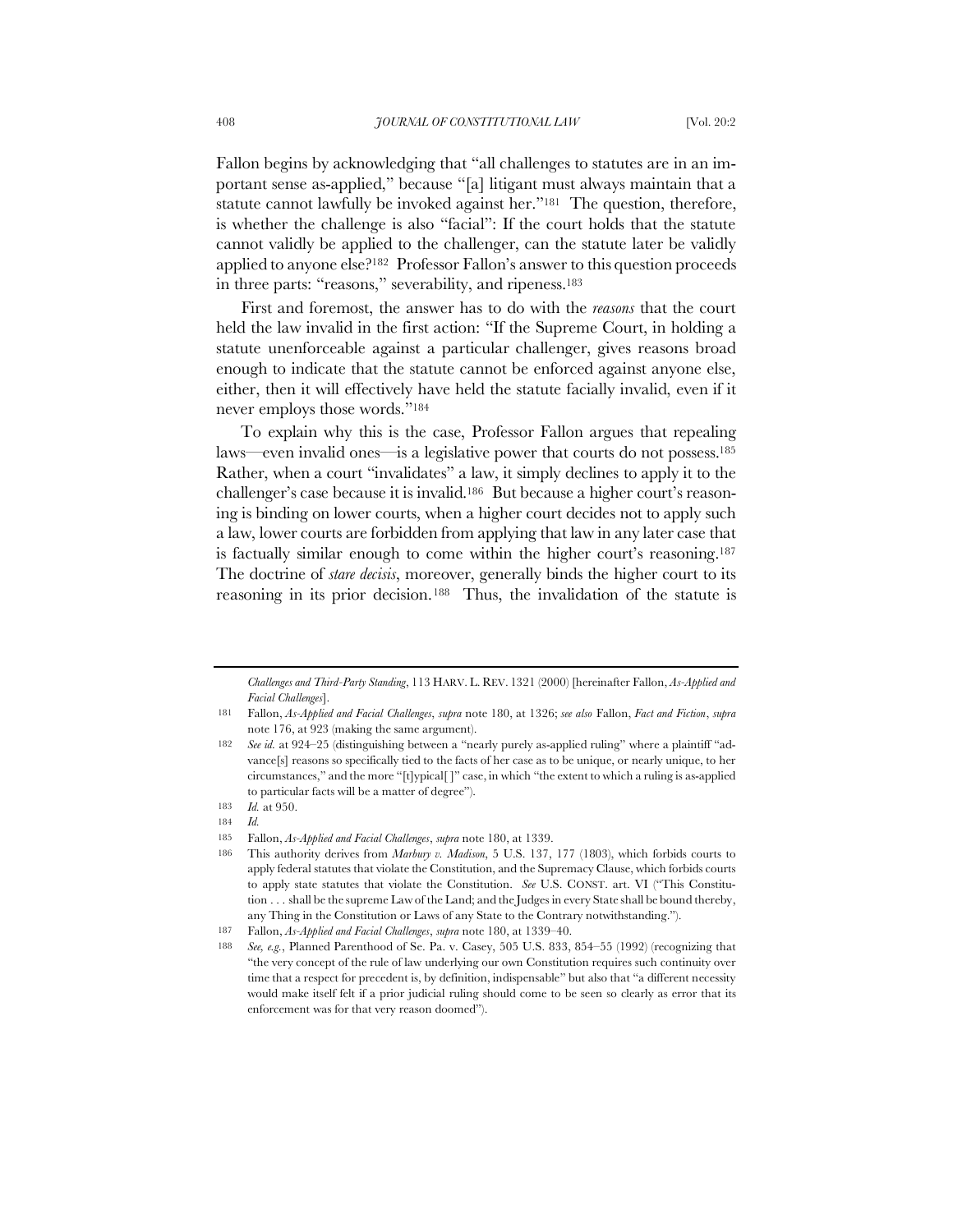Fallon begins by acknowledging that "all challenges to statutes are in an important sense as-applied," because "[a] litigant must always maintain that a statute cannot lawfully be invoked against her."[181] The question, therefore, is whether the challenge is also "facial": If the court holds that the statute cannot validly be applied to the challenger, can the statute later be validly applied to anyone else?[182] Professor Fallon's answer to this question proceeds in three parts: "reasons," severability, and ripeness.[183]

First and foremost, the answer has to do with the *reasons* that the court held the law invalid in the first action: "If the Supreme Court, in holding a statute unenforceable against a particular challenger, gives reasons broad enough to indicate that the statute cannot be enforced against anyone else, either, then it will effectively have held the statute facially invalid, even if it never employs those words."[184]

To explain why this is the case, Professor Fallon argues that repealing laws—even invalid ones—is a legislative power that courts do not possess.[185] Rather, when a court "invalidates" a law, it simply declines to apply it to the challenger's case because it is invalid.[186] But because a higher court's reasoning is binding on lower courts, when a higher court decides not to apply such a law, lower courts are forbidden from applying that law in any later case that is factually similar enough to come within the higher court's reasoning.[187] The doctrine of *stare decisis*, moreover, generally binds the higher court to its reasoning in its prior decision.[188] Thus, the invalidation of the statute is

---

*Challenges and Third-Party Standing*, 113 HARV. L. REV. 1321 (2000) [hereinafter Fallon, *As-Applied and Facial Challenges*].

181 Fallon, *As-Applied and Facial Challenges*, *supra* note 180, at 1326; *see also* Fallon, *Fact and Fiction*, *supra* note 176, at 923 (making the same argument).

182 *See id.* at 924–25 (distinguishing between a "nearly purely as-applied ruling" where a plaintiff "advance[s] reasons so specifically tied to the facts of her case as to be unique, or nearly unique, to her circumstances," and the more "[t]ypical[ ]" case, in which "the extent to which a ruling is as-applied to particular facts will be a matter of degree").

183 *Id.* at 950.

184 *Id.*

185 Fallon, *As-Applied and Facial Challenges*, *supra* note 180, at 1339.

186 This authority derives from *Marbury v. Madison*, 5 U.S. 137, 177 (1803), which forbids courts to apply federal statutes that violate the Constitution, and the Supremacy Clause, which forbids courts to apply state statutes that violate the Constitution. *See* U.S. CONST. art. VI ("This Constitution . . . shall be the supreme Law of the Land; and the Judges in every State shall be bound thereby, any Thing in the Constitution or Laws of any State to the Contrary notwithstanding.").

187 Fallon, *As-Applied and Facial Challenges*, *supra* note 180, at 1339–40.

188 *See, e.g.*, Planned Parenthood of Se. Pa. v. Casey, 505 U.S. 833, 854–55 (1992) (recognizing that "the very concept of the rule of law underlying our own Constitution requires such continuity over time that a respect for precedent is, by definition, indispensable" but also that "a different necessity would make itself felt if a prior judicial ruling should come to be seen so clearly as error that its enforcement was for that very reason doomed").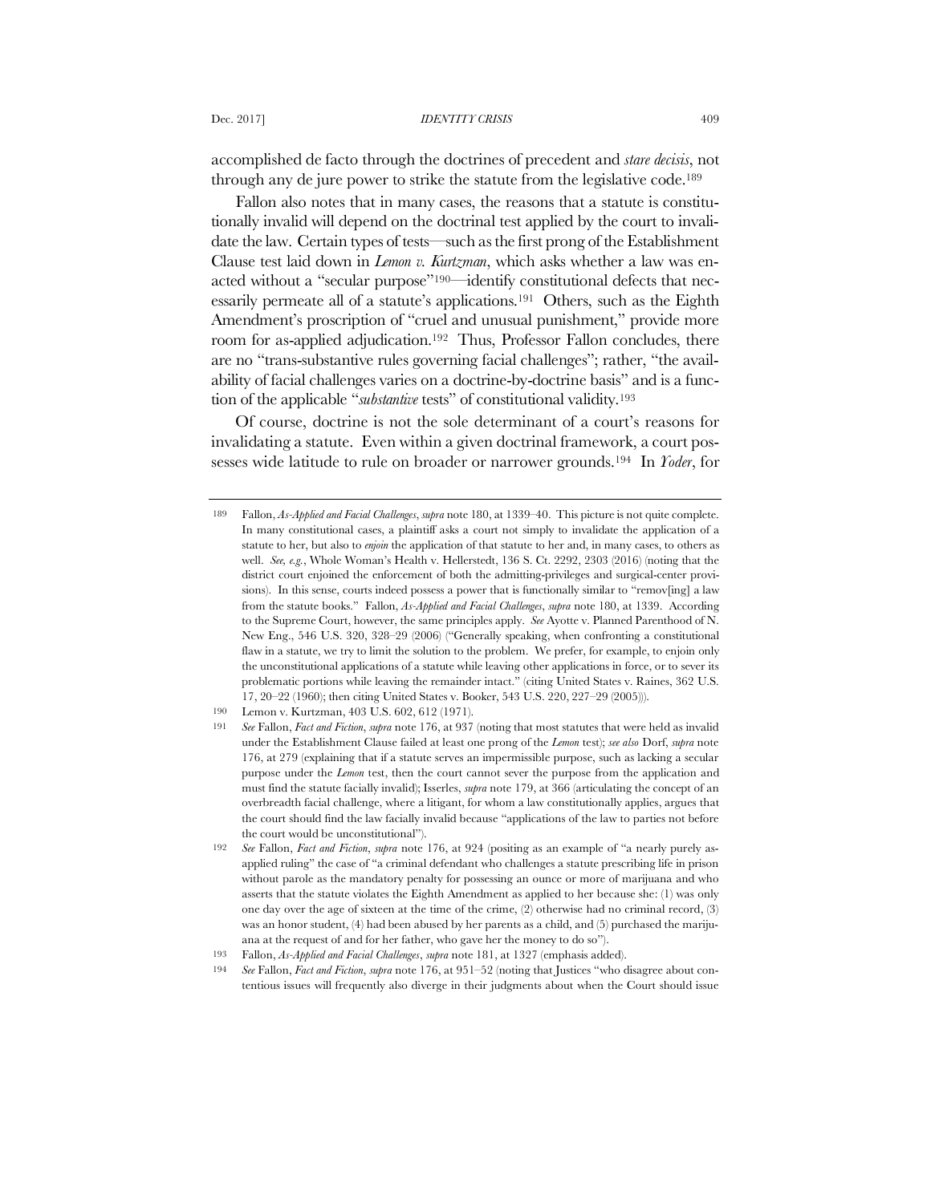accomplished de facto through the doctrines of precedent and *stare decisis*, not through any de jure power to strike the statute from the legislative code.[189]

Fallon also notes that in many cases, the reasons that a statute is constitutionally invalid will depend on the doctrinal test applied by the court to invalidate the law. Certain types of tests—such as the first prong of the Establishment Clause test laid down in *Lemon v. Kurtzman*, which asks whether a law was enacted without a "secular purpose"[190]—identify constitutional defects that necessarily permeate all of a statute's applications.[191] Others, such as the Eighth Amendment's proscription of "cruel and unusual punishment," provide more room for as-applied adjudication.[192] Thus, Professor Fallon concludes, there are no "trans-substantive rules governing facial challenges"; rather, "the availability of facial challenges varies on a doctrine-by-doctrine basis" and is a function of the applicable "*substantive* tests" of constitutional validity.[193]

Of course, doctrine is not the sole determinant of a court's reasons for invalidating a statute. Even within a given doctrinal framework, a court possesses wide latitude to rule on broader or narrower grounds.[194] In *Yoder*, for

---

189 Fallon, *As-Applied and Facial Challenges*, *supra* note 180, at 1339–40. This picture is not quite complete. In many constitutional cases, a plaintiff asks a court not simply to invalidate the application of a statute to her, but also to *enjoin* the application of that statute to her and, in many cases, to others as well. *See, e.g.*, Whole Woman's Health v. Hellerstedt, 136 S. Ct. 2292, 2303 (2016) (noting that the district court enjoined the enforcement of both the admitting-privileges and surgical-center provisions). In this sense, courts indeed possess a power that is functionally similar to "remov[ing] a law from the statute books." Fallon, *As-Applied and Facial Challenges*, *supra* note 180, at 1339. According to the Supreme Court, however, the same principles apply. *See* Ayotte v. Planned Parenthood of N. New Eng., 546 U.S. 320, 328–29 (2006) ("Generally speaking, when confronting a constitutional flaw in a statute, we try to limit the solution to the problem. We prefer, for example, to enjoin only the unconstitutional applications of a statute while leaving other applications in force, or to sever its problematic portions while leaving the remainder intact." (citing United States v. Raines, 362 U.S. 17, 20–22 (1960); then citing United States v. Booker, 543 U.S. 220, 227–29 (2005))).

190 Lemon v. Kurtzman, 403 U.S. 602, 612 (1971).

191 *See* Fallon, *Fact and Fiction*, *supra* note 176, at 937 (noting that most statutes that were held as invalid under the Establishment Clause failed at least one prong of the *Lemon* test); *see also* Dorf, *supra* note 176, at 279 (explaining that if a statute serves an impermissible purpose, such as lacking a secular purpose under the *Lemon* test, then the court cannot sever the purpose from the application and must find the statute facially invalid); Isserles, *supra* note 179, at 366 (articulating the concept of an overbreadth facial challenge, where a litigant, for whom a law constitutionally applies, argues that the court should find the law facially invalid because "applications of the law to parties not before the court would be unconstitutional").

192 *See* Fallon, *Fact and Fiction*, *supra* note 176, at 924 (positing as an example of "a nearly purely as-applied ruling" the case of "a criminal defendant who challenges a statute prescribing life in prison without parole as the mandatory penalty for possessing an ounce or more of marijuana and who asserts that the statute violates the Eighth Amendment as applied to her because she: (1) was only one day over the age of sixteen at the time of the crime, (2) otherwise had no criminal record, (3) was an honor student, (4) had been abused by her parents as a child, and (5) purchased the marijuana at the request of and for her father, who gave her the money to do so").

193 Fallon, *As-Applied and Facial Challenges*, *supra* note 181, at 1327 (emphasis added).

194 *See* Fallon, *Fact and Fiction*, *supra* note 176, at 951–52 (noting that Justices "who disagree about contentious issues will frequently also diverge in their judgments about when the Court should issue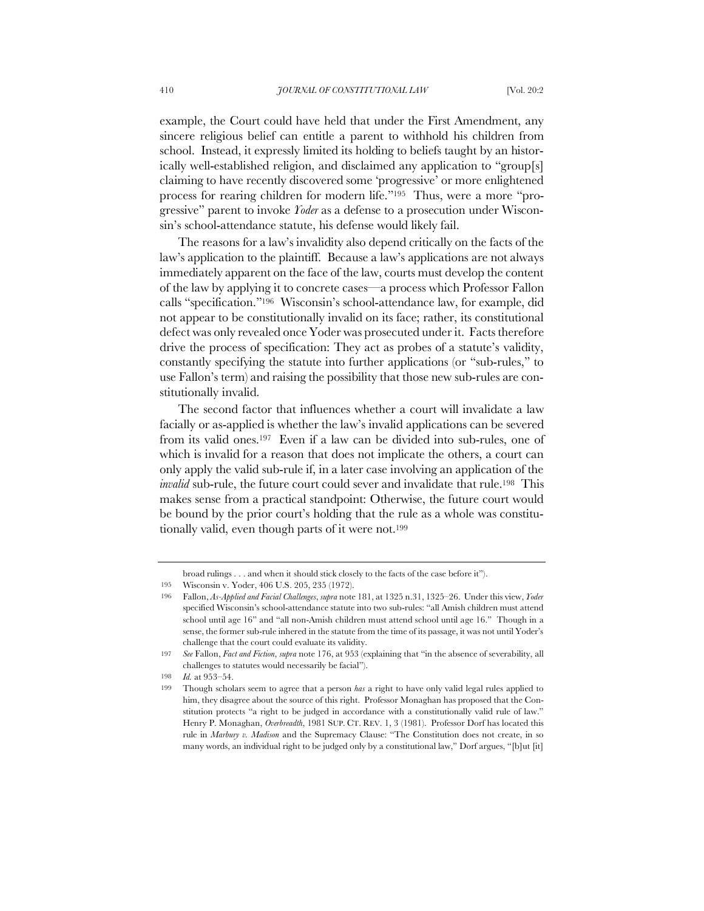example, the Court could have held that under the First Amendment, any sincere religious belief can entitle a parent to withhold his children from school. Instead, it expressly limited its holding to beliefs taught by an historically well-established religion, and disclaimed any application to "group[s] claiming to have recently discovered some 'progressive' or more enlightened process for rearing children for modern life."[195] Thus, were a more "progressive" parent to invoke *Yoder* as a defense to a prosecution under Wisconsin's school-attendance statute, his defense would likely fail.

The reasons for a law's invalidity also depend critically on the facts of the law's application to the plaintiff. Because a law's applications are not always immediately apparent on the face of the law, courts must develop the content of the law by applying it to concrete cases—a process which Professor Fallon calls "specification."[196] Wisconsin's school-attendance law, for example, did not appear to be constitutionally invalid on its face; rather, its constitutional defect was only revealed once Yoder was prosecuted under it. Facts therefore drive the process of specification: They act as probes of a statute's validity, constantly specifying the statute into further applications (or "sub-rules," to use Fallon's term) and raising the possibility that those new sub-rules are constitutionally invalid.

The second factor that influences whether a court will invalidate a law facially or as-applied is whether the law's invalid applications can be severed from its valid ones.[197] Even if a law can be divided into sub-rules, one of which is invalid for a reason that does not implicate the others, a court can only apply the valid sub-rule if, in a later case involving an application of the *invalid* sub-rule, the future court could sever and invalidate that rule.[198] This makes sense from a practical standpoint: Otherwise, the future court would be bound by the prior court's holding that the rule as a whole was constitutionally valid, even though parts of it were not.[199]

---

broad rulings . . . and when it should stick closely to the facts of the case before it").

195 Wisconsin v. Yoder, 406 U.S. 205, 235 (1972).

196 Fallon, *As-Applied and Facial Challenges*, *supra* note 181, at 1325 n.31, 1325–26. Under this view, *Yoder* specified Wisconsin's school-attendance statute into two sub-rules: "all Amish children must attend school until age 16" and "all non-Amish children must attend school until age 16." Though in a sense, the former sub-rule inhered in the statute from the time of its passage, it was not until Yoder's challenge that the court could evaluate its validity.

197 *See* Fallon, *Fact and Fiction*, *supra* note 176, at 953 (explaining that "in the absence of severability, all challenges to statutes would necessarily be facial").

198 *Id.* at 953–54.

199 Though scholars seem to agree that a person *has* a right to have only valid legal rules applied to him, they disagree about the source of this right. Professor Monaghan has proposed that the Constitution protects "a right to be judged in accordance with a constitutionally valid rule of law." Henry P. Monaghan, *Overbreadth*, 1981 SUP. CT. REV. 1, 3 (1981). Professor Dorf has located this rule in *Marbury v. Madison* and the Supremacy Clause: "The Constitution does not create, in so many words, an individual right to be judged only by a constitutional law," Dorf argues, "[b]ut [it]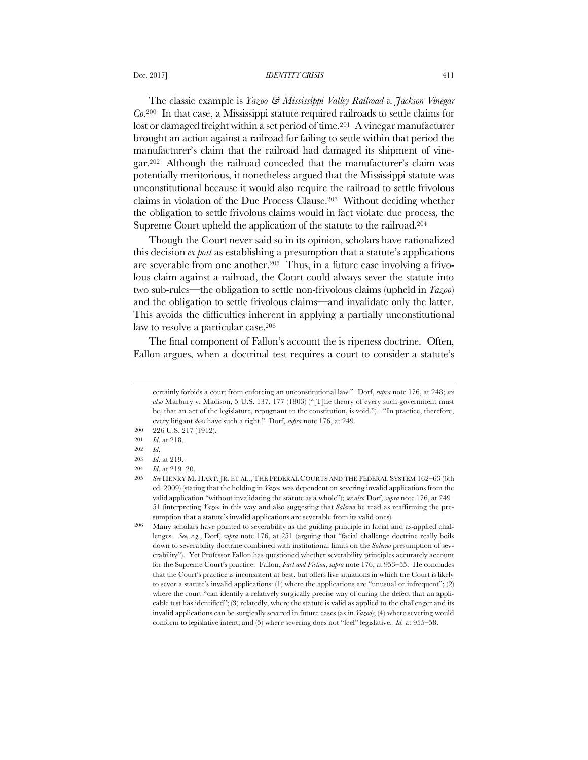The classic example is *Yazoo & Mississippi Valley Railroad v. Jackson Vinegar Co.*[200] In that case, a Mississippi statute required railroads to settle claims for lost or damaged freight within a set period of time.[201] A vinegar manufacturer brought an action against a railroad for failing to settle within that period the manufacturer's claim that the railroad had damaged its shipment of vinegar.[202] Although the railroad conceded that the manufacturer's claim was potentially meritorious, it nonetheless argued that the Mississippi statute was unconstitutional because it would also require the railroad to settle frivolous claims in violation of the Due Process Clause.[203] Without deciding whether the obligation to settle frivolous claims would in fact violate due process, the Supreme Court upheld the application of the statute to the railroad.[204]

Though the Court never said so in its opinion, scholars have rationalized this decision *ex post* as establishing a presumption that a statute's applications are severable from one another.[205] Thus, in a future case involving a frivolous claim against a railroad, the Court could always sever the statute into two sub-rules—the obligation to settle non-frivolous claims (upheld in *Yazoo*) and the obligation to settle frivolous claims—and invalidate only the latter. This avoids the difficulties inherent in applying a partially unconstitutional law to resolve a particular case.[206]

The final component of Fallon's account the is ripeness doctrine. Often, Fallon argues, when a doctrinal test requires a court to consider a statute's

---

certainly forbids a court from enforcing an unconstitutional law." Dorf, *supra* note 176, at 248; *see also* Marbury v. Madison, 5 U.S. 137, 177 (1803) ("[T]he theory of every such government must be, that an act of the legislature, repugnant to the constitution, is void."). "In practice, therefore, every litigant *does* have such a right." Dorf, *supra* note 176, at 249.

200 226 U.S. 217 (1912).

201 *Id.* at 218.

202 *Id.*

203 *Id.* at 219.

204 *Id.* at 219–20.

205 *See* HENRY M. HART, JR. ET AL., THE FEDERAL COURTS AND THE FEDERAL SYSTEM 162–63 (6th ed. 2009) (stating that the holding in *Yazoo* was dependent on severing invalid applications from the valid application "without invalidating the statute as a whole"); *see also* Dorf, *supra* note 176, at 249–51 (interpreting *Yazoo* in this way and also suggesting that *Salerno* be read as reaffirming the presumption that a statute's invalid applications are severable from its valid ones).

206 Many scholars have pointed to severability as the guiding principle in facial and as-applied challenges. *See, e.g.*, Dorf, *supra* note 176, at 251 (arguing that "facial challenge doctrine really boils down to severability doctrine combined with institutional limits on the *Salerno* presumption of severability"). Yet Professor Fallon has questioned whether severability principles accurately account for the Supreme Court's practice. Fallon, *Fact and Fiction*, *supra* note 176, at 953–55. He concludes that the Court's practice is inconsistent at best, but offers five situations in which the Court is likely to sever a statute's invalid applications: (1) where the applications are "unusual or infrequent"; (2) where the court "can identify a relatively surgically precise way of curing the defect that an applicable test has identified"; (3) relatedly, where the statute is valid as applied to the challenger and its invalid applications can be surgically severed in future cases (as in *Yazoo*); (4) where severing would conform to legislative intent; and (5) where severing does not "feel" legislative. *Id.* at 955–58.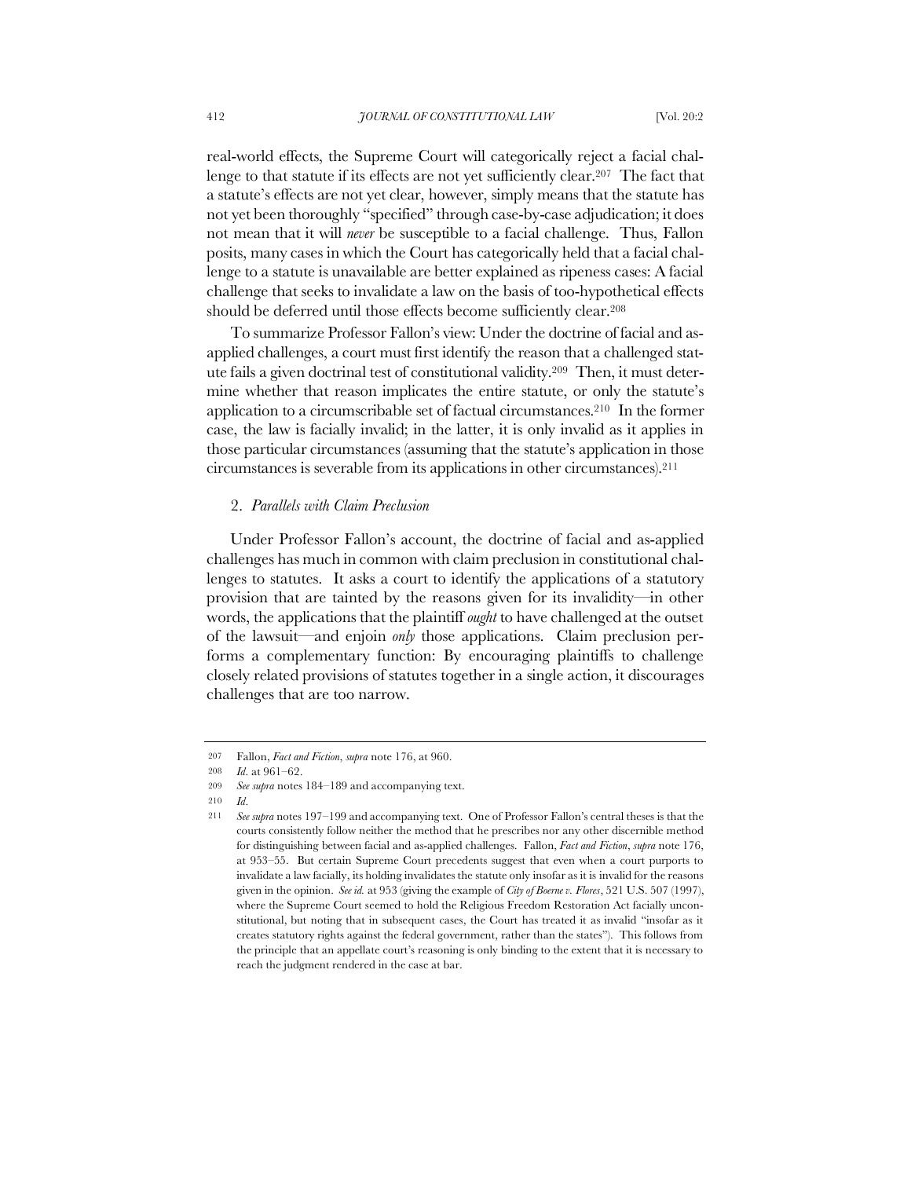real-world effects, the Supreme Court will categorically reject a facial challenge to that statute if its effects are not yet sufficiently clear.[207] The fact that a statute's effects are not yet clear, however, simply means that the statute has not yet been thoroughly "specified" through case-by-case adjudication; it does not mean that it will *never* be susceptible to a facial challenge. Thus, Fallon posits, many cases in which the Court has categorically held that a facial challenge to a statute is unavailable are better explained as ripeness cases: A facial challenge that seeks to invalidate a law on the basis of too-hypothetical effects should be deferred until those effects become sufficiently clear.[208]

To summarize Professor Fallon's view: Under the doctrine of facial and as-applied challenges, a court must first identify the reason that a challenged statute fails a given doctrinal test of constitutional validity.[209] Then, it must determine whether that reason implicates the entire statute, or only the statute's application to a circumscribable set of factual circumstances.[210] In the former case, the law is facially invalid; in the latter, it is only invalid as it applies in those particular circumstances (assuming that the statute's application in those circumstances is severable from its applications in other circumstances).[211]

## 2. *Parallels with Claim Preclusion*

Under Professor Fallon's account, the doctrine of facial and as-applied challenges has much in common with claim preclusion in constitutional challenges to statutes. It asks a court to identify the applications of a statutory provision that are tainted by the reasons given for its invalidity—in other words, the applications that the plaintiff *ought* to have challenged at the outset of the lawsuit—and enjoin *only* those applications. Claim preclusion performs a complementary function: By encouraging plaintiffs to challenge closely related provisions of statutes together in a single action, it discourages challenges that are too narrow.

---

207 Fallon, *Fact and Fiction*, *supra* note 176, at 960.

208 *Id.* at 961–62.

209 *See supra* notes 184–189 and accompanying text.

210 *Id.*

211 *See supra* notes 197–199 and accompanying text. One of Professor Fallon's central theses is that the courts consistently follow neither the method that he prescribes nor any other discernible method for distinguishing between facial and as-applied challenges. Fallon, *Fact and Fiction*, *supra* note 176, at 953–55. But certain Supreme Court precedents suggest that even when a court purports to invalidate a law facially, its holding invalidates the statute only insofar as it is invalid for the reasons given in the opinion. *See id.* at 953 (giving the example of *City of Boerne v. Flores*, 521 U.S. 507 (1997), where the Supreme Court seemed to hold the Religious Freedom Restoration Act facially unconstitutional, but noting that in subsequent cases, the Court has treated it as invalid "insofar as it creates statutory rights against the federal government, rather than the states"). This follows from the principle that an appellate court's reasoning is only binding to the extent that it is necessary to reach the judgment rendered in the case at bar.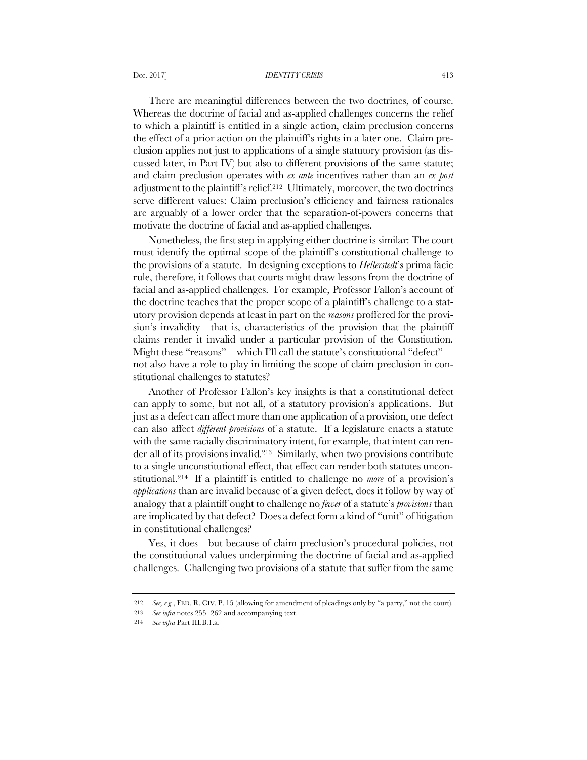There are meaningful differences between the two doctrines, of course. Whereas the doctrine of facial and as-applied challenges concerns the relief to which a plaintiff is entitled in a single action, claim preclusion concerns the effect of a prior action on the plaintiff's rights in a later one. Claim preclusion applies not just to applications of a single statutory provision (as discussed later, in Part IV) but also to different provisions of the same statute; and claim preclusion operates with *ex ante* incentives rather than an *ex post* adjustment to the plaintiff's relief.[212] Ultimately, moreover, the two doctrines serve different values: Claim preclusion's efficiency and fairness rationales are arguably of a lower order that the separation-of-powers concerns that motivate the doctrine of facial and as-applied challenges.

Nonetheless, the first step in applying either doctrine is similar: The court must identify the optimal scope of the plaintiff's constitutional challenge to the provisions of a statute. In designing exceptions to *Hellerstedt*'s prima facie rule, therefore, it follows that courts might draw lessons from the doctrine of facial and as-applied challenges. For example, Professor Fallon's account of the doctrine teaches that the proper scope of a plaintiff's challenge to a statutory provision depends at least in part on the *reasons* proffered for the provision's invalidity—that is, characteristics of the provision that the plaintiff claims render it invalid under a particular provision of the Constitution. Might these "reasons"—which I'll call the statute's constitutional "defect"—not also have a role to play in limiting the scope of claim preclusion in constitutional challenges to statutes?

Another of Professor Fallon's key insights is that a constitutional defect can apply to some, but not all, of a statutory provision's applications. But just as a defect can affect more than one application of a provision, one defect can also affect *different provisions* of a statute. If a legislature enacts a statute with the same racially discriminatory intent, for example, that intent can render all of its provisions invalid.[213] Similarly, when two provisions contribute to a single unconstitutional effect, that effect can render both statutes unconstitutional.[214] If a plaintiff is entitled to challenge no *more* of a provision's *applications* than are invalid because of a given defect, does it follow by way of analogy that a plaintiff ought to challenge no *fewer* of a statute's *provisions* than are implicated by that defect? Does a defect form a kind of "unit" of litigation in constitutional challenges?

Yes, it does—but because of claim preclusion's procedural policies, not the constitutional values underpinning the doctrine of facial and as-applied challenges. Challenging two provisions of a statute that suffer from the same

---

212 *See, e.g.*, FED. R. CIV. P. 15 (allowing for amendment of pleadings only by "a party," not the court).

213 *See infra* notes 255–262 and accompanying text.

214 *See infra* Part III.B.1.a.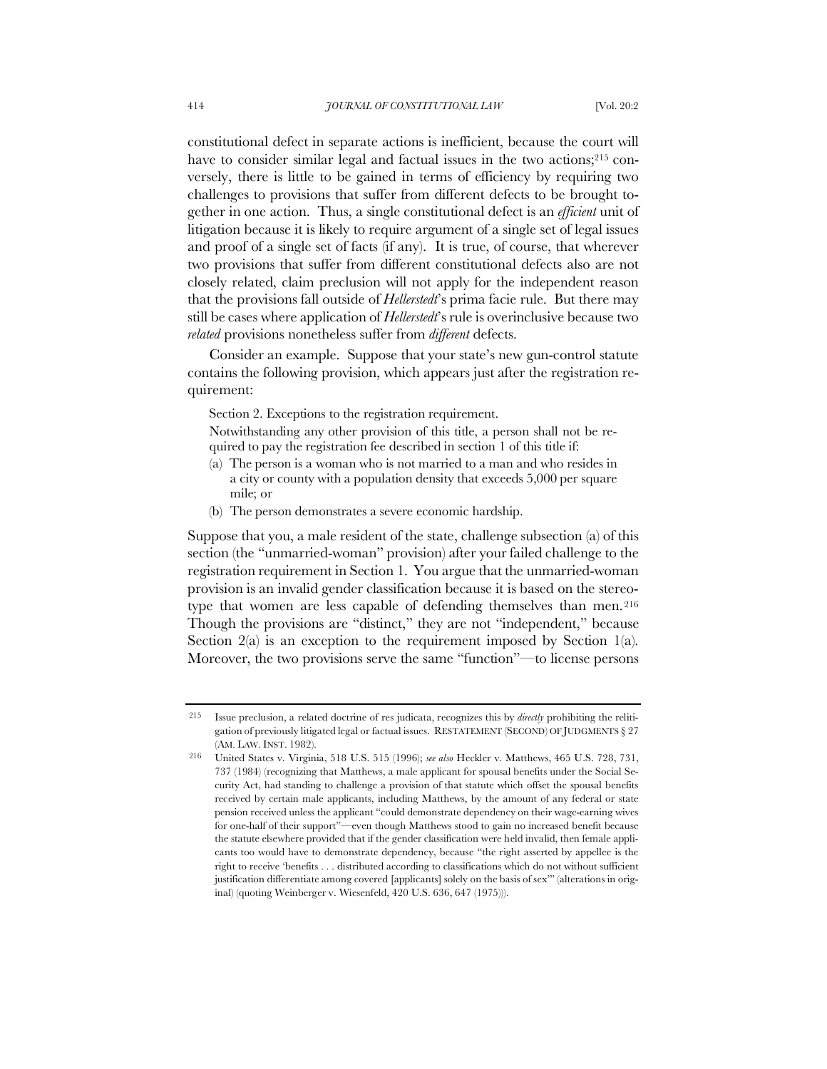constitutional defect in separate actions is inefficient, because the court will have to consider similar legal and factual issues in the two actions;[215] conversely, there is little to be gained in terms of efficiency by requiring two challenges to provisions that suffer from different defects to be brought together in one action. Thus, a single constitutional defect is an *efficient* unit of litigation because it is likely to require argument of a single set of legal issues and proof of a single set of facts (if any). It is true, of course, that wherever two provisions that suffer from different constitutional defects also are not closely related, claim preclusion will not apply for the independent reason that the provisions fall outside of *Hellerstedt*'s prima facie rule. But there may still be cases where application of *Hellerstedt*'s rule is overinclusive because two *related* provisions nonetheless suffer from *different* defects.

Consider an example. Suppose that your state's new gun-control statute contains the following provision, which appears just after the registration requirement:

> Section 2. Exceptions to the registration requirement.
>
> Notwithstanding any other provision of this title, a person shall not be required to pay the registration fee described in section 1 of this title if:
>
> (a) The person is a woman who is not married to a man and who resides in a city or county with a population density that exceeds 5,000 per square mile; or
>
> (b) The person demonstrates a severe economic hardship.

Suppose that you, a male resident of the state, challenge subsection (a) of this section (the "unmarried-woman" provision) after your failed challenge to the registration requirement in Section 1. You argue that the unmarried-woman provision is an invalid gender classification because it is based on the stereotype that women are less capable of defending themselves than men.[216] Though the provisions are "distinct," they are not "independent," because Section 2(a) is an exception to the requirement imposed by Section 1(a). Moreover, the two provisions serve the same "function"—to license persons

---

[215] Issue preclusion, a related doctrine of res judicata, recognizes this by *directly* prohibiting the relitigation of previously litigated legal or factual issues. RESTATEMENT (SECOND) OF JUDGMENTS § 27 (AM. LAW. INST. 1982).

[216] United States v. Virginia, 518 U.S. 515 (1996); *see also* Heckler v. Matthews, 465 U.S. 728, 731, 737 (1984) (recognizing that Matthews, a male applicant for spousal benefits under the Social Security Act, had standing to challenge a provision of that statute which offset the spousal benefits received by certain male applicants, including Matthews, by the amount of any federal or state pension received unless the applicant "could demonstrate dependency on their wage-earning wives for one-half of their support"—even though Matthews stood to gain no increased benefit because the statute elsewhere provided that if the gender classification were held invalid, then female applicants too would have to demonstrate dependency, because "the right asserted by appellee is the right to receive 'benefits . . . distributed according to classifications which do not without sufficient justification differentiate among covered [applicants] solely on the basis of sex'" (alterations in original) (quoting Weinberger v. Wiesenfeld, 420 U.S. 636, 647 (1975))).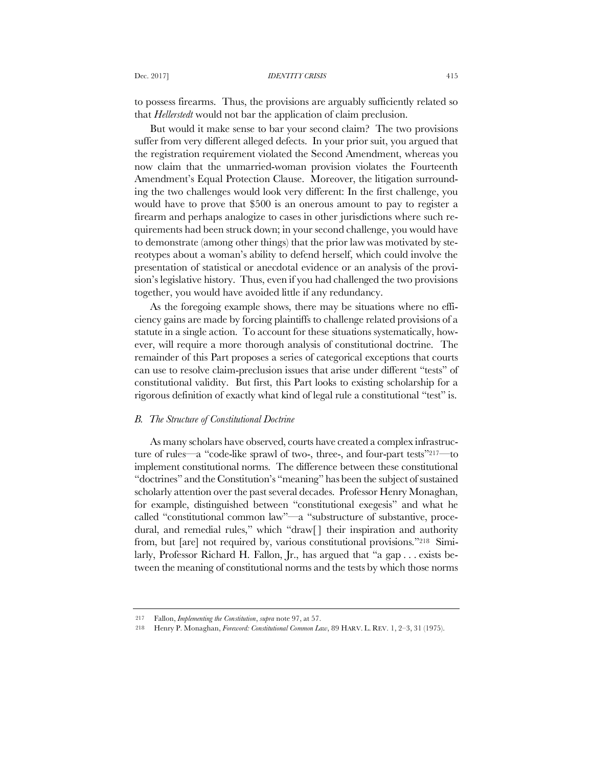to possess firearms. Thus, the provisions are arguably sufficiently related so that *Hellerstedt* would not bar the application of claim preclusion.

But would it make sense to bar your second claim? The two provisions suffer from very different alleged defects. In your prior suit, you argued that the registration requirement violated the Second Amendment, whereas you now claim that the unmarried-woman provision violates the Fourteenth Amendment's Equal Protection Clause. Moreover, the litigation surrounding the two challenges would look very different: In the first challenge, you would have to prove that \$500 is an onerous amount to pay to register a firearm and perhaps analogize to cases in other jurisdictions where such requirements had been struck down; in your second challenge, you would have to demonstrate (among other things) that the prior law was motivated by stereotypes about a woman's ability to defend herself, which could involve the presentation of statistical or anecdotal evidence or an analysis of the provision's legislative history. Thus, even if you had challenged the two provisions together, you would have avoided little if any redundancy.

As the foregoing example shows, there may be situations where no efficiency gains are made by forcing plaintiffs to challenge related provisions of a statute in a single action. To account for these situations systematically, however, will require a more thorough analysis of constitutional doctrine. The remainder of this Part proposes a series of categorical exceptions that courts can use to resolve claim-preclusion issues that arise under different "tests" of constitutional validity. But first, this Part looks to existing scholarship for a rigorous definition of exactly what kind of legal rule a constitutional "test" is.

### *B. The Structure of Constitutional Doctrine*

As many scholars have observed, courts have created a complex infrastructure of rules—a "code-like sprawl of two-, three-, and four-part tests"[217]—to implement constitutional norms. The difference between these constitutional "doctrines" and the Constitution's "meaning" has been the subject of sustained scholarly attention over the past several decades. Professor Henry Monaghan, for example, distinguished between "constitutional exegesis" and what he called "constitutional common law"—a "substructure of substantive, procedural, and remedial rules," which "draw[] their inspiration and authority from, but [are] not required by, various constitutional provisions."[218] Similarly, Professor Richard H. Fallon, Jr., has argued that "a gap . . . exists between the meaning of constitutional norms and the tests by which those norms

---

217 Fallon, *Implementing the Constitution*, *supra* note 97, at 57.

218 Henry P. Monaghan, *Foreword: Constitutional Common Law*, 89 HARV. L. REV. 1, 2–3, 31 (1975).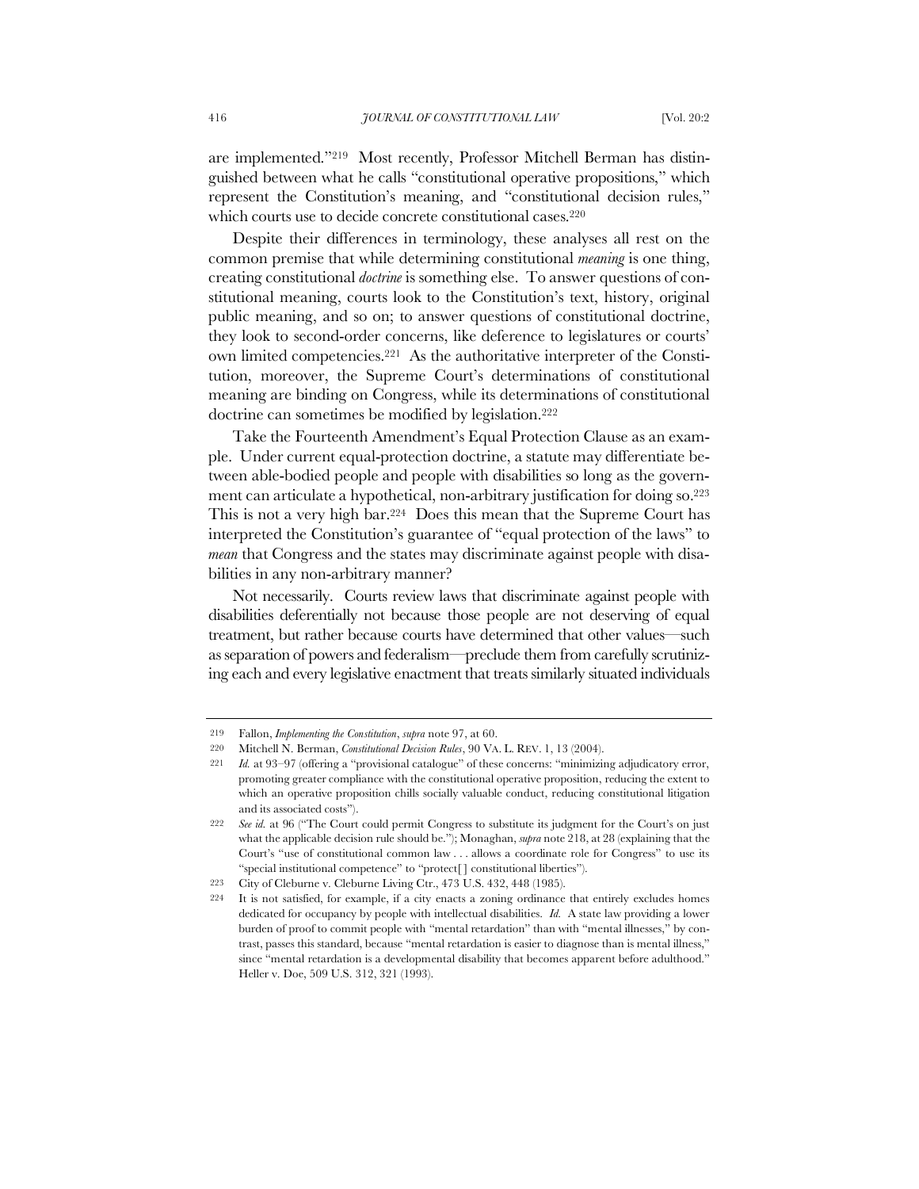are implemented."[219] Most recently, Professor Mitchell Berman has distinguished between what he calls "constitutional operative propositions," which represent the Constitution's meaning, and "constitutional decision rules," which courts use to decide concrete constitutional cases.[220]

Despite their differences in terminology, these analyses all rest on the common premise that while determining constitutional *meaning* is one thing, creating constitutional *doctrine* is something else. To answer questions of constitutional meaning, courts look to the Constitution's text, history, original public meaning, and so on; to answer questions of constitutional doctrine, they look to second-order concerns, like deference to legislatures or courts' own limited competencies.[221] As the authoritative interpreter of the Constitution, moreover, the Supreme Court's determinations of constitutional meaning are binding on Congress, while its determinations of constitutional doctrine can sometimes be modified by legislation.[222]

Take the Fourteenth Amendment's Equal Protection Clause as an example. Under current equal-protection doctrine, a statute may differentiate between able-bodied people and people with disabilities so long as the government can articulate a hypothetical, non-arbitrary justification for doing so.[223] This is not a very high bar.[224] Does this mean that the Supreme Court has interpreted the Constitution's guarantee of "equal protection of the laws" to *mean* that Congress and the states may discriminate against people with disabilities in any non-arbitrary manner?

Not necessarily. Courts review laws that discriminate against people with disabilities deferentially not because those people are not deserving of equal treatment, but rather because courts have determined that other values—such as separation of powers and federalism—preclude them from carefully scrutinizing each and every legislative enactment that treats similarly situated individuals

---

219 Fallon, *Implementing the Constitution*, *supra* note 97, at 60.

220 Mitchell N. Berman, *Constitutional Decision Rules*, 90 VA. L. REV. 1, 13 (2004).

221 *Id.* at 93–97 (offering a "provisional catalogue" of these concerns: "minimizing adjudicatory error, promoting greater compliance with the constitutional operative proposition, reducing the extent to which an operative proposition chills socially valuable conduct, reducing constitutional litigation and its associated costs").

222 *See id.* at 96 ("The Court could permit Congress to substitute its judgment for the Court's on just what the applicable decision rule should be."); Monaghan, *supra* note 218, at 28 (explaining that the Court's "use of constitutional common law . . . allows a coordinate role for Congress" to use its "special institutional competence" to "protect[ ] constitutional liberties").

223 City of Cleburne v. Cleburne Living Ctr., 473 U.S. 432, 448 (1985).

224 It is not satisfied, for example, if a city enacts a zoning ordinance that entirely excludes homes dedicated for occupancy by people with intellectual disabilities. *Id.* A state law providing a lower burden of proof to commit people with "mental retardation" than with "mental illnesses," by contrast, passes this standard, because "mental retardation is easier to diagnose than is mental illness," since "mental retardation is a developmental disability that becomes apparent before adulthood." Heller v. Doe, 509 U.S. 312, 321 (1993).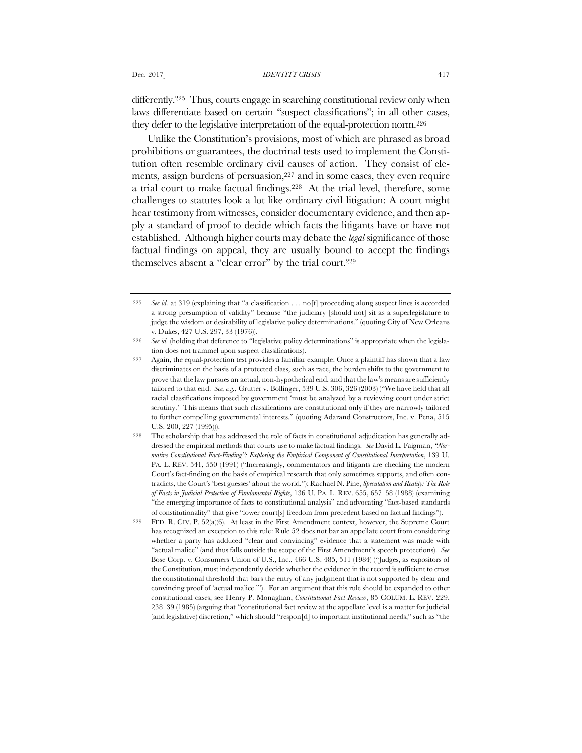differently.[225] Thus, courts engage in searching constitutional review only when laws differentiate based on certain "suspect classifications"; in all other cases, they defer to the legislative interpretation of the equal-protection norm.[226]

Unlike the Constitution's provisions, most of which are phrased as broad prohibitions or guarantees, the doctrinal tests used to implement the Constitution often resemble ordinary civil causes of action. They consist of elements, assign burdens of persuasion,[227] and in some cases, they even require a trial court to make factual findings.[228] At the trial level, therefore, some challenges to statutes look a lot like ordinary civil litigation: A court might hear testimony from witnesses, consider documentary evidence, and then apply a standard of proof to decide which facts the litigants have or have not established. Although higher courts may debate the *legal* significance of those factual findings on appeal, they are usually bound to accept the findings themselves absent a "clear error" by the trial court.[229]

---

225 *See id.* at 319 (explaining that "a classification . . . no[t] proceeding along suspect lines is accorded a strong presumption of validity" because "the judiciary [should not] sit as a superlegislature to judge the wisdom or desirability of legislative policy determinations." (quoting City of New Orleans v. Dukes, 427 U.S. 297, 33 (1976)).

226 *See id.* (holding that deference to "legislative policy determinations" is appropriate when the legislation does not trammel upon suspect classifications).

227 Again, the equal-protection test provides a familiar example: Once a plaintiff has shown that a law discriminates on the basis of a protected class, such as race, the burden shifts to the government to prove that the law pursues an actual, non-hypothetical end, and that the law's means are sufficiently tailored to that end. *See, e.g.*, Grutter v. Bollinger, 539 U.S. 306, 326 (2003) ("We have held that all racial classifications imposed by government 'must be analyzed by a reviewing court under strict scrutiny.' This means that such classifications are constitutional only if they are narrowly tailored to further compelling governmental interests." (quoting Adarand Constructors, Inc. v. Pena, 515 U.S. 200, 227 (1995))).

228 The scholarship that has addressed the role of facts in constitutional adjudication has generally addressed the empirical methods that courts use to make factual findings. *See* David L. Faigman, *"Normative Constitutional Fact-Finding": Exploring the Empirical Component of Constitutional Interpretation*, 139 U. PA. L. REV. 541, 550 (1991) ("Increasingly, commentators and litigants are checking the modern Court's fact-finding on the basis of empirical research that only sometimes supports, and often contradicts, the Court's 'best guesses' about the world."); Rachael N. Pine, *Speculation and Reality: The Role of Facts in Judicial Protection of Fundamental Rights*, 136 U. PA. L. REV. 655, 657–58 (1988) (examining "the emerging importance of facts to constitutional analysis" and advocating "fact-based standards of constitutionality" that give "lower court[s] freedom from precedent based on factual findings").

229 FED. R. CIV. P. 52(a)(6). At least in the First Amendment context, however, the Supreme Court has recognized an exception to this rule: Rule 52 does not bar an appellate court from considering whether a party has adduced "clear and convincing" evidence that a statement was made with "actual malice" (and thus falls outside the scope of the First Amendment's speech protections). *See* Bose Corp. v. Consumers Union of U.S., Inc., 466 U.S. 485, 511 (1984) ("Judges, as expositors of the Constitution, must independently decide whether the evidence in the record is sufficient to cross the constitutional threshold that bars the entry of any judgment that is not supported by clear and convincing proof of 'actual malice.'"). For an argument that this rule should be expanded to other constitutional cases, see Henry P. Monaghan, *Constitutional Fact Review*, 85 COLUM. L. REV. 229, 238–39 (1985) (arguing that "constitutional fact review at the appellate level is a matter for judicial (and legislative) discretion," which should "respon[d] to important institutional needs," such as "the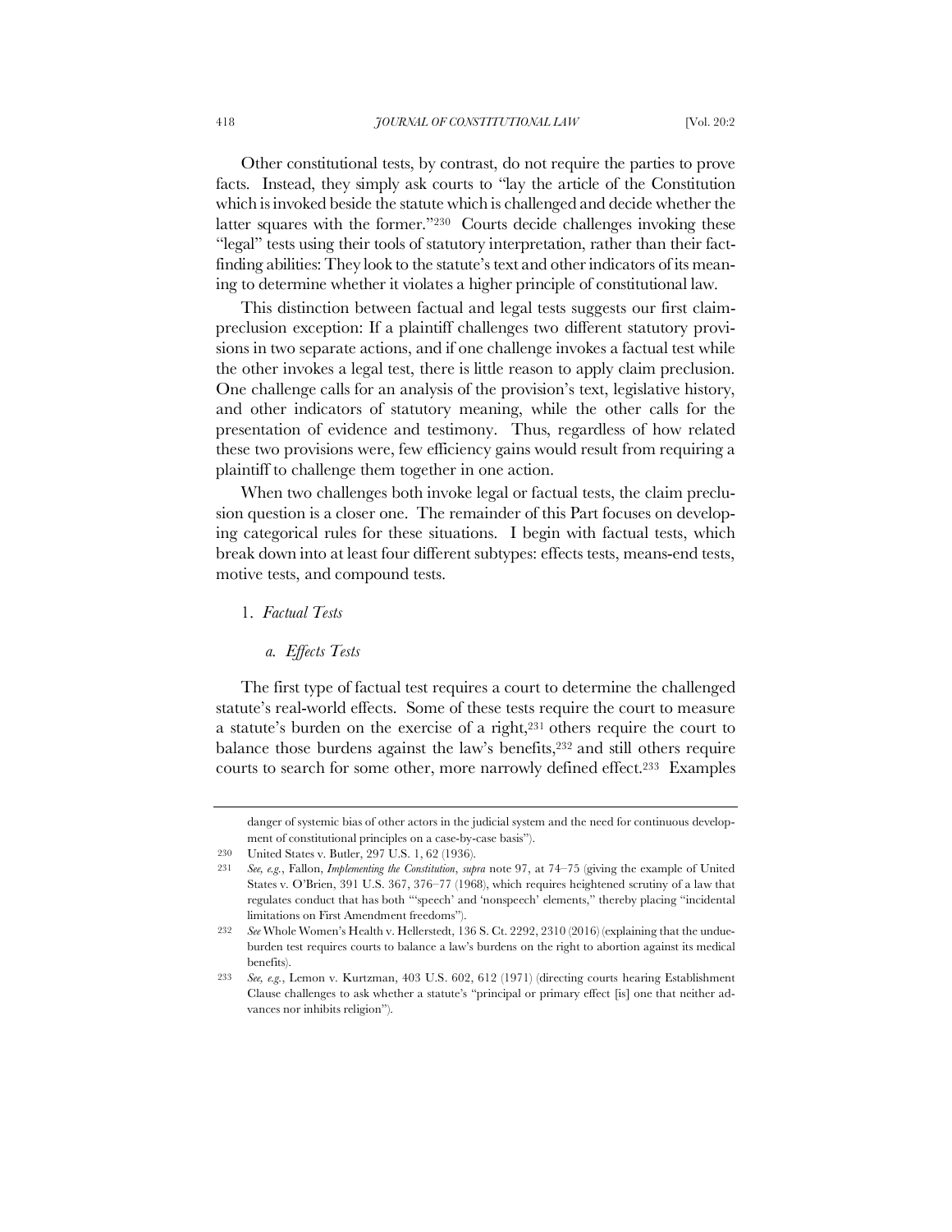Other constitutional tests, by contrast, do not require the parties to prove facts. Instead, they simply ask courts to "lay the article of the Constitution which is invoked beside the statute which is challenged and decide whether the latter squares with the former."[230] Courts decide challenges invoking these "legal" tests using their tools of statutory interpretation, rather than their fact-finding abilities: They look to the statute's text and other indicators of its meaning to determine whether it violates a higher principle of constitutional law.

This distinction between factual and legal tests suggests our first claim-preclusion exception: If a plaintiff challenges two different statutory provisions in two separate actions, and if one challenge invokes a factual test while the other invokes a legal test, there is little reason to apply claim preclusion. One challenge calls for an analysis of the provision's text, legislative history, and other indicators of statutory meaning, while the other calls for the presentation of evidence and testimony. Thus, regardless of how related these two provisions were, few efficiency gains would result from requiring a plaintiff to challenge them together in one action.

When two challenges both invoke legal or factual tests, the claim preclusion question is a closer one. The remainder of this Part focuses on developing categorical rules for these situations. I begin with factual tests, which break down into at least four different subtypes: effects tests, means-end tests, motive tests, and compound tests.

### 1. *Factual Tests*

#### *a. Effects Tests*

The first type of factual test requires a court to determine the challenged statute's real-world effects. Some of these tests require the court to measure a statute's burden on the exercise of a right,[231] others require the court to balance those burdens against the law's benefits,[232] and still others require courts to search for some other, more narrowly defined effect.[233] Examples

---

danger of systemic bias of other actors in the judicial system and the need for continuous development of constitutional principles on a case-by-case basis").

230 United States v. Butler, 297 U.S. 1, 62 (1936).

231 *See, e.g.*, Fallon, *Implementing the Constitution*, *supra* note 97, at 74–75 (giving the example of United States v. O'Brien, 391 U.S. 367, 376–77 (1968), which requires heightened scrutiny of a law that regulates conduct that has both "'speech' and 'nonspeech' elements," thereby placing "incidental limitations on First Amendment freedoms").

232 *See* Whole Women's Health v. Hellerstedt, 136 S. Ct. 2292, 2310 (2016) (explaining that the undue-burden test requires courts to balance a law's burdens on the right to abortion against its medical benefits).

233 *See, e.g.*, Lemon v. Kurtzman, 403 U.S. 602, 612 (1971) (directing courts hearing Establishment Clause challenges to ask whether a statute's "principal or primary effect [is] one that neither advances nor inhibits religion").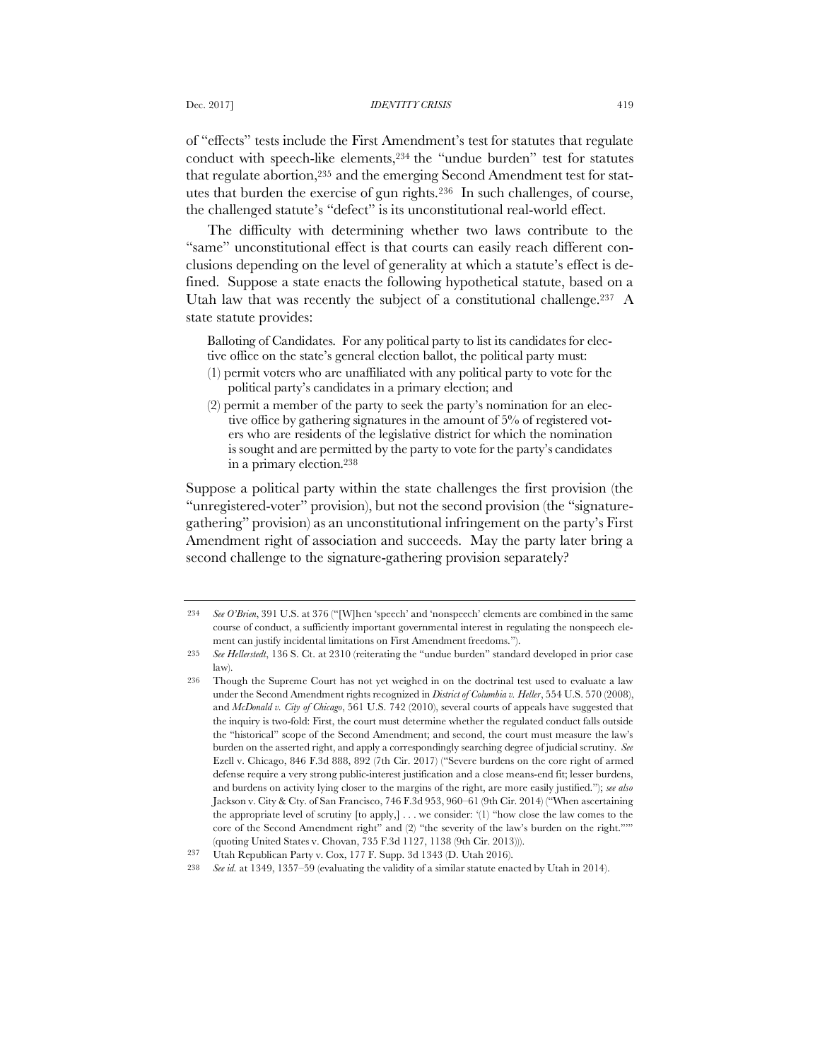of "effects" tests include the First Amendment's test for statutes that regulate conduct with speech-like elements,[234] the "undue burden" test for statutes that regulate abortion,[235] and the emerging Second Amendment test for statutes that burden the exercise of gun rights.[236] In such challenges, of course, the challenged statute's "defect" is its unconstitutional real-world effect.

The difficulty with determining whether two laws contribute to the "same" unconstitutional effect is that courts can easily reach different conclusions depending on the level of generality at which a statute's effect is defined. Suppose a state enacts the following hypothetical statute, based on a Utah law that was recently the subject of a constitutional challenge.[237] A state statute provides:

> Balloting of Candidates. For any political party to list its candidates for elective office on the state's general election ballot, the political party must:
> (1) permit voters who are unaffiliated with any political party to vote for the political party's candidates in a primary election; and
> (2) permit a member of the party to seek the party's nomination for an elective office by gathering signatures in the amount of 5% of registered voters who are residents of the legislative district for which the nomination is sought and are permitted by the party to vote for the party's candidates in a primary election.[238]

Suppose a political party within the state challenges the first provision (the "unregistered-voter" provision), but not the second provision (the "signature-gathering" provision) as an unconstitutional infringement on the party's First Amendment right of association and succeeds. May the party later bring a second challenge to the signature-gathering provision separately?

---

234 *See O'Brien*, 391 U.S. at 376 ("[W]hen 'speech' and 'nonspeech' elements are combined in the same course of conduct, a sufficiently important governmental interest in regulating the nonspeech element can justify incidental limitations on First Amendment freedoms.").

235 *See Hellerstedt*, 136 S. Ct. at 2310 (reiterating the "undue burden" standard developed in prior case law).

236 Though the Supreme Court has not yet weighed in on the doctrinal test used to evaluate a law under the Second Amendment rights recognized in *District of Columbia v. Heller*, 554 U.S. 570 (2008), and *McDonald v. City of Chicago*, 561 U.S. 742 (2010), several courts of appeals have suggested that the inquiry is two-fold: First, the court must determine whether the regulated conduct falls outside the "historical" scope of the Second Amendment; and second, the court must measure the law's burden on the asserted right, and apply a correspondingly searching degree of judicial scrutiny. *See* Ezell v. Chicago, 846 F.3d 888, 892 (7th Cir. 2017) ("Severe burdens on the core right of armed defense require a very strong public-interest justification and a close means-end fit; lesser burdens, and burdens on activity lying closer to the margins of the right, are more easily justified."); *see also* Jackson v. City & Cty. of San Francisco, 746 F.3d 953, 960–61 (9th Cir. 2014) ("When ascertaining the appropriate level of scrutiny [to apply,] . . . we consider: '(1) "how close the law comes to the core of the Second Amendment right" and (2) "the severity of the law's burden on the right."'" (quoting United States v. Chovan, 735 F.3d 1127, 1138 (9th Cir. 2013))).

237 Utah Republican Party v. Cox, 177 F. Supp. 3d 1343 (D. Utah 2016).

238 *See id.* at 1349, 1357–59 (evaluating the validity of a similar statute enacted by Utah in 2014).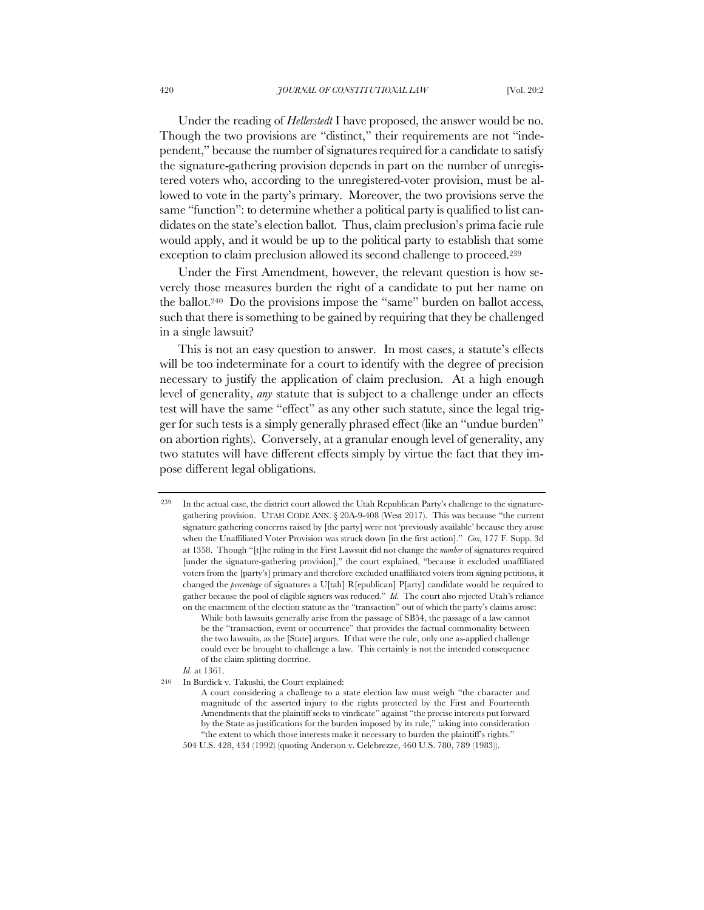Under the reading of *Hellerstedt* I have proposed, the answer would be no. Though the two provisions are "distinct," their requirements are not "independent," because the number of signatures required for a candidate to satisfy the signature-gathering provision depends in part on the number of unregistered voters who, according to the unregistered-voter provision, must be allowed to vote in the party's primary. Moreover, the two provisions serve the same "function": to determine whether a political party is qualified to list candidates on the state's election ballot. Thus, claim preclusion's prima facie rule would apply, and it would be up to the political party to establish that some exception to claim preclusion allowed its second challenge to proceed.[239]

Under the First Amendment, however, the relevant question is how severely those measures burden the right of a candidate to put her name on the ballot.[240] Do the provisions impose the "same" burden on ballot access, such that there is something to be gained by requiring that they be challenged in a single lawsuit?

This is not an easy question to answer. In most cases, a statute's effects will be too indeterminate for a court to identify with the degree of precision necessary to justify the application of claim preclusion. At a high enough level of generality, *any* statute that is subject to a challenge under an effects test will have the same "effect" as any other such statute, since the legal trigger for such tests is a simply generally phrased effect (like an "undue burden" on abortion rights). Conversely, at a granular enough level of generality, any two statutes will have different effects simply by virtue the fact that they impose different legal obligations.

---

239 In the actual case, the district court allowed the Utah Republican Party's challenge to the signature-gathering provision. UTAH CODE ANN. § 20A-9-408 (West 2017). This was because "the current signature gathering concerns raised by [the party] were not 'previously available' because they arose when the Unaffiliated Voter Provision was struck down [in the first action]." *Cox*, 177 F. Supp. 3d at 1358. Though "[t]he ruling in the First Lawsuit did not change the *number* of signatures required [under the signature-gathering provision]," the court explained, "because it excluded unaffiliated voters from the [party's] primary and therefore excluded unaffiliated voters from signing petitions, it changed the *percentage* of signatures a U[tah] R[epublican] P[arty] candidate would be required to gather because the pool of eligible signers was reduced." *Id.* The court also rejected Utah's reliance on the enactment of the election statute as the "transaction" out of which the party's claims arose:

> While both lawsuits generally arise from the passage of SB54, the passage of a law cannot be the "transaction, event or occurrence" that provides the factual commonality between the two lawsuits, as the [State] argues. If that were the rule, only one as-applied challenge could ever be brought to challenge a law. This certainly is not the intended consequence of the claim splitting doctrine.

*Id.* at 1361.

240 In Burdick v. Takushi, the Court explained:

> A court considering a challenge to a state election law must weigh "the character and magnitude of the asserted injury to the rights protected by the First and Fourteenth Amendments that the plaintiff seeks to vindicate" against "the precise interests put forward by the State as justifications for the burden imposed by its rule," taking into consideration "the extent to which those interests make it necessary to burden the plaintiff's rights."

504 U.S. 428, 434 (1992) (quoting Anderson v. Celebrezze, 460 U.S. 780, 789 (1983)).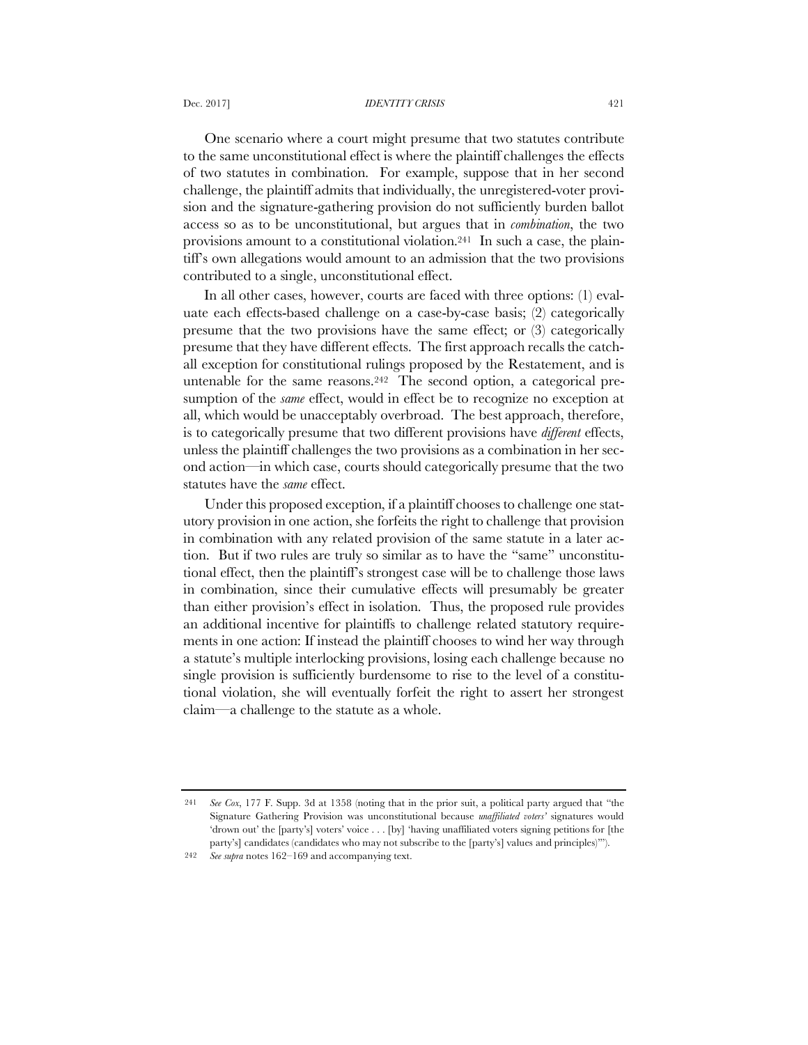One scenario where a court might presume that two statutes contribute to the same unconstitutional effect is where the plaintiff challenges the effects of two statutes in combination. For example, suppose that in her second challenge, the plaintiff admits that individually, the unregistered-voter provision and the signature-gathering provision do not sufficiently burden ballot access so as to be unconstitutional, but argues that in *combination*, the two provisions amount to a constitutional violation.[241] In such a case, the plaintiff's own allegations would amount to an admission that the two provisions contributed to a single, unconstitutional effect.

In all other cases, however, courts are faced with three options: (1) evaluate each effects-based challenge on a case-by-case basis; (2) categorically presume that the two provisions have the same effect; or (3) categorically presume that they have different effects. The first approach recalls the catch-all exception for constitutional rulings proposed by the Restatement, and is untenable for the same reasons.[242] The second option, a categorical presumption of the *same* effect, would in effect be to recognize no exception at all, which would be unacceptably overbroad. The best approach, therefore, is to categorically presume that two different provisions have *different* effects, unless the plaintiff challenges the two provisions as a combination in her second action—in which case, courts should categorically presume that the two statutes have the *same* effect.

Under this proposed exception, if a plaintiff chooses to challenge one statutory provision in one action, she forfeits the right to challenge that provision in combination with any related provision of the same statute in a later action. But if two rules are truly so similar as to have the "same" unconstitutional effect, then the plaintiff's strongest case will be to challenge those laws in combination, since their cumulative effects will presumably be greater than either provision's effect in isolation. Thus, the proposed rule provides an additional incentive for plaintiffs to challenge related statutory requirements in one action: If instead the plaintiff chooses to wind her way through a statute's multiple interlocking provisions, losing each challenge because no single provision is sufficiently burdensome to rise to the level of a constitutional violation, she will eventually forfeit the right to assert her strongest claim—a challenge to the statute as a whole.

---

241 *See Cox*, 177 F. Supp. 3d at 1358 (noting that in the prior suit, a political party argued that "the Signature Gathering Provision was unconstitutional because *unaffiliated voters'* signatures would 'drown out' the [party's] voters' voice . . . [by] 'having unaffiliated voters signing petitions for [the party's] candidates (candidates who may not subscribe to the [party's] values and principles)'").

242 *See supra* notes 162–169 and accompanying text.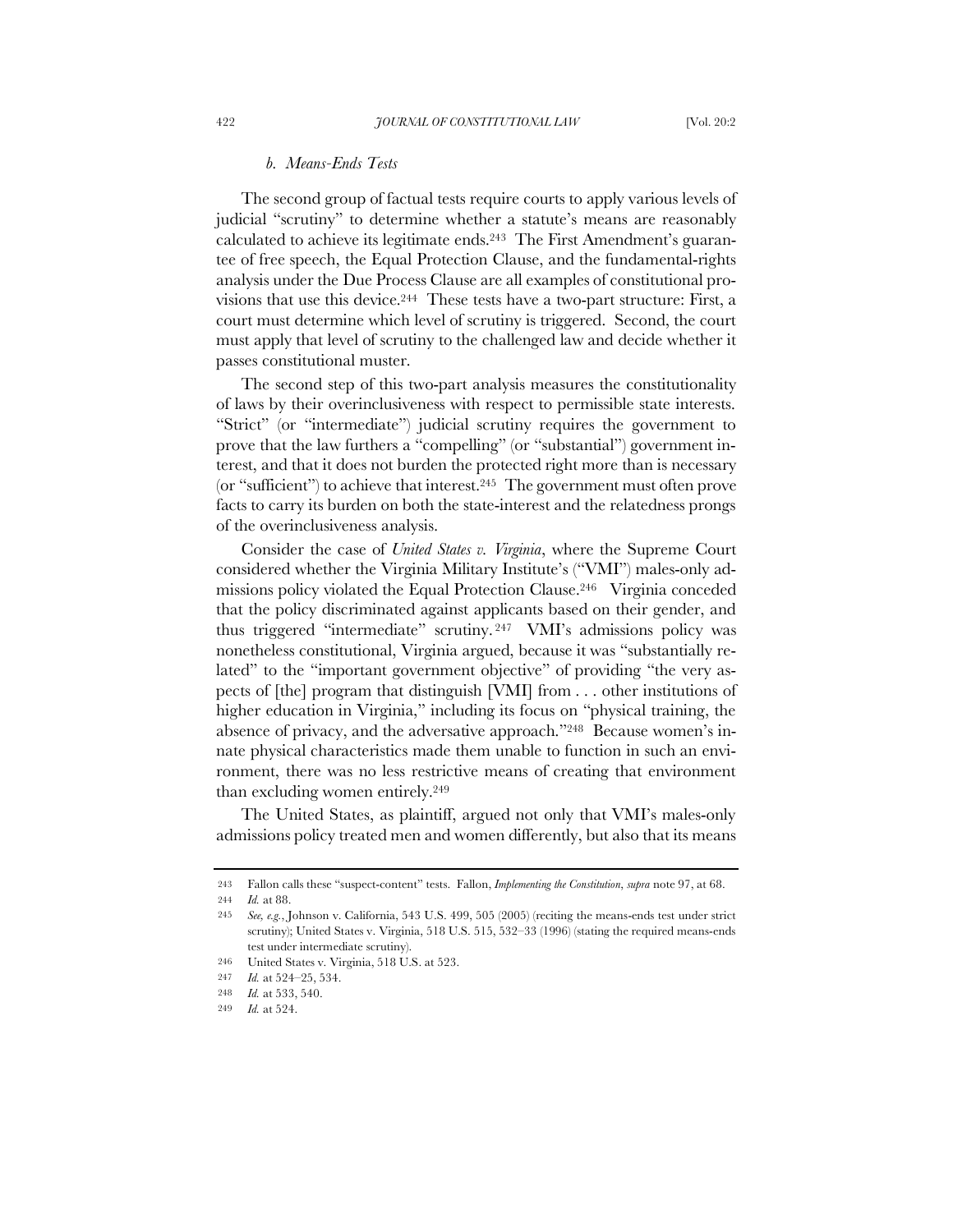### *b. Means-Ends Tests*

The second group of factual tests require courts to apply various levels of judicial "scrutiny" to determine whether a statute's means are reasonably calculated to achieve its legitimate ends.[243] The First Amendment's guarantee of free speech, the Equal Protection Clause, and the fundamental-rights analysis under the Due Process Clause are all examples of constitutional provisions that use this device.[244] These tests have a two-part structure: First, a court must determine which level of scrutiny is triggered. Second, the court must apply that level of scrutiny to the challenged law and decide whether it passes constitutional muster.

The second step of this two-part analysis measures the constitutionality of laws by their overinclusiveness with respect to permissible state interests. "Strict" (or "intermediate") judicial scrutiny requires the government to prove that the law furthers a "compelling" (or "substantial") government interest, and that it does not burden the protected right more than is necessary (or "sufficient") to achieve that interest.[245] The government must often prove facts to carry its burden on both the state-interest and the relatedness prongs of the overinclusiveness analysis.

Consider the case of *United States v. Virginia*, where the Supreme Court considered whether the Virginia Military Institute's ("VMI") males-only admissions policy violated the Equal Protection Clause.[246] Virginia conceded that the policy discriminated against applicants based on their gender, and thus triggered "intermediate" scrutiny.[247] VMI's admissions policy was nonetheless constitutional, Virginia argued, because it was "substantially related" to the "important government objective" of providing "the very aspects of [the] program that distinguish [VMI] from . . . other institutions of higher education in Virginia," including its focus on "physical training, the absence of privacy, and the adversative approach."[248] Because women's innate physical characteristics made them unable to function in such an environment, there was no less restrictive means of creating that environment than excluding women entirely.[249]

The United States, as plaintiff, argued not only that VMI's males-only admissions policy treated men and women differently, but also that its means

---

243 Fallon calls these "suspect-content" tests. Fallon, *Implementing the Constitution*, *supra* note 97, at 68.

244 *Id.* at 88.

245 *See, e.g.*, Johnson v. California, 543 U.S. 499, 505 (2005) (reciting the means-ends test under strict scrutiny); United States v. Virginia, 518 U.S. 515, 532–33 (1996) (stating the required means-ends test under intermediate scrutiny).

246 United States v. Virginia, 518 U.S. at 523.

247 *Id.* at 524–25, 534.

248 *Id.* at 533, 540.

249 *Id.* at 524.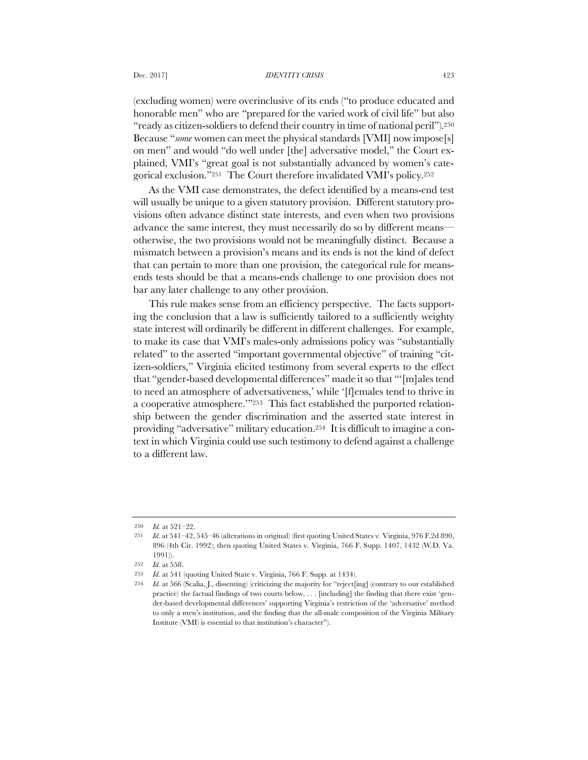(excluding women) were overinclusive of its ends ("to produce educated and honorable men" who are "prepared for the varied work of civil life" but also "ready as citizen-soldiers to defend their country in time of national peril").[250] Because "*some* women can meet the physical standards [VMI] now impose[s] on men" and would "do well under [the] adversative model," the Court explained, VMI's "great goal is not substantially advanced by women's categorical exclusion."[251] The Court therefore invalidated VMI's policy.[252]

As the VMI case demonstrates, the defect identified by a means-end test will usually be unique to a given statutory provision. Different statutory provisions often advance distinct state interests, and even when two provisions advance the same interest, they must necessarily do so by different means—otherwise, the two provisions would not be meaningfully distinct. Because a mismatch between a provision's means and its ends is not the kind of defect that can pertain to more than one provision, the categorical rule for means-ends tests should be that a means-ends challenge to one provision does not bar any later challenge to any other provision.

This rule makes sense from an efficiency perspective. The facts supporting the conclusion that a law is sufficiently tailored to a sufficiently weighty state interest will ordinarily be different in different challenges. For example, to make its case that VMI's males-only admissions policy was "substantially related" to the asserted "important governmental objective" of training "citizen-soldiers," Virginia elicited testimony from several experts to the effect that "gender-based developmental differences" made it so that "'[m]ales tend to need an atmosphere of adversativeness,' while '[f]emales tend to thrive in a cooperative atmosphere.'"[253] This fact established the purported relationship between the gender discrimination and the asserted state interest in providing "adversative" military education.[254] It is difficult to imagine a context in which Virginia could use such testimony to defend against a challenge to a different law.

---

250 *Id.* at 521–22.

251 *Id.* at 541–42, 545–46 (alterations in original) (first quoting United States v. Virginia, 976 F.2d 890, 896 (4th Cir. 1992); then quoting United States v. Virginia, 766 F. Supp. 1407, 1432 (W.D. Va. 1991)).

252 *Id.* at 558.

253 *Id.* at 541 (quoting United State v. Virginia, 766 F. Supp. at 1434).

254 *Id.* at 566 (Scalia, J., dissenting) (criticizing the majority for "reject[ing] (contrary to our established practice) the factual findings of two courts below, . . . [including] the finding that there exist 'gender-based developmental differences' supporting Virginia's restriction of the 'adversative' method to only a men's institution, and the finding that the all-male composition of the Virginia Military Institute (VMI) is essential to that institution's character").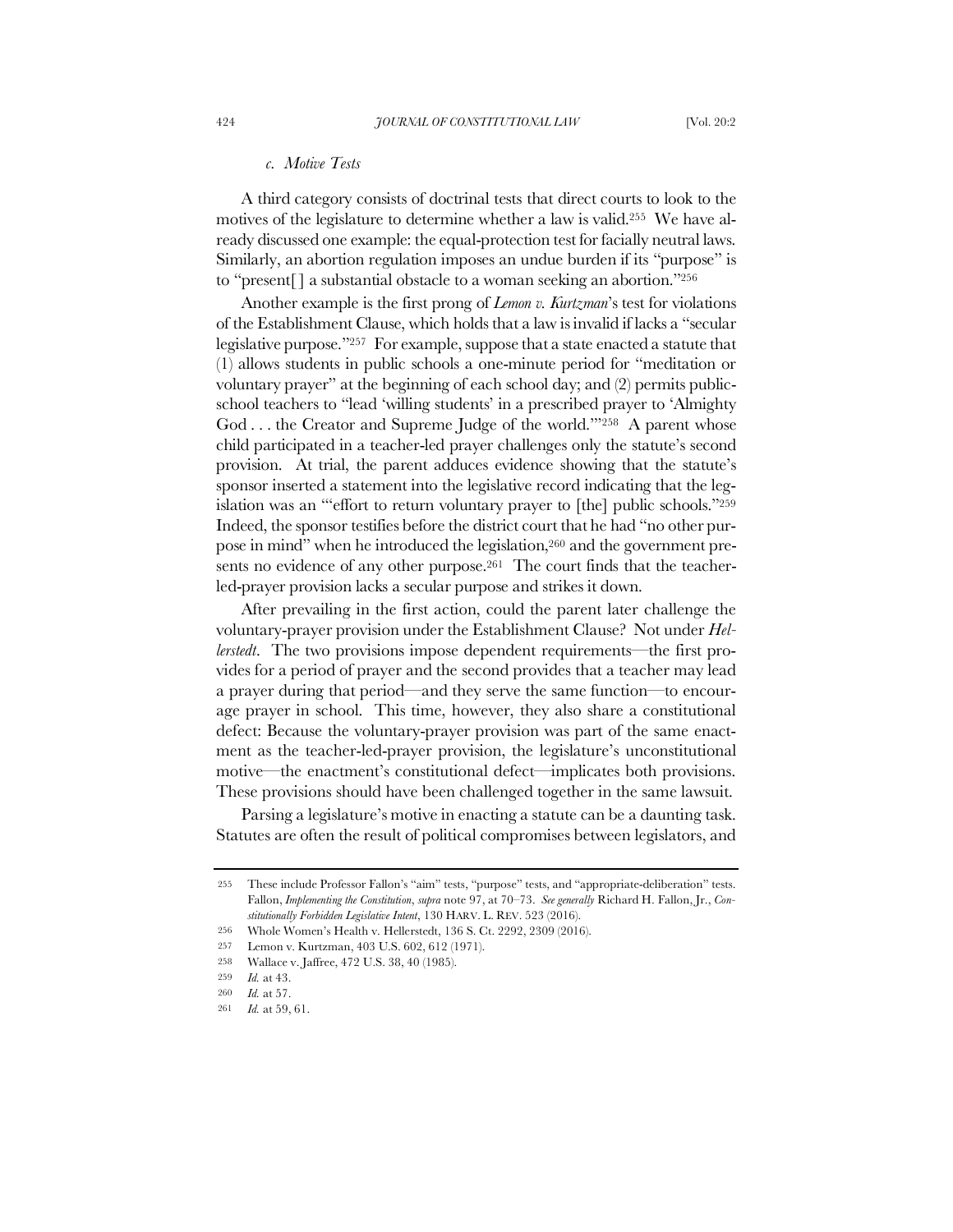### *c. Motive Tests*

A third category consists of doctrinal tests that direct courts to look to the motives of the legislature to determine whether a law is valid.[255] We have already discussed one example: the equal-protection test for facially neutral laws. Similarly, an abortion regulation imposes an undue burden if its "purpose" is to "present[ ] a substantial obstacle to a woman seeking an abortion."[256]

Another example is the first prong of *Lemon v. Kurtzman*'s test for violations of the Establishment Clause, which holds that a law is invalid if lacks a "secular legislative purpose."[257] For example, suppose that a state enacted a statute that (1) allows students in public schools a one-minute period for "meditation or voluntary prayer" at the beginning of each school day; and (2) permits public-school teachers to "lead 'willing students' in a prescribed prayer to 'Almighty God . . . the Creator and Supreme Judge of the world.'"[258] A parent whose child participated in a teacher-led prayer challenges only the statute's second provision. At trial, the parent adduces evidence showing that the statute's sponsor inserted a statement into the legislative record indicating that the legislation was an "'effort to return voluntary prayer to [the] public schools."[259] Indeed, the sponsor testifies before the district court that he had "no other purpose in mind" when he introduced the legislation,[260] and the government presents no evidence of any other purpose.[261] The court finds that the teacher-led-prayer provision lacks a secular purpose and strikes it down.

After prevailing in the first action, could the parent later challenge the voluntary-prayer provision under the Establishment Clause? Not under *Hellerstedt*. The two provisions impose dependent requirements—the first provides for a period of prayer and the second provides that a teacher may lead a prayer during that period—and they serve the same function—to encourage prayer in school. This time, however, they also share a constitutional defect: Because the voluntary-prayer provision was part of the same enactment as the teacher-led-prayer provision, the legislature's unconstitutional motive—the enactment's constitutional defect—implicates both provisions. These provisions should have been challenged together in the same lawsuit.

Parsing a legislature's motive in enacting a statute can be a daunting task. Statutes are often the result of political compromises between legislators, and

---

[255] These include Professor Fallon's "aim" tests, "purpose" tests, and "appropriate-deliberation" tests. Fallon, *Implementing the Constitution*, *supra* note 97, at 70–73. *See generally* Richard H. Fallon, Jr., *Constitutionally Forbidden Legislative Intent*, 130 HARV. L. REV. 523 (2016).

[256] Whole Women's Health v. Hellerstedt, 136 S. Ct. 2292, 2309 (2016).

[257] Lemon v. Kurtzman, 403 U.S. 602, 612 (1971).

[258] Wallace v. Jaffree, 472 U.S. 38, 40 (1985).

[259] *Id.* at 43.

[260] *Id.* at 57.

[261] *Id.* at 59, 61.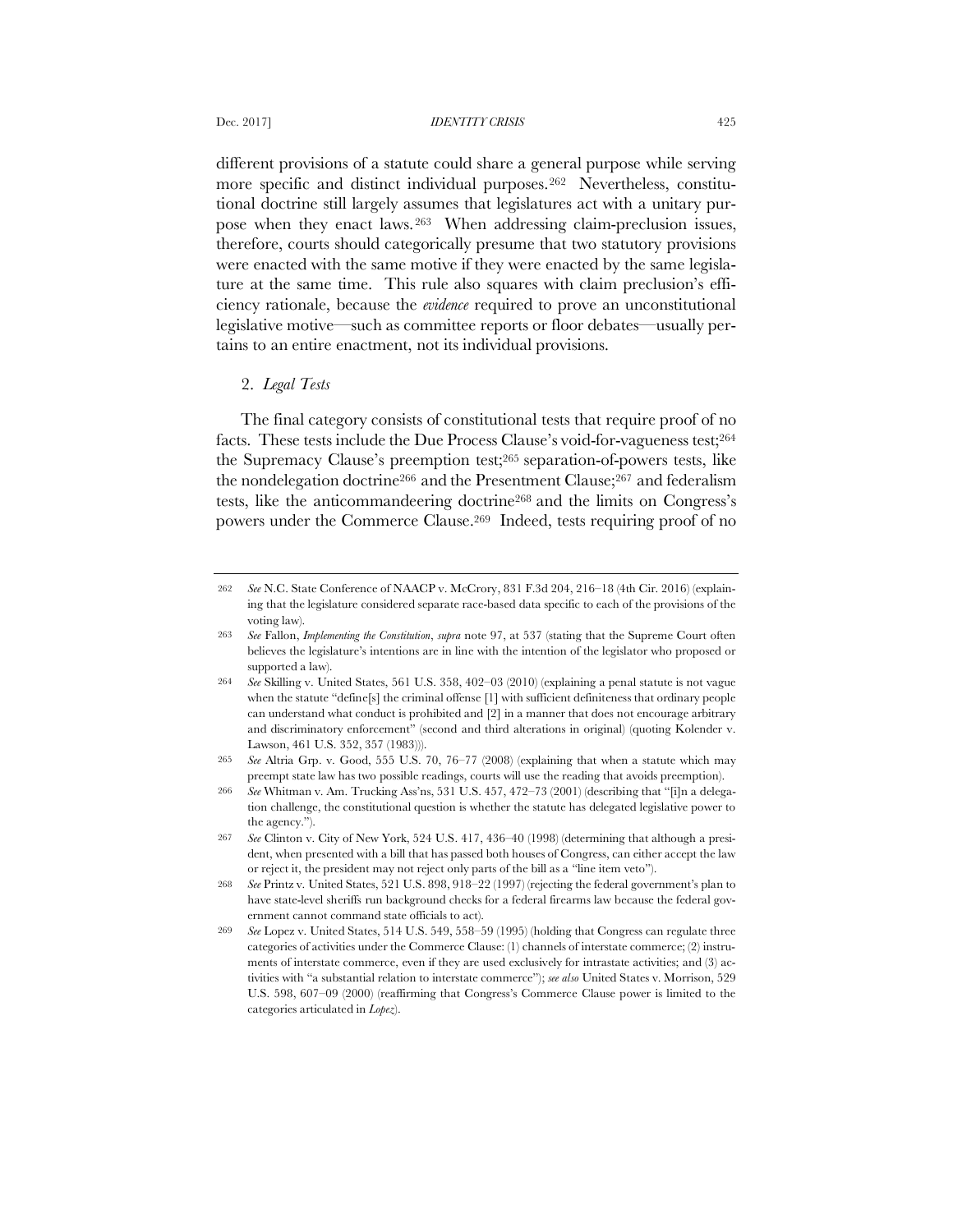different provisions of a statute could share a general purpose while serving more specific and distinct individual purposes.[262] Nevertheless, constitutional doctrine still largely assumes that legislatures act with a unitary purpose when they enact laws.[263] When addressing claim-preclusion issues, therefore, courts should categorically presume that two statutory provisions were enacted with the same motive if they were enacted by the same legislature at the same time. This rule also squares with claim preclusion's efficiency rationale, because the *evidence* required to prove an unconstitutional legislative motive—such as committee reports or floor debates—usually pertains to an entire enactment, not its individual provisions.

### 2. *Legal Tests*

The final category consists of constitutional tests that require proof of no facts. These tests include the Due Process Clause's void-for-vagueness test;[264] the Supremacy Clause's preemption test;[265] separation-of-powers tests, like the nondelegation doctrine[266] and the Presentment Clause;[267] and federalism tests, like the anticommandeering doctrine[268] and the limits on Congress's powers under the Commerce Clause.[269] Indeed, tests requiring proof of no

---

262 *See* N.C. State Conference of NAACP v. McCrory, 831 F.3d 204, 216–18 (4th Cir. 2016) (explaining that the legislature considered separate race-based data specific to each of the provisions of the voting law).

263 *See* Fallon, *Implementing the Constitution*, *supra* note 97, at 537 (stating that the Supreme Court often believes the legislature's intentions are in line with the intention of the legislator who proposed or supported a law).

264 *See* Skilling v. United States, 561 U.S. 358, 402–03 (2010) (explaining a penal statute is not vague when the statute "define[s] the criminal offense [1] with sufficient definiteness that ordinary people can understand what conduct is prohibited and [2] in a manner that does not encourage arbitrary and discriminatory enforcement" (second and third alterations in original) (quoting Kolender v. Lawson, 461 U.S. 352, 357 (1983))).

265 *See* Altria Grp. v. Good, 555 U.S. 70, 76–77 (2008) (explaining that when a statute which may preempt state law has two possible readings, courts will use the reading that avoids preemption).

266 *See* Whitman v. Am. Trucking Ass'ns, 531 U.S. 457, 472–73 (2001) (describing that "[i]n a delegation challenge, the constitutional question is whether the statute has delegated legislative power to the agency.").

267 *See* Clinton v. City of New York, 524 U.S. 417, 436–40 (1998) (determining that although a president, when presented with a bill that has passed both houses of Congress, can either accept the law or reject it, the president may not reject only parts of the bill as a "line item veto").

268 *See* Printz v. United States, 521 U.S. 898, 918–22 (1997) (rejecting the federal government's plan to have state-level sheriffs run background checks for a federal firearms law because the federal government cannot command state officials to act).

269 *See* Lopez v. United States, 514 U.S. 549, 558–59 (1995) (holding that Congress can regulate three categories of activities under the Commerce Clause: (1) channels of interstate commerce; (2) instruments of interstate commerce, even if they are used exclusively for intrastate activities; and (3) activities with "a substantial relation to interstate commerce"); *see also* United States v. Morrison, 529 U.S. 598, 607–09 (2000) (reaffirming that Congress's Commerce Clause power is limited to the categories articulated in *Lopez*).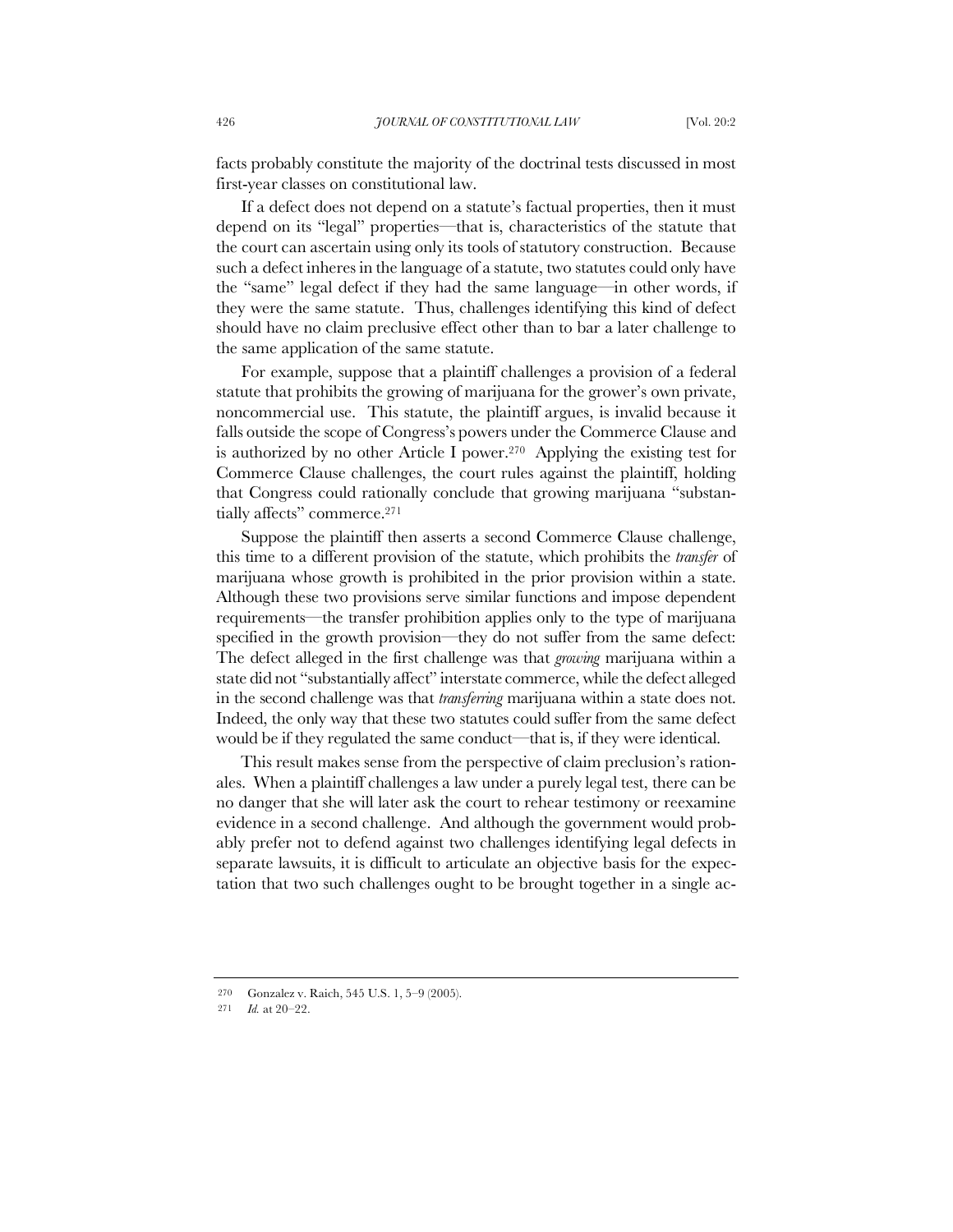facts probably constitute the majority of the doctrinal tests discussed in most first-year classes on constitutional law.

If a defect does not depend on a statute's factual properties, then it must depend on its "legal" properties—that is, characteristics of the statute that the court can ascertain using only its tools of statutory construction. Because such a defect inheres in the language of a statute, two statutes could only have the "same" legal defect if they had the same language—in other words, if they were the same statute. Thus, challenges identifying this kind of defect should have no claim preclusive effect other than to bar a later challenge to the same application of the same statute.

For example, suppose that a plaintiff challenges a provision of a federal statute that prohibits the growing of marijuana for the grower's own private, noncommercial use. This statute, the plaintiff argues, is invalid because it falls outside the scope of Congress's powers under the Commerce Clause and is authorized by no other Article I power.[270] Applying the existing test for Commerce Clause challenges, the court rules against the plaintiff, holding that Congress could rationally conclude that growing marijuana "substantially affects" commerce.[271]

Suppose the plaintiff then asserts a second Commerce Clause challenge, this time to a different provision of the statute, which prohibits the *transfer* of marijuana whose growth is prohibited in the prior provision within a state. Although these two provisions serve similar functions and impose dependent requirements—the transfer prohibition applies only to the type of marijuana specified in the growth provision—they do not suffer from the same defect: The defect alleged in the first challenge was that *growing* marijuana within a state did not "substantially affect" interstate commerce, while the defect alleged in the second challenge was that *transferring* marijuana within a state does not. Indeed, the only way that these two statutes could suffer from the same defect would be if they regulated the same conduct—that is, if they were identical.

This result makes sense from the perspective of claim preclusion's rationales. When a plaintiff challenges a law under a purely legal test, there can be no danger that she will later ask the court to rehear testimony or reexamine evidence in a second challenge. And although the government would probably prefer not to defend against two challenges identifying legal defects in separate lawsuits, it is difficult to articulate an objective basis for the expectation that two such challenges ought to be brought together in a single ac-

---

270 Gonzalez v. Raich, 545 U.S. 1, 5–9 (2005).

271 *Id.* at 20–22.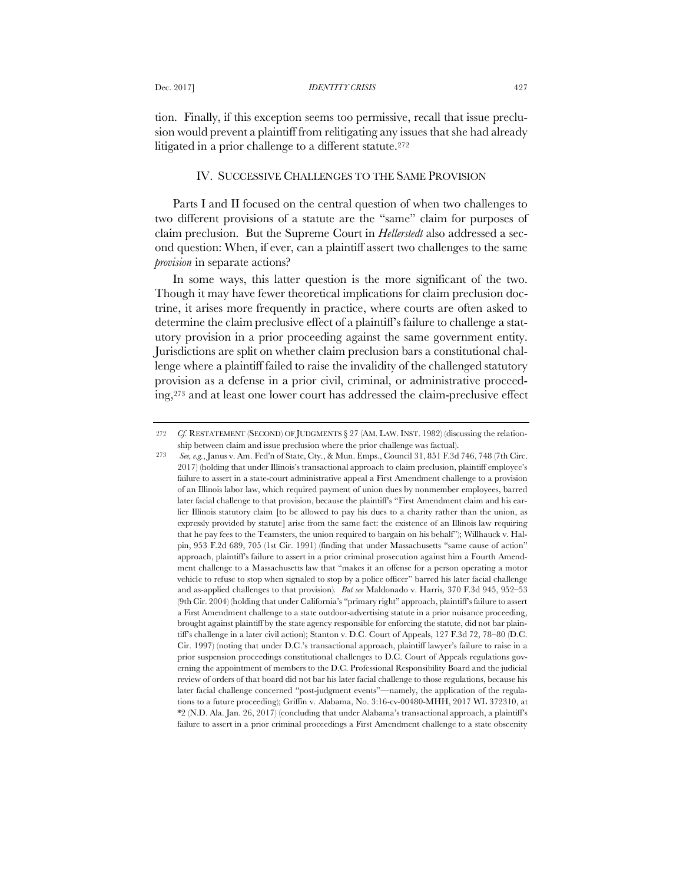tion. Finally, if this exception seems too permissive, recall that issue preclusion would prevent a plaintiff from relitigating any issues that she had already litigated in a prior challenge to a different statute.[272]

## IV. SUCCESSIVE CHALLENGES TO THE SAME PROVISION

Parts I and II focused on the central question of when two challenges to two different provisions of a statute are the "same" claim for purposes of claim preclusion. But the Supreme Court in *Hellerstedt* also addressed a second question: When, if ever, can a plaintiff assert two challenges to the same *provision* in separate actions?

In some ways, this latter question is the more significant of the two. Though it may have fewer theoretical implications for claim preclusion doctrine, it arises more frequently in practice, where courts are often asked to determine the claim preclusive effect of a plaintiff's failure to challenge a statutory provision in a prior proceeding against the same government entity. Jurisdictions are split on whether claim preclusion bars a constitutional challenge where a plaintiff failed to raise the invalidity of the challenged statutory provision as a defense in a prior civil, criminal, or administrative proceeding,[273] and at least one lower court has addressed the claim-preclusive effect

---

272 *Cf.* RESTATEMENT (SECOND) OF JUDGMENTS § 27 (AM. LAW. INST. 1982) (discussing the relationship between claim and issue preclusion where the prior challenge was factual).

273 *See, e.g.*, Janus v. Am. Fed'n of State, Cty., & Mun. Emps., Council 31, 851 F.3d 746, 748 (7th Circ. 2017) (holding that under Illinois's transactional approach to claim preclusion, plaintiff employee's failure to assert in a state-court administrative appeal a First Amendment challenge to a provision of an Illinois labor law, which required payment of union dues by nonmember employees, barred later facial challenge to that provision, because the plaintiff's "First Amendment claim and his earlier Illinois statutory claim [to be allowed to pay his dues to a charity rather than the union, as expressly provided by statute] arise from the same fact: the existence of an Illinois law requiring that he pay fees to the Teamsters, the union required to bargain on his behalf"); Willhauck v. Halpin, 953 F.2d 689, 705 (1st Cir. 1991) (finding that under Massachusetts "same cause of action" approach, plaintiff's failure to assert in a prior criminal prosecution against him a Fourth Amendment challenge to a Massachusetts law that "makes it an offense for a person operating a motor vehicle to refuse to stop when signaled to stop by a police officer" barred his later facial challenge and as-applied challenges to that provision). *But see* Maldonado v. Harris, 370 F.3d 945, 952–53 (9th Cir. 2004) (holding that under California's "primary right" approach, plaintiff's failure to assert a First Amendment challenge to a state outdoor-advertising statute in a prior nuisance proceeding, brought against plaintiff by the state agency responsible for enforcing the statute, did not bar plaintiff's challenge in a later civil action); Stanton v. D.C. Court of Appeals, 127 F.3d 72, 78–80 (D.C. Cir. 1997) (noting that under D.C.'s transactional approach, plaintiff lawyer's failure to raise in a prior suspension proceedings constitutional challenges to D.C. Court of Appeals regulations governing the appointment of members to the D.C. Professional Responsibility Board and the judicial review of orders of that board did not bar his later facial challenge to those regulations, because his later facial challenge concerned "post-judgment events"—namely, the application of the regulations to a future proceeding); Griffin v. Alabama, No. 3:16-cv-00480-MHH, 2017 WL 372310, at *2 (N.D. Ala. Jan. 26, 2017) (concluding that under Alabama's transactional approach, a plaintiff's failure to assert in a prior criminal proceedings a First Amendment challenge to a state obscenity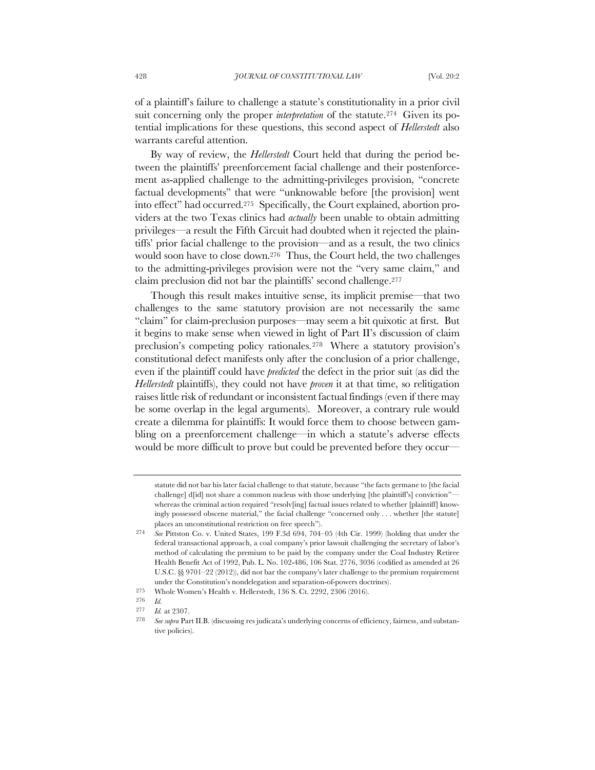of a plaintiff's failure to challenge a statute's constitutionality in a prior civil suit concerning only the proper *interpretation* of the statute.[274] Given its potential implications for these questions, this second aspect of *Hellerstedt* also warrants careful attention.

By way of review, the *Hellerstedt* Court held that during the period between the plaintiffs' preenforcement facial challenge and their postenforcement as-applied challenge to the admitting-privileges provision, "concrete factual developments" that were "unknowable before [the provision] went into effect" had occurred.[275] Specifically, the Court explained, abortion providers at the two Texas clinics had *actually* been unable to obtain admitting privileges—a result the Fifth Circuit had doubted when it rejected the plaintiffs' prior facial challenge to the provision—and as a result, the two clinics would soon have to close down.[276] Thus, the Court held, the two challenges to the admitting-privileges provision were not the "very same claim," and claim preclusion did not bar the plaintiffs' second challenge.[277]

Though this result makes intuitive sense, its implicit premise—that two challenges to the same statutory provision are not necessarily the same "claim" for claim-preclusion purposes—may seem a bit quixotic at first. But it begins to make sense when viewed in light of Part II's discussion of claim preclusion's competing policy rationales.[278] Where a statutory provision's constitutional defect manifests only after the conclusion of a prior challenge, even if the plaintiff could have *predicted* the defect in the prior suit (as did the *Hellerstedt* plaintiffs), they could not have *proven* it at that time, so relitigation raises little risk of redundant or inconsistent factual findings (even if there may be some overlap in the legal arguments). Moreover, a contrary rule would create a dilemma for plaintiffs: It would force them to choose between gambling on a preenforcement challenge—in which a statute's adverse effects would be more difficult to prove but could be prevented before they occur—

---

statute did not bar his later facial challenge to that statute, because "the facts germane to [the facial challenge] d[id] not share a common nucleus with those underlying [the plaintiff's] conviction"—whereas the criminal action required "resolv[ing] factual issues related to whether [plaintiff] knowingly possessed obscene material," the facial challenge "concerned only . . . whether [the statute] places an unconstitutional restriction on free speech").

[274] *See* Pittston Co. v. United States, 199 F.3d 694, 704–05 (4th Cir. 1999) (holding that under the federal transactional approach, a coal company's prior lawsuit challenging the secretary of labor's method of calculating the premium to be paid by the company under the Coal Industry Retiree Health Benefit Act of 1992, Pub. L. No. 102-486, 106 Stat. 2776, 3036 (codified as amended at 26 U.S.C. §§ 9701–22 (2012)), did not bar the company's later challenge to the premium requirement under the Constitution's nondelegation and separation-of-powers doctrines).

[275] Whole Women's Health v. Hellerstedt, 136 S. Ct. 2292, 2306 (2016).

[276] *Id.*

[277] *Id.* at 2307.

[278] *See supra* Part II.B. (discussing res judicata's underlying concerns of efficiency, fairness, and substantive policies).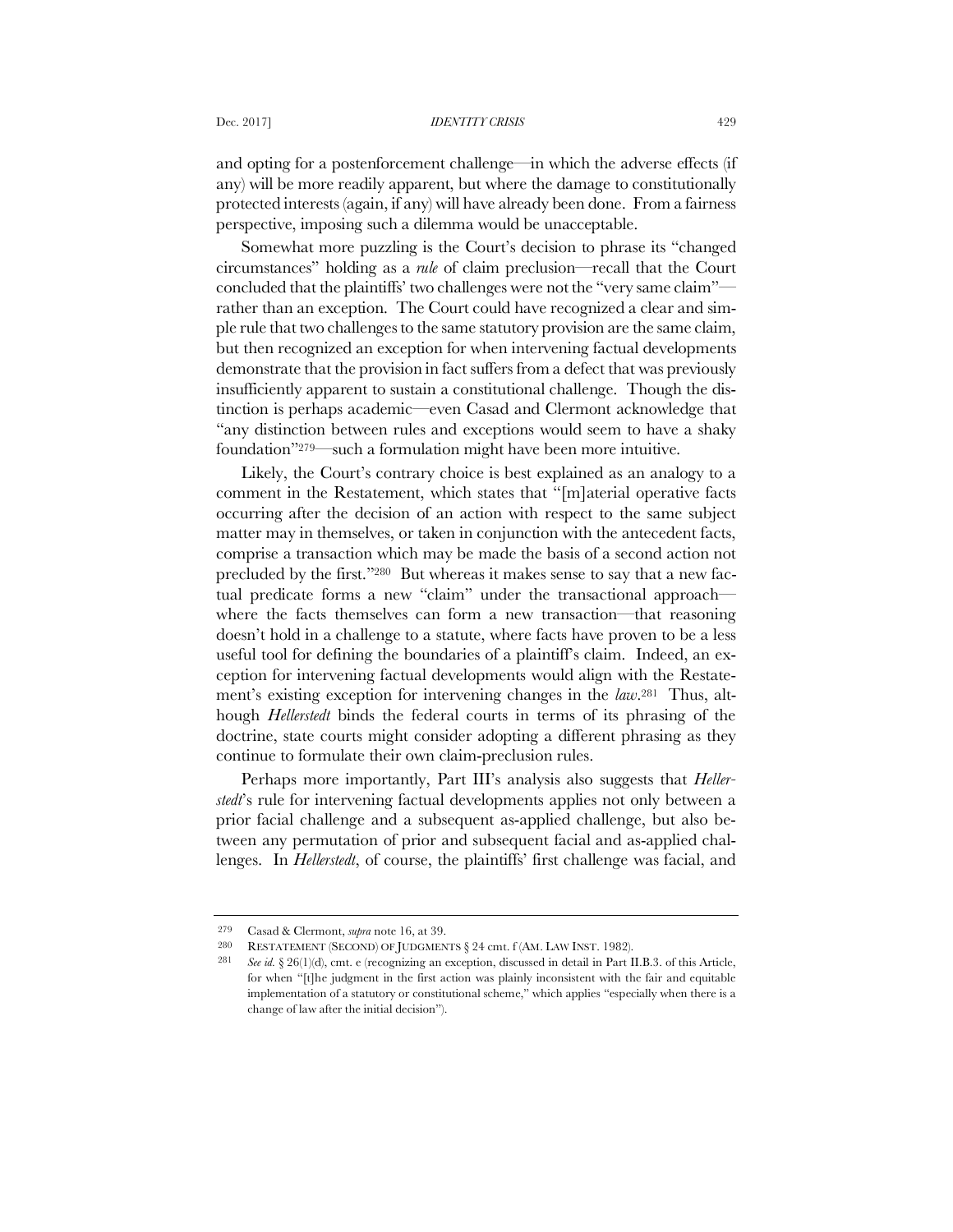and opting for a postenforcement challenge—in which the adverse effects (if any) will be more readily apparent, but where the damage to constitutionally protected interests (again, if any) will have already been done. From a fairness perspective, imposing such a dilemma would be unacceptable.

Somewhat more puzzling is the Court's decision to phrase its "changed circumstances" holding as a *rule* of claim preclusion—recall that the Court concluded that the plaintiffs' two challenges were not the "very same claim"—rather than an exception. The Court could have recognized a clear and simple rule that two challenges to the same statutory provision are the same claim, but then recognized an exception for when intervening factual developments demonstrate that the provision in fact suffers from a defect that was previously insufficiently apparent to sustain a constitutional challenge. Though the distinction is perhaps academic—even Casad and Clermont acknowledge that "any distinction between rules and exceptions would seem to have a shaky foundation"[279]—such a formulation might have been more intuitive.

Likely, the Court's contrary choice is best explained as an analogy to a comment in the Restatement, which states that "[m]aterial operative facts occurring after the decision of an action with respect to the same subject matter may in themselves, or taken in conjunction with the antecedent facts, comprise a transaction which may be made the basis of a second action not precluded by the first."[280] But whereas it makes sense to say that a new factual predicate forms a new "claim" under the transactional approach—where the facts themselves can form a new transaction—that reasoning doesn't hold in a challenge to a statute, where facts have proven to be a less useful tool for defining the boundaries of a plaintiff's claim. Indeed, an exception for intervening factual developments would align with the Restatement's existing exception for intervening changes in the *law*.[281] Thus, although *Hellerstedt* binds the federal courts in terms of its phrasing of the doctrine, state courts might consider adopting a different phrasing as they continue to formulate their own claim-preclusion rules.

Perhaps more importantly, Part III's analysis also suggests that *Hellerstedt*'s rule for intervening factual developments applies not only between a prior facial challenge and a subsequent as-applied challenge, but also between any permutation of prior and subsequent facial and as-applied challenges. In *Hellerstedt*, of course, the plaintiffs' first challenge was facial, and

---

279 Casad & Clermont, *supra* note 16, at 39.

280 RESTATEMENT (SECOND) OF JUDGMENTS § 24 cmt. f (AM. LAW INST. 1982).

281 *See id.* § 26(1)(d), cmt. e (recognizing an exception, discussed in detail in Part II.B.3. of this Article, for when "[t]he judgment in the first action was plainly inconsistent with the fair and equitable implementation of a statutory or constitutional scheme," which applies "especially when there is a change of law after the initial decision").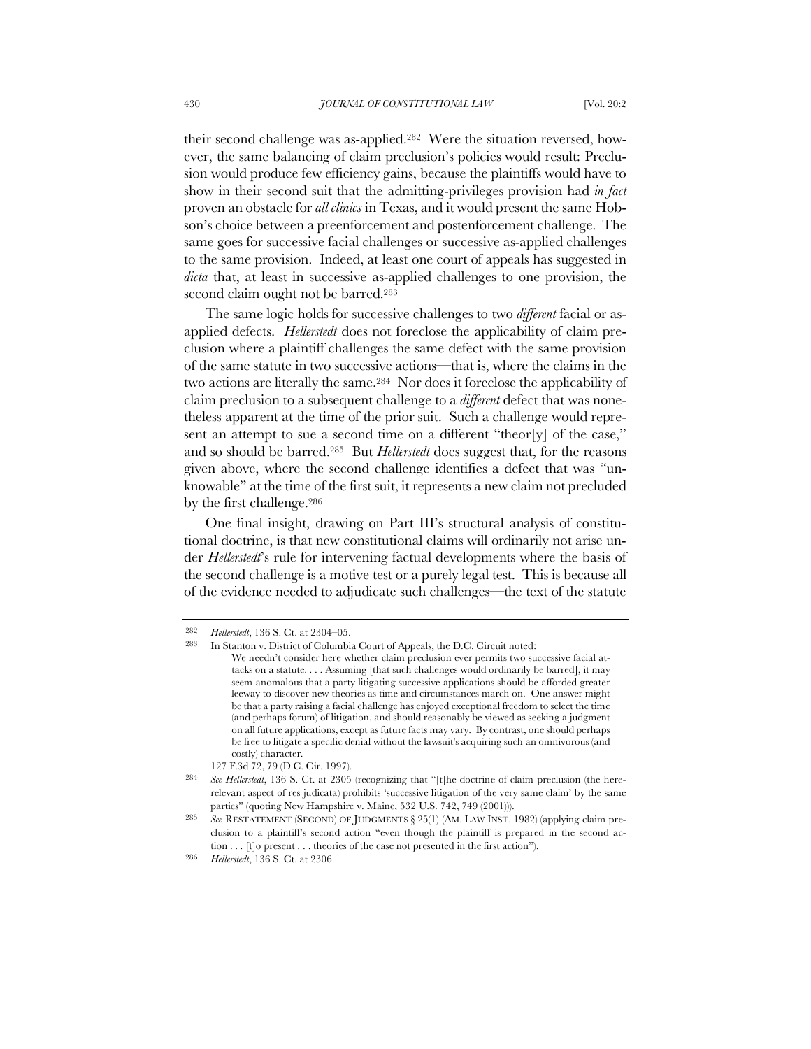their second challenge was as-applied.[282] Were the situation reversed, however, the same balancing of claim preclusion's policies would result: Preclusion would produce few efficiency gains, because the plaintiffs would have to show in their second suit that the admitting-privileges provision had *in fact* proven an obstacle for *all clinics* in Texas, and it would present the same Hobson's choice between a preenforcement and postenforcement challenge. The same goes for successive facial challenges or successive as-applied challenges to the same provision. Indeed, at least one court of appeals has suggested in *dicta* that, at least in successive as-applied challenges to one provision, the second claim ought not be barred.[283]

The same logic holds for successive challenges to two *different* facial or as-applied defects. *Hellerstedt* does not foreclose the applicability of claim preclusion where a plaintiff challenges the same defect with the same provision of the same statute in two successive actions—that is, where the claims in the two actions are literally the same.[284] Nor does it foreclose the applicability of claim preclusion to a subsequent challenge to a *different* defect that was nonetheless apparent at the time of the prior suit. Such a challenge would represent an attempt to sue a second time on a different "theor[y] of the case," and so should be barred.[285] But *Hellerstedt* does suggest that, for the reasons given above, where the second challenge identifies a defect that was "unknowable" at the time of the first suit, it represents a new claim not precluded by the first challenge.[286]

One final insight, drawing on Part III's structural analysis of constitutional doctrine, is that new constitutional claims will ordinarily not arise under *Hellerstedt*'s rule for intervening factual developments where the basis of the second challenge is a motive test or a purely legal test. This is because all of the evidence needed to adjudicate such challenges—the text of the statute

---

[282] *Hellerstedt*, 136 S. Ct. at 2304–05.

[283] In Stanton v. District of Columbia Court of Appeals, the D.C. Circuit noted:

> We needn't consider here whether claim preclusion ever permits two successive facial attacks on a statute. . . . Assuming [that such challenges would ordinarily be barred], it may seem anomalous that a party litigating successive applications should be afforded greater leeway to discover new theories as time and circumstances march on. One answer might be that a party raising a facial challenge has enjoyed exceptional freedom to select the time (and perhaps forum) of litigation, and should reasonably be viewed as seeking a judgment on all future applications, except as future facts may vary. By contrast, one should perhaps be free to litigate a specific denial without the lawsuit's acquiring such an omnivorous (and costly) character.

127 F.3d 72, 79 (D.C. Cir. 1997).

[284] *See Hellerstedt*, 136 S. Ct. at 2305 (recognizing that "[t]he doctrine of claim preclusion (the here-relevant aspect of res judicata) prohibits 'successive litigation of the very same claim' by the same parties" (quoting New Hampshire v. Maine, 532 U.S. 742, 749 (2001))).

[285] *See* RESTATEMENT (SECOND) OF JUDGMENTS § 25(1) (AM. LAW INST. 1982) (applying claim preclusion to a plaintiff's second action "even though the plaintiff is prepared in the second action . . . [t]o present . . . theories of the case not presented in the first action").

[286] *Hellerstedt*, 136 S. Ct. at 2306.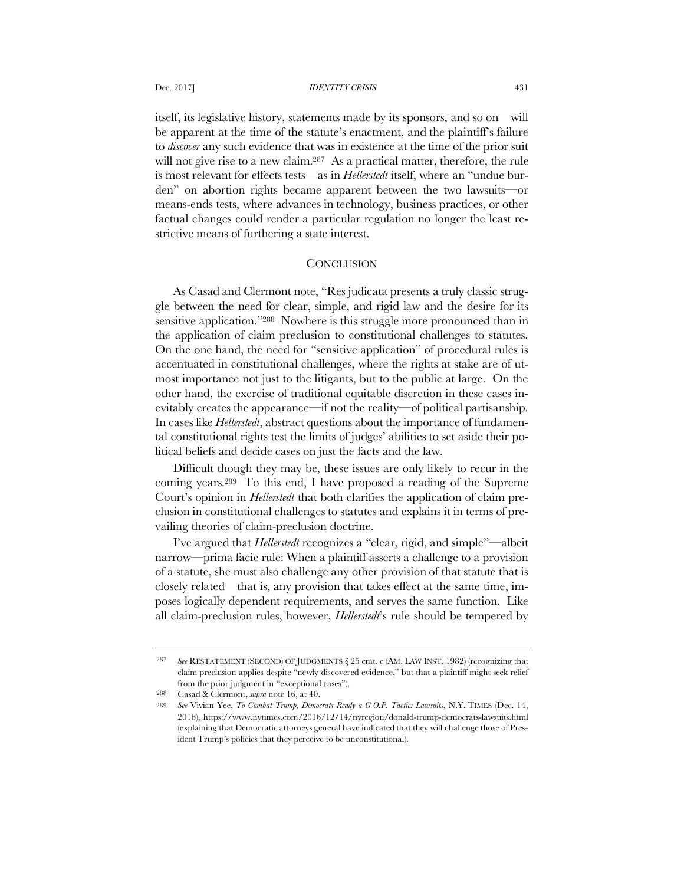itself, its legislative history, statements made by its sponsors, and so on—will be apparent at the time of the statute's enactment, and the plaintiff's failure to *discover* any such evidence that was in existence at the time of the prior suit will not give rise to a new claim.[287] As a practical matter, therefore, the rule is most relevant for effects tests—as in *Hellerstedt* itself, where an "undue burden" on abortion rights became apparent between the two lawsuits—or means-ends tests, where advances in technology, business practices, or other factual changes could render a particular regulation no longer the least restrictive means of furthering a state interest.

## CONCLUSION

As Casad and Clermont note, "Res judicata presents a truly classic struggle between the need for clear, simple, and rigid law and the desire for its sensitive application."[288] Nowhere is this struggle more pronounced than in the application of claim preclusion to constitutional challenges to statutes. On the one hand, the need for "sensitive application" of procedural rules is accentuated in constitutional challenges, where the rights at stake are of utmost importance not just to the litigants, but to the public at large. On the other hand, the exercise of traditional equitable discretion in these cases inevitably creates the appearance—if not the reality—of political partisanship. In cases like *Hellerstedt*, abstract questions about the importance of fundamental constitutional rights test the limits of judges' abilities to set aside their political beliefs and decide cases on just the facts and the law.

Difficult though they may be, these issues are only likely to recur in the coming years.[289] To this end, I have proposed a reading of the Supreme Court's opinion in *Hellerstedt* that both clarifies the application of claim preclusion in constitutional challenges to statutes and explains it in terms of prevailing theories of claim-preclusion doctrine.

I've argued that *Hellerstedt* recognizes a "clear, rigid, and simple"—albeit narrow—prima facie rule: When a plaintiff asserts a challenge to a provision of a statute, she must also challenge any other provision of that statute that is closely related—that is, any provision that takes effect at the same time, imposes logically dependent requirements, and serves the same function. Like all claim-preclusion rules, however, *Hellerstedt*'s rule should be tempered by

---

287 *See* RESTATEMENT (SECOND) OF JUDGMENTS § 25 cmt. c (AM. LAW INST. 1982) (recognizing that claim preclusion applies despite "newly discovered evidence," but that a plaintiff might seek relief from the prior judgment in "exceptional cases").

288 Casad & Clermont, *supra* note 16, at 40.

289 *See* Vivian Yee, *To Combat Trump, Democrats Ready a G.O.P. Tactic: Lawsuits*, N.Y. TIMES (Dec. 14, 2016), https://www.nytimes.com/2016/12/14/nyregion/donald-trump-democrats-lawsuits.html (explaining that Democratic attorneys general have indicated that they will challenge those of President Trump's policies that they perceive to be unconstitutional).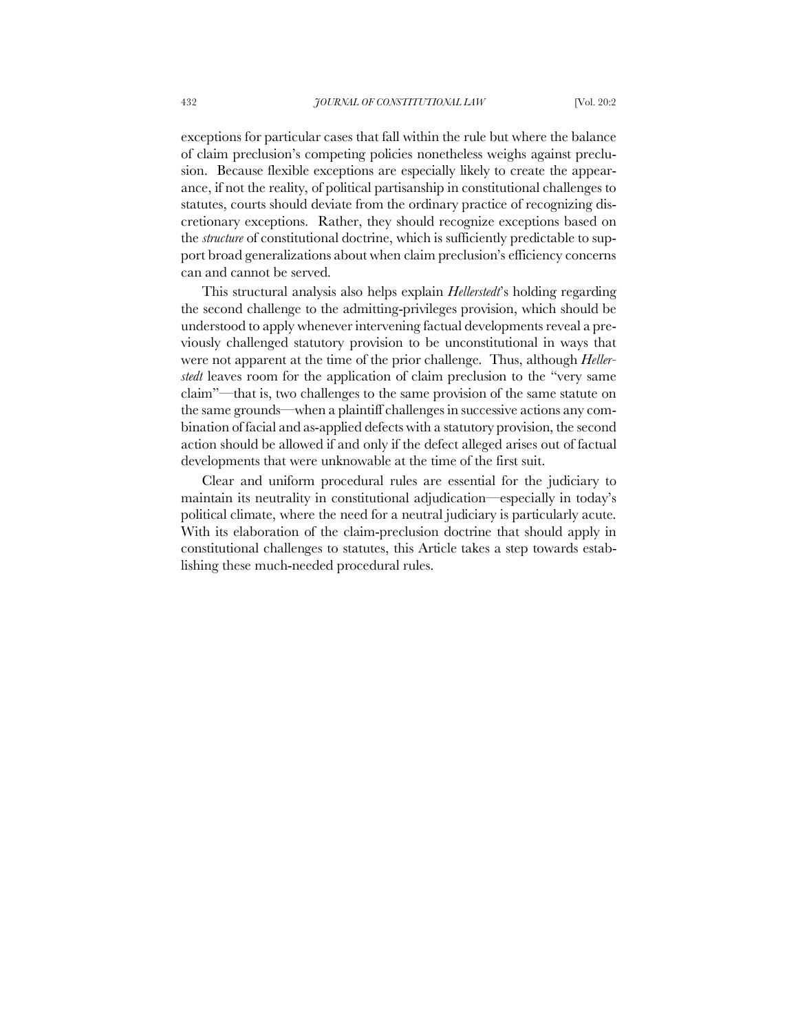exceptions for particular cases that fall within the rule but where the balance of claim preclusion's competing policies nonetheless weighs against preclusion. Because flexible exceptions are especially likely to create the appearance, if not the reality, of political partisanship in constitutional challenges to statutes, courts should deviate from the ordinary practice of recognizing discretionary exceptions. Rather, they should recognize exceptions based on the *structure* of constitutional doctrine, which is sufficiently predictable to support broad generalizations about when claim preclusion's efficiency concerns can and cannot be served.

This structural analysis also helps explain *Hellerstedt*'s holding regarding the second challenge to the admitting-privileges provision, which should be understood to apply whenever intervening factual developments reveal a previously challenged statutory provision to be unconstitutional in ways that were not apparent at the time of the prior challenge. Thus, although *Hellerstedt* leaves room for the application of claim preclusion to the "very same claim"—that is, two challenges to the same provision of the same statute on the same grounds—when a plaintiff challenges in successive actions any combination of facial and as-applied defects with a statutory provision, the second action should be allowed if and only if the defect alleged arises out of factual developments that were unknowable at the time of the first suit.

Clear and uniform procedural rules are essential for the judiciary to maintain its neutrality in constitutional adjudication—especially in today's political climate, where the need for a neutral judiciary is particularly acute. With its elaboration of the claim-preclusion doctrine that should apply in constitutional challenges to statutes, this Article takes a step towards establishing these much-needed procedural rules.